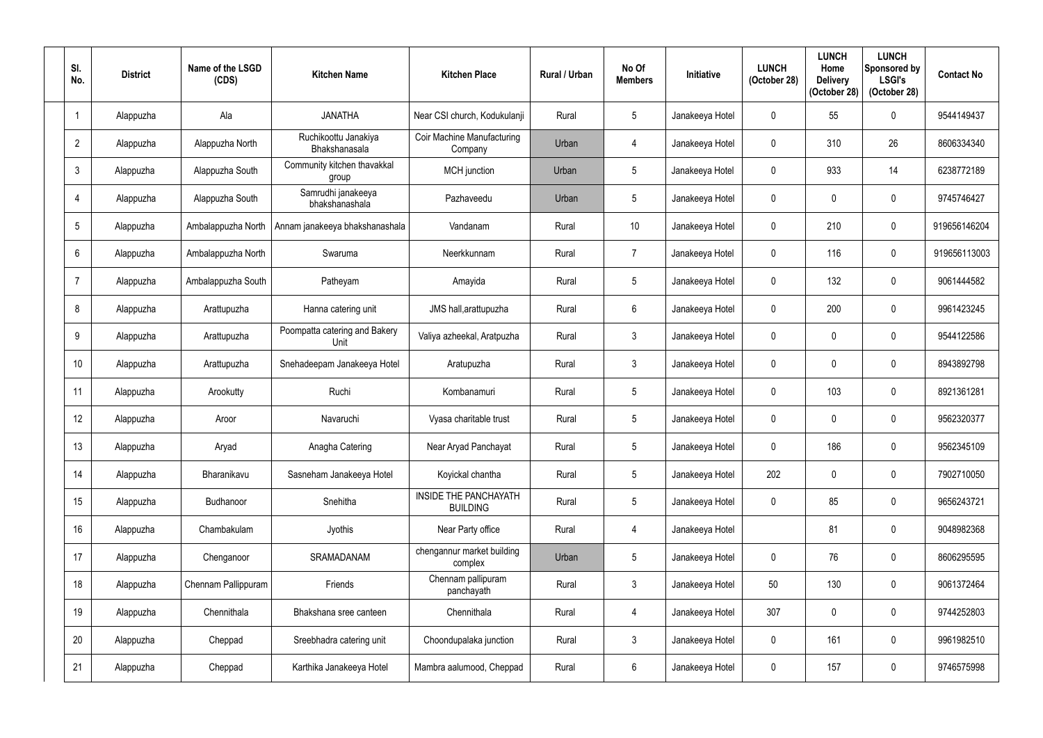| Sl. No. | District | Name of the LSGD (CDS) | Kitchen Name | Kitchen Place | Rural / Urban | No Of Members | Initiative | LUNCH (October 28) | LUNCH Home Delivery (October 28) | LUNCH Sponsored by LSGI's (October 28) | Contact No |
|---|---|---|---|---|---|---|---|---|---|---|---|
| 1 | Alappuzha | Ala | JANATHA | Near CSI church, Kodukulanji | Rural | 5 | Janakeeya Hotel | 0 | 55 | 0 | 9544149437 |
| 2 | Alappuzha | Alappuzha North | Ruchikoottu Janakiya Bhakshanasala | Coir Machine Manufacturing Company | Urban | 4 | Janakeeya Hotel | 0 | 310 | 26 | 8606334340 |
| 3 | Alappuzha | Alappuzha South | Community kitchen thavakkal group | MCH junction | Urban | 5 | Janakeeya Hotel | 0 | 933 | 14 | 6238772189 |
| 4 | Alappuzha | Alappuzha South | Samrudhi janakeeya bhakshanashala | Pazhaveedu | Urban | 5 | Janakeeya Hotel | 0 | 0 | 0 | 9745746427 |
| 5 | Alappuzha | Ambalappuzha North | Annam janakeeya bhakshanashala | Vandanam | Rural | 10 | Janakeeya Hotel | 0 | 210 | 0 | 919656146204 |
| 6 | Alappuzha | Ambalappuzha North | Swaruma | Neerkkunnam | Rural | 7 | Janakeeya Hotel | 0 | 116 | 0 | 919656113003 |
| 7 | Alappuzha | Ambalappuzha South | Patheyam | Amayida | Rural | 5 | Janakeeya Hotel | 0 | 132 | 0 | 9061444582 |
| 8 | Alappuzha | Arattupuzha | Hanna catering unit | JMS hall,arattupuzha | Rural | 6 | Janakeeya Hotel | 0 | 200 | 0 | 9961423245 |
| 9 | Alappuzha | Arattupuzha | Poompatta catering and Bakery Unit | Valiya azheekal, Aratpuzha | Rural | 3 | Janakeeya Hotel | 0 | 0 | 0 | 9544122586 |
| 10 | Alappuzha | Arattupuzha | Snehadeepam Janakeeya Hotel | Aratupuzha | Rural | 3 | Janakeeya Hotel | 0 | 0 | 0 | 8943892798 |
| 11 | Alappuzha | Arookutty | Ruchi | Kombanamuri | Rural | 5 | Janakeeya Hotel | 0 | 103 | 0 | 8921361281 |
| 12 | Alappuzha | Aroor | Navaruchi | Vyasa charitable trust | Rural | 5 | Janakeeya Hotel | 0 | 0 | 0 | 9562320377 |
| 13 | Alappuzha | Aryad | Anagha Catering | Near Aryad Panchayat | Rural | 5 | Janakeeya Hotel | 0 | 186 | 0 | 9562345109 |
| 14 | Alappuzha | Bharanikavu | Sasneham Janakeeya Hotel | Koyickal chantha | Rural | 5 | Janakeeya Hotel | 202 | 0 | 0 | 7902710050 |
| 15 | Alappuzha | Budhanoor | Snehitha | INSIDE THE PANCHAYATH BUILDING | Rural | 5 | Janakeeya Hotel | 0 | 85 | 0 | 9656243721 |
| 16 | Alappuzha | Chambakulam | Jyothis | Near Party office | Rural | 4 | Janakeeya Hotel | | 81 | 0 | 9048982368 |
| 17 | Alappuzha | Chenganoor | SRAMADANAM | chengannur market building complex | Urban | 5 | Janakeeya Hotel | 0 | 76 | 0 | 8606295595 |
| 18 | Alappuzha | Chennam Pallippuram | Friends | Chennam pallipuram panchayath | Rural | 3 | Janakeeya Hotel | 50 | 130 | 0 | 9061372464 |
| 19 | Alappuzha | Chennithala | Bhakshana sree canteen | Chennithala | Rural | 4 | Janakeeya Hotel | 307 | 0 | 0 | 9744252803 |
| 20 | Alappuzha | Cheppad | Sreebhadra catering unit | Choondupalaka junction | Rural | 3 | Janakeeya Hotel | 0 | 161 | 0 | 9961982510 |
| 21 | Alappuzha | Cheppad | Karthika Janakeeya Hotel | Mambra aalumood, Cheppad | Rural | 6 | Janakeeya Hotel | 0 | 157 | 0 | 9746575998 |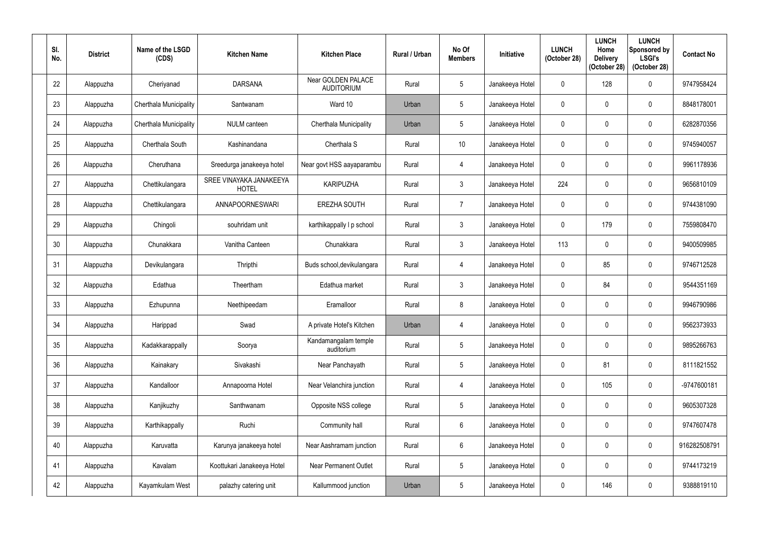| Sl. No. | District | Name of the LSGD (CDS) | Kitchen Name | Kitchen Place | Rural / Urban | No Of Members | Initiative | LUNCH (October 28) | LUNCH Home Delivery (October 28) | LUNCH Sponsored by LSGI's (October 28) | Contact No |
|---|---|---|---|---|---|---|---|---|---|---|---|
| 22 | Alappuzha | Cheriyanad | DARSANA | Near GOLDEN PALACE AUDITORIUM | Rural | 5 | Janakeeya Hotel | 0 | 128 | 0 | 9747958424 |
| 23 | Alappuzha | Cherthala Municipality | Santwanam | Ward 10 | Urban | 5 | Janakeeya Hotel | 0 | 0 | 0 | 8848178001 |
| 24 | Alappuzha | Cherthala Municipality | NULM canteen | Cherthala Municipality | Urban | 5 | Janakeeya Hotel | 0 | 0 | 0 | 6282870356 |
| 25 | Alappuzha | Cherthala South | Kashinandana | Cherthala S | Rural | 10 | Janakeeya Hotel | 0 | 0 | 0 | 9745940057 |
| 26 | Alappuzha | Cheruthana | Sreedurga janakeeya hotel | Near govt HSS aayaparambu | Rural | 4 | Janakeeya Hotel | 0 | 0 | 0 | 9961178936 |
| 27 | Alappuzha | Chettikulangara | SREE VINAYAKA JANAKEEYA HOTEL | KARIPUZHA | Rural | 3 | Janakeeya Hotel | 224 | 0 | 0 | 9656810109 |
| 28 | Alappuzha | Chettikulangara | ANNAPOORNESWARI | EREZHA SOUTH | Rural | 7 | Janakeeya Hotel | 0 | 0 | 0 | 9744381090 |
| 29 | Alappuzha | Chingoli | souhridam unit | karthikappally l p school | Rural | 3 | Janakeeya Hotel | 0 | 179 | 0 | 7559808470 |
| 30 | Alappuzha | Chunakkara | Vanitha Canteen | Chunakkara | Rural | 3 | Janakeeya Hotel | 113 | 0 | 0 | 9400509985 |
| 31 | Alappuzha | Devikulangara | Thripthi | Buds school,devikulangara | Rural | 4 | Janakeeya Hotel | 0 | 85 | 0 | 9746712528 |
| 32 | Alappuzha | Edathua | Theertham | Edathua market | Rural | 3 | Janakeeya Hotel | 0 | 84 | 0 | 9544351169 |
| 33 | Alappuzha | Ezhupunna | Neethipeedam | Eramalloor | Rural | 8 | Janakeeya Hotel | 0 | 0 | 0 | 9946790986 |
| 34 | Alappuzha | Harippad | Swad | A private Hotel's Kitchen | Urban | 4 | Janakeeya Hotel | 0 | 0 | 0 | 9562373933 |
| 35 | Alappuzha | Kadakkarappally | Soorya | Kandamangalam temple auditorium | Rural | 5 | Janakeeya Hotel | 0 | 0 | 0 | 9895266763 |
| 36 | Alappuzha | Kainakary | Sivakashi | Near Panchayath | Rural | 5 | Janakeeya Hotel | 0 | 81 | 0 | 8111821552 |
| 37 | Alappuzha | Kandalloor | Annapoorna Hotel | Near Velanchira junction | Rural | 4 | Janakeeya Hotel | 0 | 105 | 0 | -9747600181 |
| 38 | Alappuzha | Kanjikuzhy | Santhwanam | Opposite NSS college | Rural | 5 | Janakeeya Hotel | 0 | 0 | 0 | 9605307328 |
| 39 | Alappuzha | Karthikappally | Ruchi | Community hall | Rural | 6 | Janakeeya Hotel | 0 | 0 | 0 | 9747607478 |
| 40 | Alappuzha | Karuvatta | Karunya janakeeya hotel | Near Aashramam junction | Rural | 6 | Janakeeya Hotel | 0 | 0 | 0 | 916282508791 |
| 41 | Alappuzha | Kavalam | Koottukari Janakeeya Hotel | Near Permanent Outlet | Rural | 5 | Janakeeya Hotel | 0 | 0 | 0 | 9744173219 |
| 42 | Alappuzha | Kayamkulam West | palazhy catering unit | Kallummood junction | Urban | 5 | Janakeeya Hotel | 0 | 146 | 0 | 9388819110 |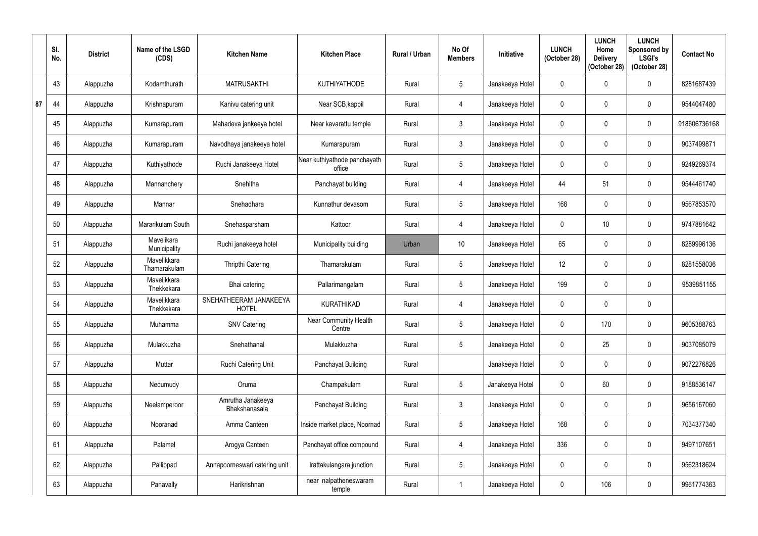| | Sl. No. | District | Name of the LSGD (CDS) | Kitchen Name | Kitchen Place | Rural / Urban | No Of Members | Initiative | LUNCH (October 28) | LUNCH Home Delivery (October 28) | LUNCH Sponsored by LSGI's (October 28) | Contact No |
|---|---|---|---|---|---|---|---|---|---|---|---|---|
| | 43 | Alappuzha | Kodamthurath | MATRUSAKTHI | KUTHIYATHODE | Rural | 5 | Janakeeya Hotel | 0 | 0 | 0 | 8281687439 |
| 87 | 44 | Alappuzha | Krishnapuram | Kanivu catering unit | Near SCB,kappil | Rural | 4 | Janakeeya Hotel | 0 | 0 | 0 | 9544047480 |
| | 45 | Alappuzha | Kumarapuram | Mahadeva jankeeya hotel | Near kavarattu temple | Rural | 3 | Janakeeya Hotel | 0 | 0 | 0 | 918606736168 |
| | 46 | Alappuzha | Kumarapuram | Navodhaya janakeeya hotel | Kumarapuram | Rural | 3 | Janakeeya Hotel | 0 | 0 | 0 | 9037499871 |
| | 47 | Alappuzha | Kuthiyathode | Ruchi Janakeeya Hotel | Near kuthiyathode panchayath office | Rural | 5 | Janakeeya Hotel | 0 | 0 | 0 | 9249269374 |
| | 48 | Alappuzha | Mannanchery | Snehitha | Panchayat building | Rural | 4 | Janakeeya Hotel | 44 | 51 | 0 | 9544461740 |
| | 49 | Alappuzha | Mannar | Snehadhara | Kunnathur devasom | Rural | 5 | Janakeeya Hotel | 168 | 0 | 0 | 9567853570 |
| | 50 | Alappuzha | Mararikulam South | Snehasparsham | Kattoor | Rural | 4 | Janakeeya Hotel | 0 | 10 | 0 | 9747881642 |
| | 51 | Alappuzha | Mavelikara Municipality | Ruchi janakeeya hotel | Municipality building | Urban | 10 | Janakeeya Hotel | 65 | 0 | 0 | 8289996136 |
| | 52 | Alappuzha | Mavelikkara Thamarakulam | Thripthi Catering | Thamarakulam | Rural | 5 | Janakeeya Hotel | 12 | 0 | 0 | 8281558036 |
| | 53 | Alappuzha | Mavelikkara Thekkekara | Bhai catering | Pallarimangalam | Rural | 5 | Janakeeya Hotel | 199 | 0 | 0 | 9539851155 |
| | 54 | Alappuzha | Mavelikkara Thekkekara | SNEHATHEERAM JANAKEEYA HOTEL | KURATHIKAD | Rural | 4 | Janakeeya Hotel | 0 | 0 | 0 | |
| | 55 | Alappuzha | Muhamma | SNV Catering | Near Community Health Centre | Rural | 5 | Janakeeya Hotel | 0 | 170 | 0 | 9605388763 |
| | 56 | Alappuzha | Mulakkuzha | Snehathanal | Mulakkuzha | Rural | 5 | Janakeeya Hotel | 0 | 25 | 0 | 9037085079 |
| | 57 | Alappuzha | Muttar | Ruchi Catering Unit | Panchayat Building | Rural | | Janakeeya Hotel | 0 | 0 | 0 | 9072276826 |
| | 58 | Alappuzha | Nedumudy | Oruma | Champakulam | Rural | 5 | Janakeeya Hotel | 0 | 60 | 0 | 9188536147 |
| | 59 | Alappuzha | Neelamperoor | Amrutha Janakeeya Bhakshanasala | Panchayat Building | Rural | 3 | Janakeeya Hotel | 0 | 0 | 0 | 9656167060 |
| | 60 | Alappuzha | Nooranad | Amma Canteen | Inside market place, Noornad | Rural | 5 | Janakeeya Hotel | 168 | 0 | 0 | 7034377340 |
| | 61 | Alappuzha | Palamel | Arogya Canteen | Panchayat office compound | Rural | 4 | Janakeeya Hotel | 336 | 0 | 0 | 9497107651 |
| | 62 | Alappuzha | Pallippad | Annapoorneswari catering unit | Irattakulangara junction | Rural | 5 | Janakeeya Hotel | 0 | 0 | 0 | 9562318624 |
| | 63 | Alappuzha | Panavally | Harikrishnan | near nalpatheneswaram temple | Rural | 1 | Janakeeya Hotel | 0 | 106 | 0 | 9961774363 |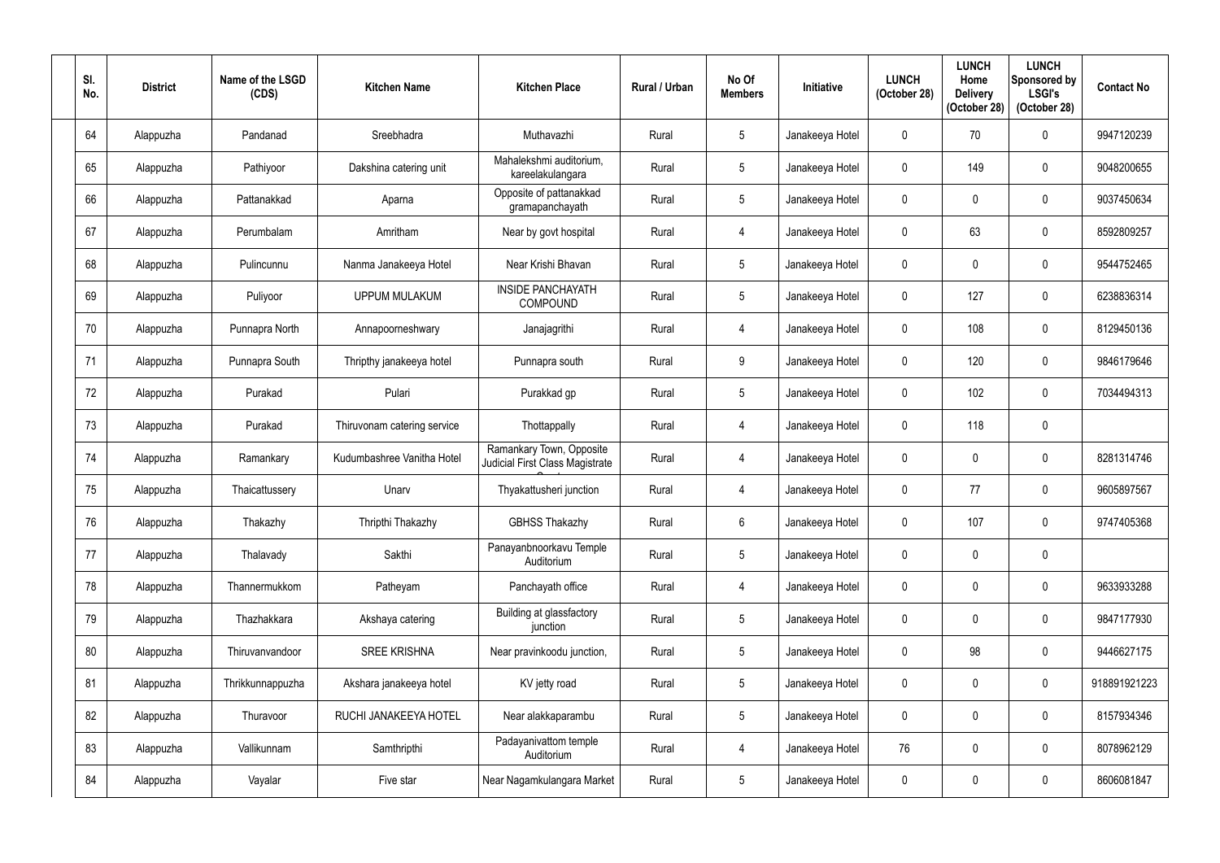| Sl. No. | District | Name of the LSGD (CDS) | Kitchen Name | Kitchen Place | Rural / Urban | No Of Members | Initiative | LUNCH (October 28) | LUNCH Home Delivery (October 28) | LUNCH Sponsored by LSGI's (October 28) | Contact No |
|---|---|---|---|---|---|---|---|---|---|---|---|
| 64 | Alappuzha | Pandanad | Sreebhadra | Muthavazhi | Rural | 5 | Janakeeya Hotel | 0 | 70 | 0 | 9947120239 |
| 65 | Alappuzha | Pathiyoor | Dakshina catering unit | Mahalekshmi auditorium, kareelakulangara | Rural | 5 | Janakeeya Hotel | 0 | 149 | 0 | 9048200655 |
| 66 | Alappuzha | Pattanakkad | Aparna | Opposite of pattanakkad gramapanchayath | Rural | 5 | Janakeeya Hotel | 0 | 0 | 0 | 9037450634 |
| 67 | Alappuzha | Perumbalam | Amritham | Near by govt hospital | Rural | 4 | Janakeeya Hotel | 0 | 63 | 0 | 8592809257 |
| 68 | Alappuzha | Pulincunnu | Nanma Janakeeya Hotel | Near Krishi Bhavan | Rural | 5 | Janakeeya Hotel | 0 | 0 | 0 | 9544752465 |
| 69 | Alappuzha | Puliyoor | UPPUM MULAKUM | INSIDE PANCHAYATH COMPOUND | Rural | 5 | Janakeeya Hotel | 0 | 127 | 0 | 6238836314 |
| 70 | Alappuzha | Punnapra North | Annapoorneshwary | Janajagrithi | Rural | 4 | Janakeeya Hotel | 0 | 108 | 0 | 8129450136 |
| 71 | Alappuzha | Punnapra South | Thripthy janakeeya hotel | Punnapra south | Rural | 9 | Janakeeya Hotel | 0 | 120 | 0 | 9846179646 |
| 72 | Alappuzha | Purakad | Pulari | Purakkad gp | Rural | 5 | Janakeeya Hotel | 0 | 102 | 0 | 7034494313 |
| 73 | Alappuzha | Purakad | Thiruvonam catering service | Thottappally | Rural | 4 | Janakeeya Hotel | 0 | 118 | 0 | |
| 74 | Alappuzha | Ramankary | Kudumbashree Vanitha Hotel | Ramankary Town, Opposite Judicial First Class Magistrate Court | Rural | 4 | Janakeeya Hotel | 0 | 0 | 0 | 8281314746 |
| 75 | Alappuzha | Thaicattussery | Unarv | Thyakattusheri junction | Rural | 4 | Janakeeya Hotel | 0 | 77 | 0 | 9605897567 |
| 76 | Alappuzha | Thakazhy | Thripthi Thakazhy | GBHSS Thakazhy | Rural | 6 | Janakeeya Hotel | 0 | 107 | 0 | 9747405368 |
| 77 | Alappuzha | Thalavady | Sakthi | Panayanbnoorkavu Temple Auditorium | Rural | 5 | Janakeeya Hotel | 0 | 0 | 0 | |
| 78 | Alappuzha | Thannermukkom | Patheyam | Panchayath office | Rural | 4 | Janakeeya Hotel | 0 | 0 | 0 | 9633933288 |
| 79 | Alappuzha | Thazhakkara | Akshaya catering | Building at glassfactory junction | Rural | 5 | Janakeeya Hotel | 0 | 0 | 0 | 9847177930 |
| 80 | Alappuzha | Thiruvanvandoor | SREE KRISHNA | Near pravinkoodu junction, | Rural | 5 | Janakeeya Hotel | 0 | 98 | 0 | 9446627175 |
| 81 | Alappuzha | Thrikkunnappuzha | Akshara janakeeya hotel | KV jetty road | Rural | 5 | Janakeeya Hotel | 0 | 0 | 0 | 918891921223 |
| 82 | Alappuzha | Thuravoor | RUCHI JANAKEEYA HOTEL | Near alakkaparambu | Rural | 5 | Janakeeya Hotel | 0 | 0 | 0 | 8157934346 |
| 83 | Alappuzha | Vallikunnam | Samthripthi | Padayanivattom temple Auditorium | Rural | 4 | Janakeeya Hotel | 76 | 0 | 0 | 8078962129 |
| 84 | Alappuzha | Vayalar | Five star | Near Nagamkulangara Market | Rural | 5 | Janakeeya Hotel | 0 | 0 | 0 | 8606081847 |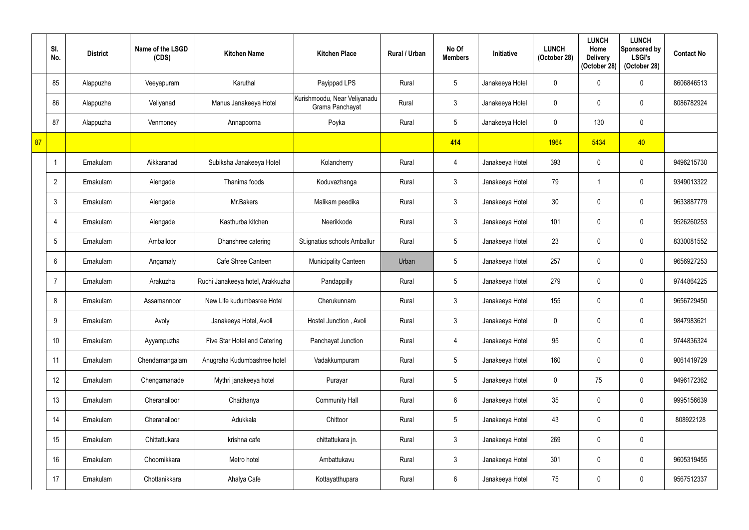| | Sl. No. | District | Name of the LSGD (CDS) | Kitchen Name | Kitchen Place | Rural / Urban | No Of Members | Initiative | LUNCH (October 28) | LUNCH Home Delivery (October 28) | LUNCH Sponsored by LSGI's (October 28) | Contact No |
|---|---|---|---|---|---|---|---|---|---|---|---|---|
| | 85 | Alappuzha | Veeyapuram | Karuthal | Payippad LPS | Rural | 5 | Janakeeya Hotel | 0 | 0 | 0 | 8606846513 |
| | 86 | Alappuzha | Veliyanad | Manus Janakeeya Hotel | Kurishmoodu, Near Veliyanadu Grama Panchayat | Rural | 3 | Janakeeya Hotel | 0 | 0 | 0 | 8086782924 |
| | 87 | Alappuzha | Venmoney | Annapoorna | Poyka | Rural | 5 | Janakeeya Hotel | 0 | 130 | 0 | |
| 87 | | | | | | | 414 | | 1964 | 5434 | 40 | |
| | 1 | Ernakulam | Aikkaranad | Subiksha Janakeeya Hotel | Kolancherry | Rural | 4 | Janakeeya Hotel | 393 | 0 | 0 | 9496215730 |
| | 2 | Ernakulam | Alengade | Thanima foods | Koduvazhanga | Rural | 3 | Janakeeya Hotel | 79 | 1 | 0 | 9349013322 |
| | 3 | Ernakulam | Alengade | Mr.Bakers | Malikam peedika | Rural | 3 | Janakeeya Hotel | 30 | 0 | 0 | 9633887779 |
| | 4 | Ernakulam | Alengade | Kasthurba kitchen | Neerikkode | Rural | 3 | Janakeeya Hotel | 101 | 0 | 0 | 9526260253 |
| | 5 | Ernakulam | Amballoor | Dhanshree catering | St.ignatius schools Amballur | Rural | 5 | Janakeeya Hotel | 23 | 0 | 0 | 8330081552 |
| | 6 | Ernakulam | Angamaly | Cafe Shree Canteen | Municipality Canteen | Urban | 5 | Janakeeya Hotel | 257 | 0 | 0 | 9656927253 |
| | 7 | Ernakulam | Arakuzha | Ruchi Janakeeya hotel, Arakkuzha | Pandappilly | Rural | 5 | Janakeeya Hotel | 279 | 0 | 0 | 9744864225 |
| | 8 | Ernakulam | Assamannoor | New Life kudumbasree Hotel | Cherukunnam | Rural | 3 | Janakeeya Hotel | 155 | 0 | 0 | 9656729450 |
| | 9 | Ernakulam | Avoly | Janakeeya Hotel, Avoli | Hostel Junction , Avoli | Rural | 3 | Janakeeya Hotel | 0 | 0 | 0 | 9847983621 |
| | 10 | Ernakulam | Ayyampuzha | Five Star Hotel and Catering | Panchayat Junction | Rural | 4 | Janakeeya Hotel | 95 | 0 | 0 | 9744836324 |
| | 11 | Ernakulam | Chendamangalam | Anugraha Kudumbashree hotel | Vadakkumpuram | Rural | 5 | Janakeeya Hotel | 160 | 0 | 0 | 9061419729 |
| | 12 | Ernakulam | Chengamanade | Mythri janakeeya hotel | Purayar | Rural | 5 | Janakeeya Hotel | 0 | 75 | 0 | 9496172362 |
| | 13 | Ernakulam | Cheranalloor | Chaithanya | Community Hall | Rural | 6 | Janakeeya Hotel | 35 | 0 | 0 | 9995156639 |
| | 14 | Ernakulam | Cheranalloor | Adukkala | Chittoor | Rural | 5 | Janakeeya Hotel | 43 | 0 | 0 | 808922128 |
| | 15 | Ernakulam | Chittattukara | krishna cafe | chittattukara jn. | Rural | 3 | Janakeeya Hotel | 269 | 0 | 0 | |
| | 16 | Ernakulam | Choornikkara | Metro hotel | Ambattukavu | Rural | 3 | Janakeeya Hotel | 301 | 0 | 0 | 9605319455 |
| | 17 | Ernakulam | Chottanikkara | Ahalya Cafe | Kottayatthupara | Rural | 6 | Janakeeya Hotel | 75 | 0 | 0 | 9567512337 |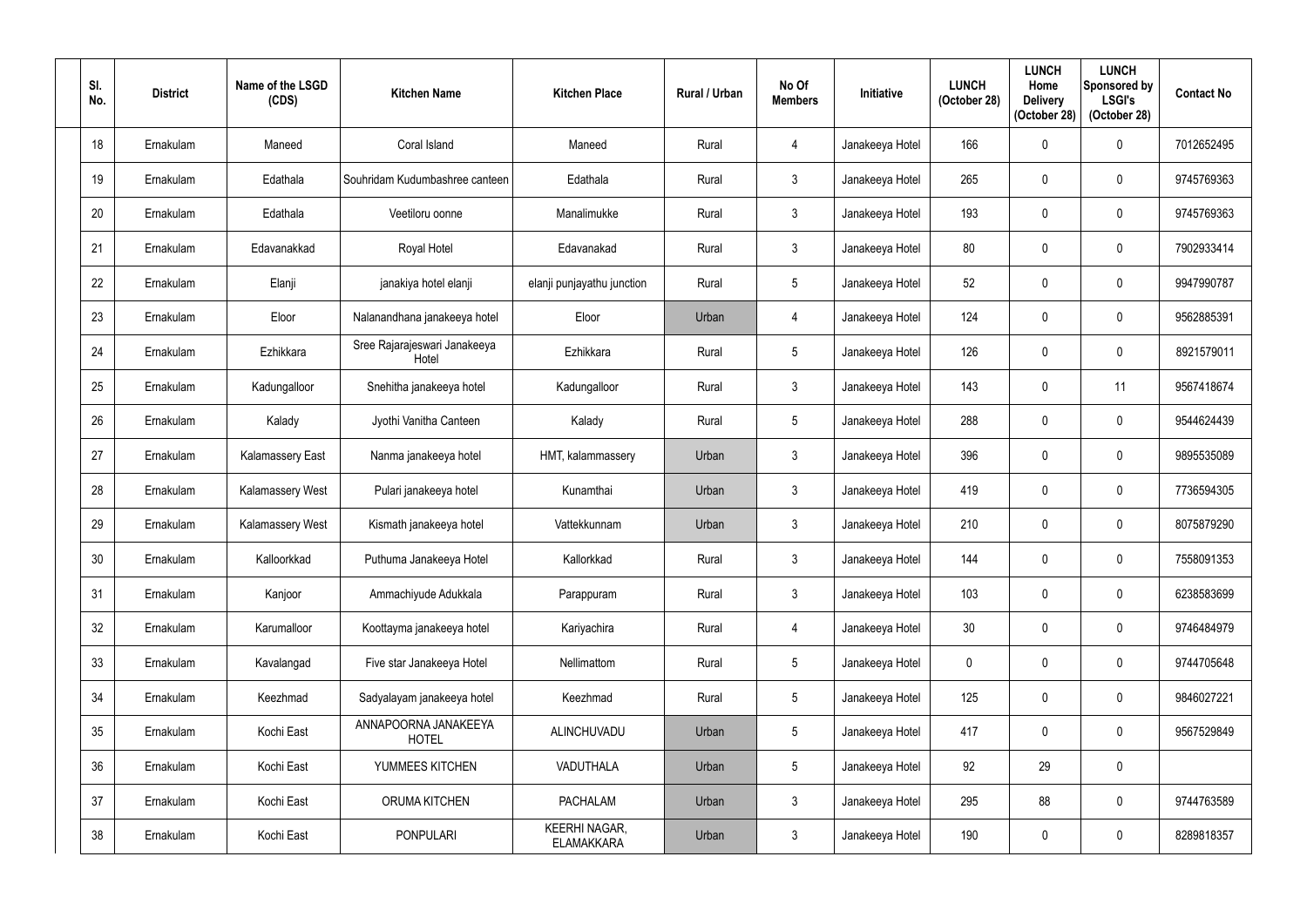| Sl. No. | District | Name of the LSGD (CDS) | Kitchen Name | Kitchen Place | Rural / Urban | No Of Members | Initiative | LUNCH (October 28) | LUNCH Home Delivery (October 28) | LUNCH Sponsored by LSGI's (October 28) | Contact No |
|---|---|---|---|---|---|---|---|---|---|---|---|
| 18 | Ernakulam | Maneed | Coral Island | Maneed | Rural | 4 | Janakeeya Hotel | 166 | 0 | 0 | 7012652495 |
| 19 | Ernakulam | Edathala | Souhridam Kudumbashree canteen | Edathala | Rural | 3 | Janakeeya Hotel | 265 | 0 | 0 | 9745769363 |
| 20 | Ernakulam | Edathala | Veetiloru oonne | Manalimukke | Rural | 3 | Janakeeya Hotel | 193 | 0 | 0 | 9745769363 |
| 21 | Ernakulam | Edavanakkad | Royal Hotel | Edavanakad | Rural | 3 | Janakeeya Hotel | 80 | 0 | 0 | 7902933414 |
| 22 | Ernakulam | Elanji | janakiya hotel elanji | elanji punjayathu junction | Rural | 5 | Janakeeya Hotel | 52 | 0 | 0 | 9947990787 |
| 23 | Ernakulam | Eloor | Nalanandhana janakeeya hotel | Eloor | Urban | 4 | Janakeeya Hotel | 124 | 0 | 0 | 9562885391 |
| 24 | Ernakulam | Ezhikkara | Sree Rajarajeswari Janakeeya Hotel | Ezhikkara | Rural | 5 | Janakeeya Hotel | 126 | 0 | 0 | 8921579011 |
| 25 | Ernakulam | Kadungalloor | Snehitha janakeeya hotel | Kadungalloor | Rural | 3 | Janakeeya Hotel | 143 | 0 | 11 | 9567418674 |
| 26 | Ernakulam | Kalady | Jyothi Vanitha Canteen | Kalady | Rural | 5 | Janakeeya Hotel | 288 | 0 | 0 | 9544624439 |
| 27 | Ernakulam | Kalamassery East | Nanma janakeeya hotel | HMT, kalammassery | Urban | 3 | Janakeeya Hotel | 396 | 0 | 0 | 9895535089 |
| 28 | Ernakulam | Kalamassery West | Pulari janakeeya hotel | Kunamthai | Urban | 3 | Janakeeya Hotel | 419 | 0 | 0 | 7736594305 |
| 29 | Ernakulam | Kalamassery West | Kismath janakeeya hotel | Vattekkunnam | Urban | 3 | Janakeeya Hotel | 210 | 0 | 0 | 8075879290 |
| 30 | Ernakulam | Kalloorkkad | Puthuma Janakeeya Hotel | Kallorkkad | Rural | 3 | Janakeeya Hotel | 144 | 0 | 0 | 7558091353 |
| 31 | Ernakulam | Kanjoor | Ammachiyude Adukkala | Parappuram | Rural | 3 | Janakeeya Hotel | 103 | 0 | 0 | 6238583699 |
| 32 | Ernakulam | Karumalloor | Koottayma janakeeya hotel | Kariyachira | Rural | 4 | Janakeeya Hotel | 30 | 0 | 0 | 9746484979 |
| 33 | Ernakulam | Kavalangad | Five star Janakeeya Hotel | Nellimattom | Rural | 5 | Janakeeya Hotel | 0 | 0 | 0 | 9744705648 |
| 34 | Ernakulam | Keezhmad | Sadyalayam janakeeya hotel | Keezhmad | Rural | 5 | Janakeeya Hotel | 125 | 0 | 0 | 9846027221 |
| 35 | Ernakulam | Kochi East | ANNAPOORNA JANAKEEYA HOTEL | ALINCHUVADU | Urban | 5 | Janakeeya Hotel | 417 | 0 | 0 | 9567529849 |
| 36 | Ernakulam | Kochi East | YUMMEES KITCHEN | VADUTHALA | Urban | 5 | Janakeeya Hotel | 92 | 29 | 0 | |
| 37 | Ernakulam | Kochi East | ORUMA KITCHEN | PACHALAM | Urban | 3 | Janakeeya Hotel | 295 | 88 | 0 | 9744763589 |
| 38 | Ernakulam | Kochi East | PONPULARI | KEERHI NAGAR, ELAMAKKARA | Urban | 3 | Janakeeya Hotel | 190 | 0 | 0 | 8289818357 |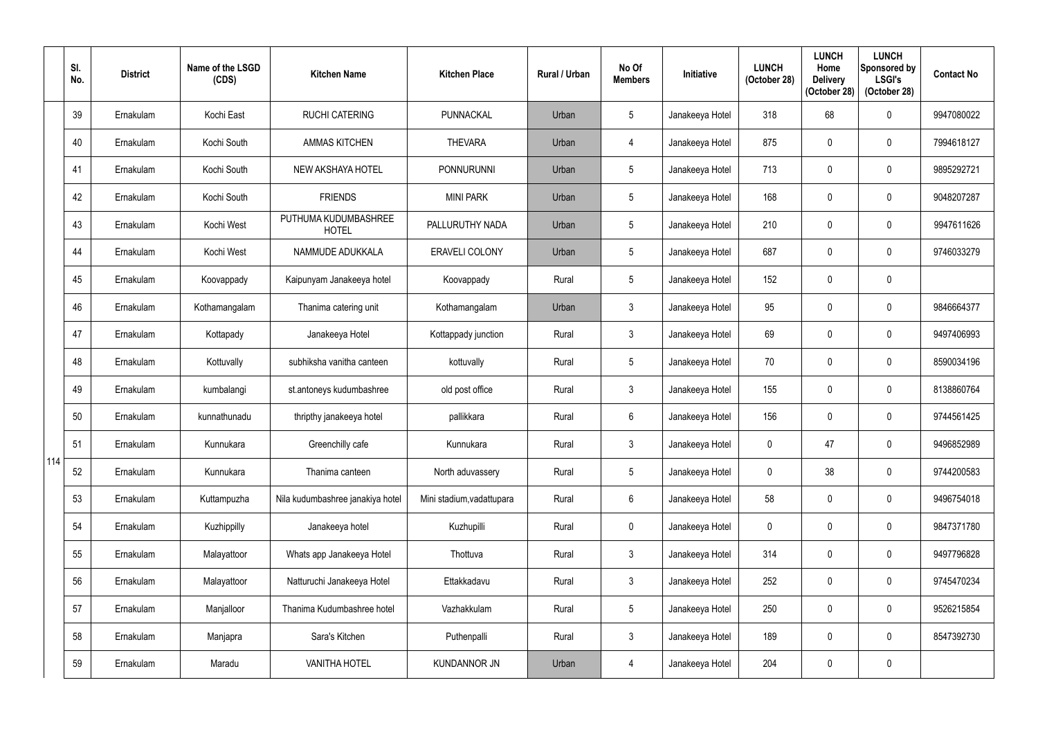| | Sl. No. | District | Name of the LSGD (CDS) | Kitchen Name | Kitchen Place | Rural / Urban | No Of Members | Initiative | LUNCH (October 28) | LUNCH Home Delivery (October 28) | LUNCH Sponsored by LSGI's (October 28) | Contact No |
|---|---|---|---|---|---|---|---|---|---|---|---|---|
| 114 | 39 | Ernakulam | Kochi East | RUCHI CATERING | PUNNACKAL | Urban | 5 | Janakeeya Hotel | 318 | 68 | 0 | 9947080022 |
| | 40 | Ernakulam | Kochi South | AMMAS KITCHEN | THEVARA | Urban | 4 | Janakeeya Hotel | 875 | 0 | 0 | 7994618127 |
| | 41 | Ernakulam | Kochi South | NEW AKSHAYA HOTEL | PONNURUNNI | Urban | 5 | Janakeeya Hotel | 713 | 0 | 0 | 9895292721 |
| | 42 | Ernakulam | Kochi South | FRIENDS | MINI PARK | Urban | 5 | Janakeeya Hotel | 168 | 0 | 0 | 9048207287 |
| | 43 | Ernakulam | Kochi West | PUTHUMA KUDUMBASHREE HOTEL | PALLURUTHY NADA | Urban | 5 | Janakeeya Hotel | 210 | 0 | 0 | 9947611626 |
| | 44 | Ernakulam | Kochi West | NAMMUDE ADUKKALA | ERAVELI COLONY | Urban | 5 | Janakeeya Hotel | 687 | 0 | 0 | 9746033279 |
| | 45 | Ernakulam | Koovappady | Kaipunyam Janakeeya hotel | Koovappady | Rural | 5 | Janakeeya Hotel | 152 | 0 | 0 | |
| | 46 | Ernakulam | Kothamangalam | Thanima catering unit | Kothamangalam | Urban | 3 | Janakeeya Hotel | 95 | 0 | 0 | 9846664377 |
| | 47 | Ernakulam | Kottapady | Janakeeya Hotel | Kottappady junction | Rural | 3 | Janakeeya Hotel | 69 | 0 | 0 | 9497406993 |
| | 48 | Ernakulam | Kottuvally | subhiksha vanitha canteen | kottuvally | Rural | 5 | Janakeeya Hotel | 70 | 0 | 0 | 8590034196 |
| | 49 | Ernakulam | kumbalangi | st.antoneys kudumbashree | old post office | Rural | 3 | Janakeeya Hotel | 155 | 0 | 0 | 8138860764 |
| | 50 | Ernakulam | kunnathunadu | thripthy janakeeya hotel | pallikkara | Rural | 6 | Janakeeya Hotel | 156 | 0 | 0 | 9744561425 |
| | 51 | Ernakulam | Kunnukara | Greenchilly cafe | Kunnukara | Rural | 3 | Janakeeya Hotel | 0 | 47 | 0 | 9496852989 |
| | 52 | Ernakulam | Kunnukara | Thanima canteen | North aduvassery | Rural | 5 | Janakeeya Hotel | 0 | 38 | 0 | 9744200583 |
| | 53 | Ernakulam | Kuttampuzha | Nila kudumbashree janakiya hotel | Mini stadium,vadattupara | Rural | 6 | Janakeeya Hotel | 58 | 0 | 0 | 9496754018 |
| | 54 | Ernakulam | Kuzhippilly | Janakeeya hotel | Kuzhupilli | Rural | 0 | Janakeeya Hotel | 0 | 0 | 0 | 9847371780 |
| | 55 | Ernakulam | Malayattoor | Whats app Janakeeya Hotel | Thottuva | Rural | 3 | Janakeeya Hotel | 314 | 0 | 0 | 9497796828 |
| | 56 | Ernakulam | Malayattoor | Natturuchi Janakeeya Hotel | Ettakkadavu | Rural | 3 | Janakeeya Hotel | 252 | 0 | 0 | 9745470234 |
| | 57 | Ernakulam | Manjalloor | Thanima Kudumbashree hotel | Vazhakkulam | Rural | 5 | Janakeeya Hotel | 250 | 0 | 0 | 9526215854 |
| | 58 | Ernakulam | Manjapra | Sara's Kitchen | Puthenpalli | Rural | 3 | Janakeeya Hotel | 189 | 0 | 0 | 8547392730 |
| | 59 | Ernakulam | Maradu | VANITHA HOTEL | KUNDANNOR JN | Urban | 4 | Janakeeya Hotel | 204 | 0 | 0 | |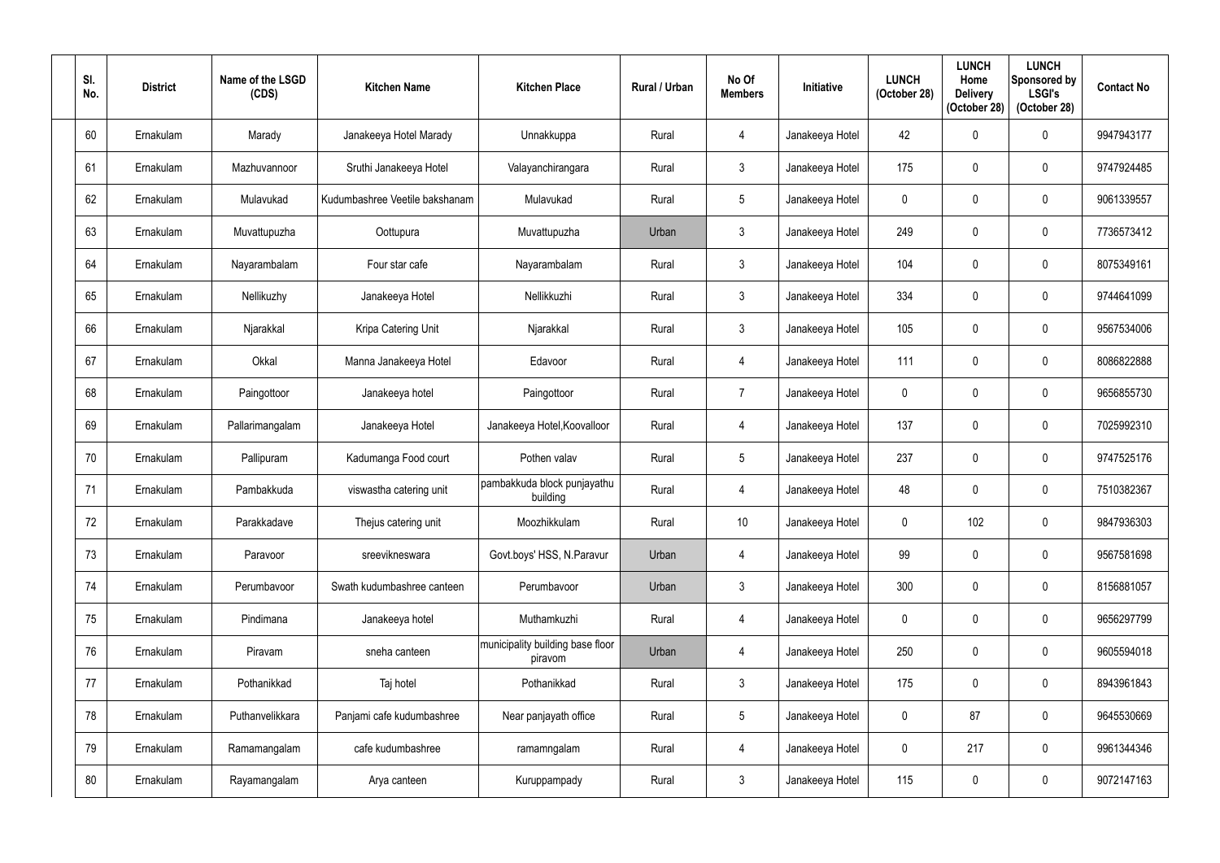| Sl. No. | District | Name of the LSGD (CDS) | Kitchen Name | Kitchen Place | Rural / Urban | No Of Members | Initiative | LUNCH (October 28) | LUNCH Home Delivery (October 28) | LUNCH Sponsored by LSGI's (October 28) | Contact No |
|---|---|---|---|---|---|---|---|---|---|---|---|
| 60 | Ernakulam | Marady | Janakeeya Hotel Marady | Unnakkuppa | Rural | 4 | Janakeeya Hotel | 42 | 0 | 0 | 9947943177 |
| 61 | Ernakulam | Mazhuvannoor | Sruthi Janakeeya Hotel | Valayanchirangara | Rural | 3 | Janakeeya Hotel | 175 | 0 | 0 | 9747924485 |
| 62 | Ernakulam | Mulavukad | Kudumbashree Veetile bakshanam | Mulavukad | Rural | 5 | Janakeeya Hotel | 0 | 0 | 0 | 9061339557 |
| 63 | Ernakulam | Muvattupuzha | Oottupura | Muvattupuzha | Urban | 3 | Janakeeya Hotel | 249 | 0 | 0 | 7736573412 |
| 64 | Ernakulam | Nayarambalam | Four star cafe | Nayarambalam | Rural | 3 | Janakeeya Hotel | 104 | 0 | 0 | 8075349161 |
| 65 | Ernakulam | Nellikuzhy | Janakeeya Hotel | Nellikkuzhi | Rural | 3 | Janakeeya Hotel | 334 | 0 | 0 | 9744641099 |
| 66 | Ernakulam | Njarakkal | Kripa Catering Unit | Njarakkal | Rural | 3 | Janakeeya Hotel | 105 | 0 | 0 | 9567534006 |
| 67 | Ernakulam | Okkal | Manna Janakeeya Hotel | Edavoor | Rural | 4 | Janakeeya Hotel | 111 | 0 | 0 | 8086822888 |
| 68 | Ernakulam | Paingottoor | Janakeeya hotel | Paingottoor | Rural | 7 | Janakeeya Hotel | 0 | 0 | 0 | 9656855730 |
| 69 | Ernakulam | Pallarimangalam | Janakeeya Hotel | Janakeeya Hotel,Koovalloor | Rural | 4 | Janakeeya Hotel | 137 | 0 | 0 | 7025992310 |
| 70 | Ernakulam | Pallipuram | Kadumanga Food court | Pothen valav | Rural | 5 | Janakeeya Hotel | 237 | 0 | 0 | 9747525176 |
| 71 | Ernakulam | Pambakkuda | viswastha catering unit | pambakkuda block punjayathu building | Rural | 4 | Janakeeya Hotel | 48 | 0 | 0 | 7510382367 |
| 72 | Ernakulam | Parakkadave | Thejus catering unit | Moozhikkulam | Rural | 10 | Janakeeya Hotel | 0 | 102 | 0 | 9847936303 |
| 73 | Ernakulam | Paravoor | sreevikneswara | Govt.boys' HSS, N.Paravur | Urban | 4 | Janakeeya Hotel | 99 | 0 | 0 | 9567581698 |
| 74 | Ernakulam | Perumbavoor | Swath kudumbashree canteen | Perumbavoor | Urban | 3 | Janakeeya Hotel | 300 | 0 | 0 | 8156881057 |
| 75 | Ernakulam | Pindimana | Janakeeya hotel | Muthamkuzhi | Rural | 4 | Janakeeya Hotel | 0 | 0 | 0 | 9656297799 |
| 76 | Ernakulam | Piravam | sneha canteen | municipality building base floor piravom | Urban | 4 | Janakeeya Hotel | 250 | 0 | 0 | 9605594018 |
| 77 | Ernakulam | Pothanikkad | Taj hotel | Pothanikkad | Rural | 3 | Janakeeya Hotel | 175 | 0 | 0 | 8943961843 |
| 78 | Ernakulam | Puthanvelikkara | Panjami cafe kudumbashree | Near panjayath office | Rural | 5 | Janakeeya Hotel | 0 | 87 | 0 | 9645530669 |
| 79 | Ernakulam | Ramamangalam | cafe kudumbashree | ramamngalam | Rural | 4 | Janakeeya Hotel | 0 | 217 | 0 | 9961344346 |
| 80 | Ernakulam | Rayamangalam | Arya canteen | Kuruppampady | Rural | 3 | Janakeeya Hotel | 115 | 0 | 0 | 9072147163 |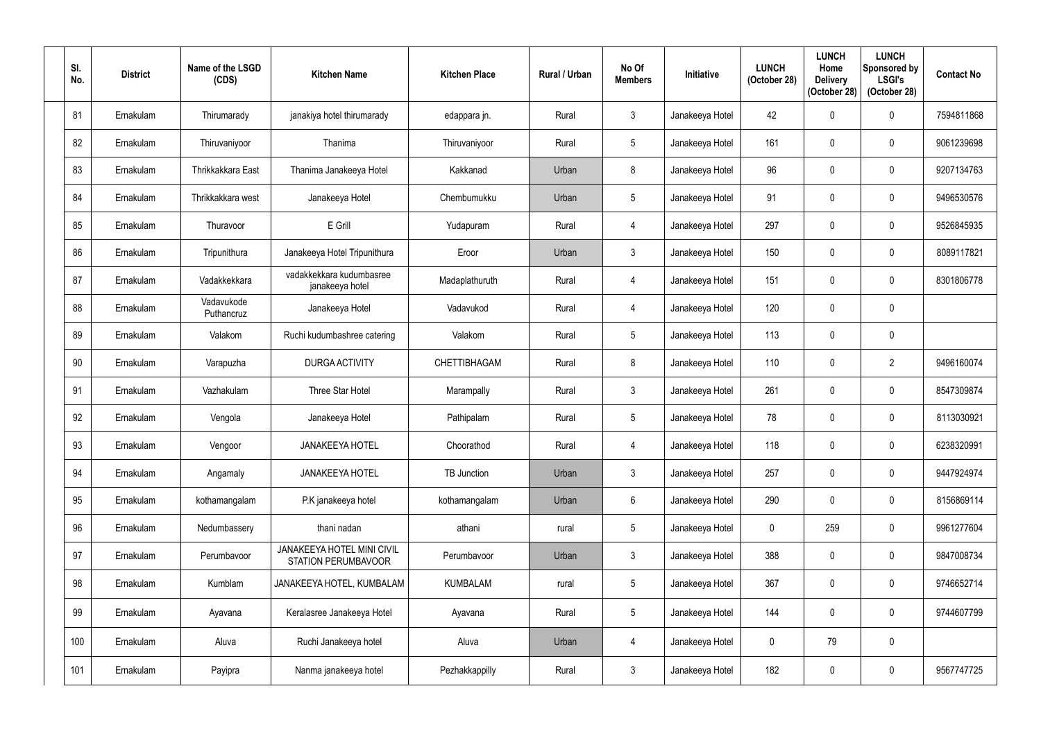| Sl. No. | District | Name of the LSGD (CDS) | Kitchen Name | Kitchen Place | Rural / Urban | No Of Members | Initiative | LUNCH (October 28) | LUNCH Home Delivery (October 28) | LUNCH Sponsored by LSGI's (October 28) | Contact No |
|---|---|---|---|---|---|---|---|---|---|---|---|
| 81 | Ernakulam | Thirumarady | janakiya hotel thirumarady | edappara jn. | Rural | 3 | Janakeeya Hotel | 42 | 0 | 0 | 7594811868 |
| 82 | Ernakulam | Thiruvaniyoor | Thanima | Thiruvaniyoor | Rural | 5 | Janakeeya Hotel | 161 | 0 | 0 | 9061239698 |
| 83 | Ernakulam | Thrikkakkara East | Thanima Janakeeya Hotel | Kakkanad | Urban | 8 | Janakeeya Hotel | 96 | 0 | 0 | 9207134763 |
| 84 | Ernakulam | Thrikkakkara west | Janakeeya Hotel | Chembumukku | Urban | 5 | Janakeeya Hotel | 91 | 0 | 0 | 9496530576 |
| 85 | Ernakulam | Thuravoor | E Grill | Yudapuram | Rural | 4 | Janakeeya Hotel | 297 | 0 | 0 | 9526845935 |
| 86 | Ernakulam | Tripunithura | Janakeeya Hotel Tripunithura | Eroor | Urban | 3 | Janakeeya Hotel | 150 | 0 | 0 | 8089117821 |
| 87 | Ernakulam | Vadakkekkara | vadakkekkara kudumbasree janakeeya hotel | Madaplathuruth | Rural | 4 | Janakeeya Hotel | 151 | 0 | 0 | 8301806778 |
| 88 | Ernakulam | Vadavukode Puthancruz | Janakeeya Hotel | Vadavukod | Rural | 4 | Janakeeya Hotel | 120 | 0 | 0 | |
| 89 | Ernakulam | Valakom | Ruchi kudumbashree catering | Valakom | Rural | 5 | Janakeeya Hotel | 113 | 0 | 0 | |
| 90 | Ernakulam | Varapuzha | DURGA ACTIVITY | CHETTIBHAGAM | Rural | 8 | Janakeeya Hotel | 110 | 0 | 2 | 9496160074 |
| 91 | Ernakulam | Vazhakulam | Three Star Hotel | Marampally | Rural | 3 | Janakeeya Hotel | 261 | 0 | 0 | 8547309874 |
| 92 | Ernakulam | Vengola | Janakeeya Hotel | Pathipalam | Rural | 5 | Janakeeya Hotel | 78 | 0 | 0 | 8113030921 |
| 93 | Ernakulam | Vengoor | JANAKEEYA HOTEL | Choorathod | Rural | 4 | Janakeeya Hotel | 118 | 0 | 0 | 6238320991 |
| 94 | Ernakulam | Angamaly | JANAKEEYA HOTEL | TB Junction | Urban | 3 | Janakeeya Hotel | 257 | 0 | 0 | 9447924974 |
| 95 | Ernakulam | kothamangalam | P.K janakeeya hotel | kothamangalam | Urban | 6 | Janakeeya Hotel | 290 | 0 | 0 | 8156869114 |
| 96 | Ernakulam | Nedumbassery | thani nadan | athani | rural | 5 | Janakeeya Hotel | 0 | 259 | 0 | 9961277604 |
| 97 | Ernakulam | Perumbavoor | JANAKEEYA HOTEL MINI CIVIL STATION PERUMBAVOOR | Perumbavoor | Urban | 3 | Janakeeya Hotel | 388 | 0 | 0 | 9847008734 |
| 98 | Ernakulam | Kumblam | JANAKEEYA HOTEL, KUMBALAM | KUMBALAM | rural | 5 | Janakeeya Hotel | 367 | 0 | 0 | 9746652714 |
| 99 | Ernakulam | Ayavana | Keralasree Janakeeya Hotel | Ayavana | Rural | 5 | Janakeeya Hotel | 144 | 0 | 0 | 9744607799 |
| 100 | Ernakulam | Aluva | Ruchi Janakeeya hotel | Aluva | Urban | 4 | Janakeeya Hotel | 0 | 79 | 0 | |
| 101 | Ernakulam | Payipra | Nanma janakeeya hotel | Pezhakkappilly | Rural | 3 | Janakeeya Hotel | 182 | 0 | 0 | 9567747725 |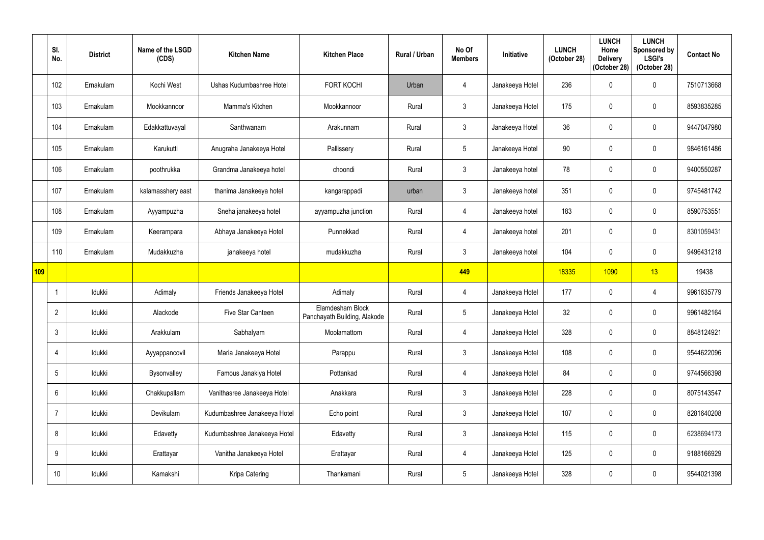| | Sl. No. | District | Name of the LSGD (CDS) | Kitchen Name | Kitchen Place | Rural / Urban | No Of Members | Initiative | LUNCH (October 28) | LUNCH Home Delivery (October 28) | LUNCH Sponsored by LSGI's (October 28) | Contact No |
|---|---|---|---|---|---|---|---|---|---|---|---|---|
| | 102 | Ernakulam | Kochi West | Ushas Kudumbashree Hotel | FORT KOCHI | Urban | 4 | Janakeeya Hotel | 236 | 0 | 0 | 7510713668 |
| | 103 | Ernakulam | Mookkannoor | Mamma's Kitchen | Mookkannoor | Rural | 3 | Janakeeya Hotel | 175 | 0 | 0 | 8593835285 |
| | 104 | Ernakulam | Edakkattuvayal | Santhwanam | Arakunnam | Rural | 3 | Janakeeya Hotel | 36 | 0 | 0 | 9447047980 |
| | 105 | Ernakulam | Karukutti | Anugraha Janakeeya Hotel | Pallissery | Rural | 5 | Janakeeya Hotel | 90 | 0 | 0 | 9846161486 |
| | 106 | Ernakulam | poothrukka | Grandma Janakeeya hotel | choondi | Rural | 3 | Janakeeya hotel | 78 | 0 | 0 | 9400550287 |
| | 107 | Ernakulam | kalamasshery east | thanima Janakeeya hotel | kangarappadi | urban | 3 | Janakeeya hotel | 351 | 0 | 0 | 9745481742 |
| | 108 | Ernakulam | Ayyampuzha | Sneha janakeeya hotel | ayyampuzha junction | Rural | 4 | Janakeeya hotel | 183 | 0 | 0 | 8590753551 |
| | 109 | Ernakulam | Keerampara | Abhaya Janakeeya Hotel | Punnekkad | Rural | 4 | Janakeeya hotel | 201 | 0 | 0 | 8301059431 |
| | 110 | Ernakulam | Mudakkuzha | janakeeya hotel | mudakkuzha | Rural | 3 | Janakeeya hotel | 104 | 0 | 0 | 9496431218 |
| **109** | | | | | | | **449** | | 18335 | 1090 | 13 | 19438 |
| | 1 | Idukki | Adimaly | Friends Janakeeya Hotel | Adimaly | Rural | 4 | Janakeeya Hotel | 177 | 0 | 4 | 9961635779 |
| | 2 | Idukki | Alackode | Five Star Canteen | Elamdesham Block Panchayath Building, Alakode | Rural | 5 | Janakeeya Hotel | 32 | 0 | 0 | 9961482164 |
| | 3 | Idukki | Arakkulam | Sabhalyam | Moolamattom | Rural | 4 | Janakeeya Hotel | 328 | 0 | 0 | 8848124921 |
| | 4 | Idukki | Ayyappancovil | Maria Janakeeya Hotel | Parappu | Rural | 3 | Janakeeya Hotel | 108 | 0 | 0 | 9544622096 |
| | 5 | Idukki | Bysonvalley | Famous Janakiya Hotel | Pottankad | Rural | 4 | Janakeeya Hotel | 84 | 0 | 0 | 9744566398 |
| | 6 | Idukki | Chakkupallam | Vanithasree Janakeeya Hotel | Anakkara | Rural | 3 | Janakeeya Hotel | 228 | 0 | 0 | 8075143547 |
| | 7 | Idukki | Devikulam | Kudumbashree Janakeeya Hotel | Echo point | Rural | 3 | Janakeeya Hotel | 107 | 0 | 0 | 8281640208 |
| | 8 | Idukki | Edavetty | Kudumbashree Janakeeya Hotel | Edavetty | Rural | 3 | Janakeeya Hotel | 115 | 0 | 0 | 6238694173 |
| | 9 | Idukki | Erattayar | Vanitha Janakeeya Hotel | Erattayar | Rural | 4 | Janakeeya Hotel | 125 | 0 | 0 | 9188166929 |
| | 10 | Idukki | Kamakshi | Kripa Catering | Thankamani | Rural | 5 | Janakeeya Hotel | 328 | 0 | 0 | 9544021398 |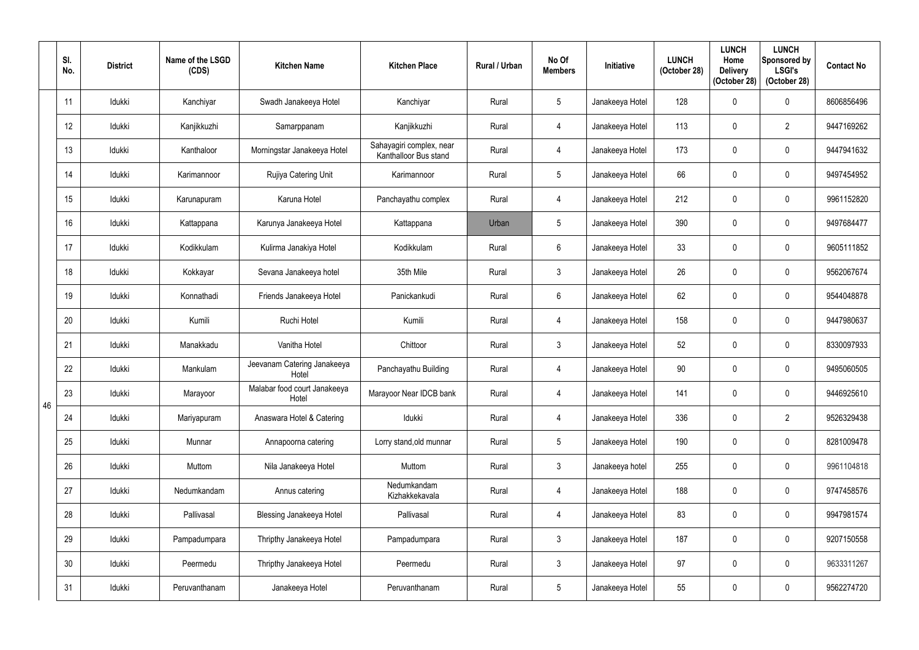|  | Sl. No. | District | Name of the LSGD (CDS) | Kitchen Name | Kitchen Place | Rural / Urban | No Of Members | Initiative | LUNCH (October 28) | LUNCH Home Delivery (October 28) | LUNCH Sponsored by LSGI's (October 28) | Contact No |
|---|---|---|---|---|---|---|---|---|---|---|---|---|
| 46 | 11 | Idukki | Kanchiyar | Swadh Janakeeya Hotel | Kanchiyar | Rural | 5 | Janakeeya Hotel | 128 | 0 | 0 | 8606856496 |
|  | 12 | Idukki | Kanjikkuzhi | Samarppanam | Kanjikkuzhi | Rural | 4 | Janakeeya Hotel | 113 | 0 | 2 | 9447169262 |
|  | 13 | Idukki | Kanthaloor | Morningstar Janakeeya Hotel | Sahayagiri complex, near Kanthalloor Bus stand | Rural | 4 | Janakeeya Hotel | 173 | 0 | 0 | 9447941632 |
|  | 14 | Idukki | Karimannoor | Rujiya Catering Unit | Karimannoor | Rural | 5 | Janakeeya Hotel | 66 | 0 | 0 | 9497454952 |
|  | 15 | Idukki | Karunapuram | Karuna Hotel | Panchayathu complex | Rural | 4 | Janakeeya Hotel | 212 | 0 | 0 | 9961152820 |
|  | 16 | Idukki | Kattappana | Karunya Janakeeya Hotel | Kattappana | Urban | 5 | Janakeeya Hotel | 390 | 0 | 0 | 9497684477 |
|  | 17 | Idukki | Kodikkulam | Kulirma Janakiya Hotel | Kodikkulam | Rural | 6 | Janakeeya Hotel | 33 | 0 | 0 | 9605111852 |
|  | 18 | Idukki | Kokkayar | Sevana Janakeeya hotel | 35th Mile | Rural | 3 | Janakeeya Hotel | 26 | 0 | 0 | 9562067674 |
|  | 19 | Idukki | Konnathadi | Friends Janakeeya Hotel | Panickankudi | Rural | 6 | Janakeeya Hotel | 62 | 0 | 0 | 9544048878 |
|  | 20 | Idukki | Kumili | Ruchi Hotel | Kumili | Rural | 4 | Janakeeya Hotel | 158 | 0 | 0 | 9447980637 |
|  | 21 | Idukki | Manakkadu | Vanitha Hotel | Chittoor | Rural | 3 | Janakeeya Hotel | 52 | 0 | 0 | 8330097933 |
|  | 22 | Idukki | Mankulam | Jeevanam Catering Janakeeya Hotel | Panchayathu Building | Rural | 4 | Janakeeya Hotel | 90 | 0 | 0 | 9495060505 |
|  | 23 | Idukki | Marayoor | Malabar food court Janakeeya Hotel | Marayoor Near IDCB bank | Rural | 4 | Janakeeya Hotel | 141 | 0 | 0 | 9446925610 |
|  | 24 | Idukki | Mariyapuram | Anaswara Hotel & Catering | Idukki | Rural | 4 | Janakeeya Hotel | 336 | 0 | 2 | 9526329438 |
|  | 25 | Idukki | Munnar | Annapoorna catering | Lorry stand,old munnar | Rural | 5 | Janakeeya Hotel | 190 | 0 | 0 | 8281009478 |
|  | 26 | Idukki | Muttom | Nila Janakeeya Hotel | Muttom | Rural | 3 | Janakeeya hotel | 255 | 0 | 0 | 9961104818 |
|  | 27 | Idukki | Nedumkandam | Annus catering | Nedumkandam Kizhakkekavala | Rural | 4 | Janakeeya Hotel | 188 | 0 | 0 | 9747458576 |
|  | 28 | Idukki | Pallivasal | Blessing Janakeeya Hotel | Pallivasal | Rural | 4 | Janakeeya Hotel | 83 | 0 | 0 | 9947981574 |
|  | 29 | Idukki | Pampadumpara | Thripthy Janakeeya Hotel | Pampadumpara | Rural | 3 | Janakeeya Hotel | 187 | 0 | 0 | 9207150558 |
|  | 30 | Idukki | Peermedu | Thripthy Janakeeya Hotel | Peermedu | Rural | 3 | Janakeeya Hotel | 97 | 0 | 0 | 9633311267 |
|  | 31 | Idukki | Peruvanthanam | Janakeeya Hotel | Peruvanthanam | Rural | 5 | Janakeeya Hotel | 55 | 0 | 0 | 9562274720 |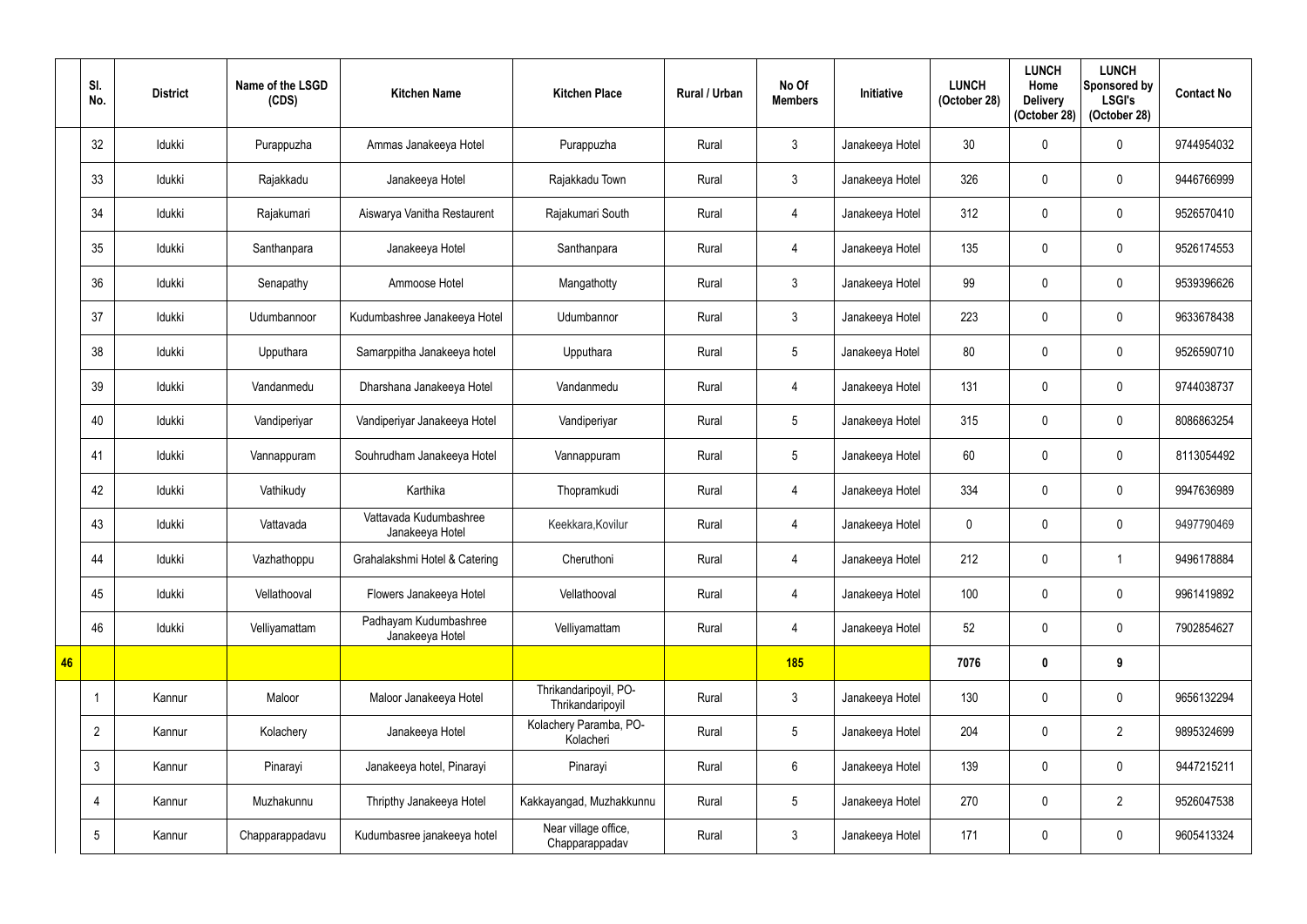|  | Sl. No. | District | Name of the LSGD (CDS) | Kitchen Name | Kitchen Place | Rural / Urban | No Of Members | Initiative | LUNCH (October 28) | LUNCH Home Delivery (October 28) | LUNCH Sponsored by LSGI's (October 28) | Contact No |
|---|---|---|---|---|---|---|---|---|---|---|---|---|
|  | 32 | Idukki | Purappuzha | Ammas Janakeeya Hotel | Purappuzha | Rural | 3 | Janakeeya Hotel | 30 | 0 | 0 | 9744954032 |
|  | 33 | Idukki | Rajakkadu | Janakeeya Hotel | Rajakkadu Town | Rural | 3 | Janakeeya Hotel | 326 | 0 | 0 | 9446766999 |
|  | 34 | Idukki | Rajakumari | Aiswarya Vanitha Restaurent | Rajakumari South | Rural | 4 | Janakeeya Hotel | 312 | 0 | 0 | 9526570410 |
|  | 35 | Idukki | Santhanpara | Janakeeya Hotel | Santhanpara | Rural | 4 | Janakeeya Hotel | 135 | 0 | 0 | 9526174553 |
|  | 36 | Idukki | Senapathy | Ammoose Hotel | Mangathotty | Rural | 3 | Janakeeya Hotel | 99 | 0 | 0 | 9539396626 |
|  | 37 | Idukki | Udumbannoor | Kudumbashree Janakeeya Hotel | Udumbannor | Rural | 3 | Janakeeya Hotel | 223 | 0 | 0 | 9633678438 |
|  | 38 | Idukki | Upputhara | Samarppitha Janakeeya hotel | Upputhara | Rural | 5 | Janakeeya Hotel | 80 | 0 | 0 | 9526590710 |
|  | 39 | Idukki | Vandanmedu | Dharshana Janakeeya Hotel | Vandanmedu | Rural | 4 | Janakeeya Hotel | 131 | 0 | 0 | 9744038737 |
|  | 40 | Idukki | Vandiperiyar | Vandiperiyar Janakeeya Hotel | Vandiperiyar | Rural | 5 | Janakeeya Hotel | 315 | 0 | 0 | 8086863254 |
|  | 41 | Idukki | Vannappuram | Souhrudham Janakeeya Hotel | Vannappuram | Rural | 5 | Janakeeya Hotel | 60 | 0 | 0 | 8113054492 |
|  | 42 | Idukki | Vathikudy | Karthika | Thopramkudi | Rural | 4 | Janakeeya Hotel | 334 | 0 | 0 | 9947636989 |
|  | 43 | Idukki | Vattavada | Vattavada Kudumbashree Janakeeya Hotel | Keekkara,Kovilur | Rural | 4 | Janakeeya Hotel | 0 | 0 | 0 | 9497790469 |
|  | 44 | Idukki | Vazhathoppu | Grahalakshmi Hotel & Catering | Cheruthoni | Rural | 4 | Janakeeya Hotel | 212 | 0 | 1 | 9496178884 |
|  | 45 | Idukki | Vellathooval | Flowers Janakeeya Hotel | Vellathooval | Rural | 4 | Janakeeya Hotel | 100 | 0 | 0 | 9961419892 |
|  | 46 | Idukki | Velliyamattam | Padhayam Kudumbashree Janakeeya Hotel | Velliyamattam | Rural | 4 | Janakeeya Hotel | 52 | 0 | 0 | 7902854627 |
| **46** |  |  |  |  |  |  | **185** |  | **7076** | **0** | **9** |  |
|  | 1 | Kannur | Maloor | Maloor Janakeeya Hotel | Thrikandaripoyil, PO-Thrikandaripoyil | Rural | 3 | Janakeeya Hotel | 130 | 0 | 0 | 9656132294 |
|  | 2 | Kannur | Kolachery | Janakeeya Hotel | Kolachery Paramba, PO-Kolacheri | Rural | 5 | Janakeeya Hotel | 204 | 0 | 2 | 9895324699 |
|  | 3 | Kannur | Pinarayi | Janakeeya hotel, Pinarayi | Pinarayi | Rural | 6 | Janakeeya Hotel | 139 | 0 | 0 | 9447215211 |
|  | 4 | Kannur | Muzhakunnu | Thripthy Janakeeya Hotel | Kakkayangad, Muzhakkunnu | Rural | 5 | Janakeeya Hotel | 270 | 0 | 2 | 9526047538 |
|  | 5 | Kannur | Chapparappadavu | Kudumbasree janakeeya hotel | Near village office, Chapparappadav | Rural | 3 | Janakeeya Hotel | 171 | 0 | 0 | 9605413324 |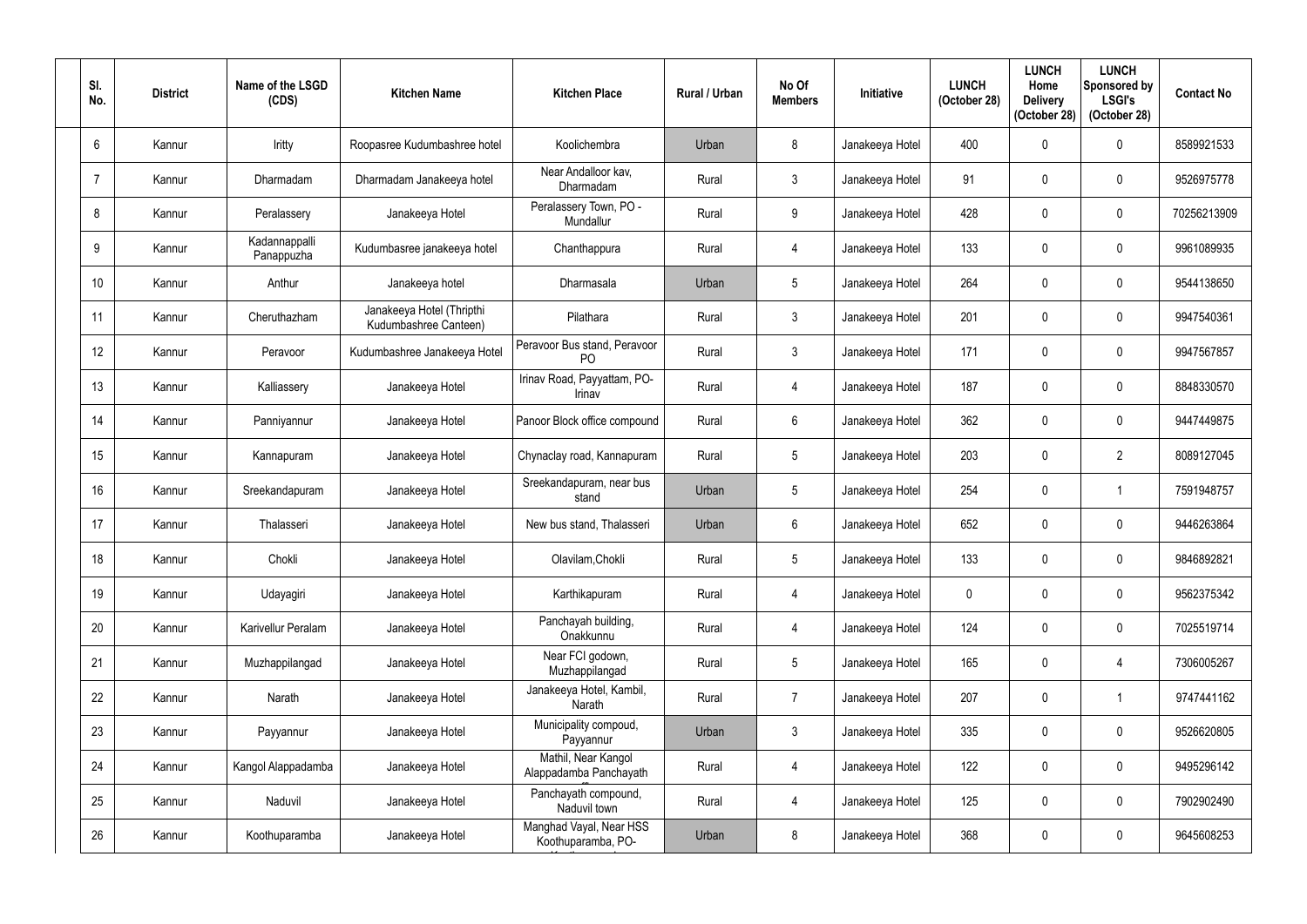| Sl. No. | District | Name of the LSGD (CDS) | Kitchen Name | Kitchen Place | Rural / Urban | No Of Members | Initiative | LUNCH (October 28) | LUNCH Home Delivery (October 28) | LUNCH Sponsored by LSGI's (October 28) | Contact No |
|---|---|---|---|---|---|---|---|---|---|---|---|
| 6 | Kannur | Iritty | Roopasree Kudumbashree hotel | Koolichembra | Urban | 8 | Janakeeya Hotel | 400 | 0 | 0 | 8589921533 |
| 7 | Kannur | Dharmadam | Dharmadam Janakeeya hotel | Near Andalloor kav, Dharmadam | Rural | 3 | Janakeeya Hotel | 91 | 0 | 0 | 9526975778 |
| 8 | Kannur | Peralassery | Janakeeya Hotel | Peralassery Town, PO - Mundallur | Rural | 9 | Janakeeya Hotel | 428 | 0 | 0 | 70256213909 |
| 9 | Kannur | Kadannappalli Panappuzha | Kudumbasree janakeeya hotel | Chanthappura | Rural | 4 | Janakeeya Hotel | 133 | 0 | 0 | 9961089935 |
| 10 | Kannur | Anthur | Janakeeya hotel | Dharmasala | Urban | 5 | Janakeeya Hotel | 264 | 0 | 0 | 9544138650 |
| 11 | Kannur | Cheruthazham | Janakeeya Hotel (Thripthi Kudumbashree Canteen) | Pilathara | Rural | 3 | Janakeeya Hotel | 201 | 0 | 0 | 9947540361 |
| 12 | Kannur | Peravoor | Kudumbashree Janakeeya Hotel | Peravoor Bus stand, Peravoor PO | Rural | 3 | Janakeeya Hotel | 171 | 0 | 0 | 9947567857 |
| 13 | Kannur | Kalliassery | Janakeeya Hotel | Irinav Road, Payyattam, PO-Irinav | Rural | 4 | Janakeeya Hotel | 187 | 0 | 0 | 8848330570 |
| 14 | Kannur | Panniyannur | Janakeeya Hotel | Panoor Block office compound | Rural | 6 | Janakeeya Hotel | 362 | 0 | 0 | 9447449875 |
| 15 | Kannur | Kannapuram | Janakeeya Hotel | Chynaclay road, Kannapuram | Rural | 5 | Janakeeya Hotel | 203 | 0 | 2 | 8089127045 |
| 16 | Kannur | Sreekandapuram | Janakeeya Hotel | Sreekandapuram, near bus stand | Urban | 5 | Janakeeya Hotel | 254 | 0 | 1 | 7591948757 |
| 17 | Kannur | Thalasseri | Janakeeya Hotel | New bus stand, Thalasseri | Urban | 6 | Janakeeya Hotel | 652 | 0 | 0 | 9446263864 |
| 18 | Kannur | Chokli | Janakeeya Hotel | Olavilam,Chokli | Rural | 5 | Janakeeya Hotel | 133 | 0 | 0 | 9846892821 |
| 19 | Kannur | Udayagiri | Janakeeya Hotel | Karthikapuram | Rural | 4 | Janakeeya Hotel | 0 | 0 | 0 | 9562375342 |
| 20 | Kannur | Karivellur Peralam | Janakeeya Hotel | Panchayah building, Onakkunnu | Rural | 4 | Janakeeya Hotel | 124 | 0 | 0 | 7025519714 |
| 21 | Kannur | Muzhappilangad | Janakeeya Hotel | Near FCI godown, Muzhappilangad | Rural | 5 | Janakeeya Hotel | 165 | 0 | 4 | 7306005267 |
| 22 | Kannur | Narath | Janakeeya Hotel | Janakeeya Hotel, Kambil, Narath | Rural | 7 | Janakeeya Hotel | 207 | 0 | 1 | 9747441162 |
| 23 | Kannur | Payyannur | Janakeeya Hotel | Municipality compoud, Payyannur | Urban | 3 | Janakeeya Hotel | 335 | 0 | 0 | 9526620805 |
| 24 | Kannur | Kangol Alappadamba | Janakeeya Hotel | Mathil, Near Kangol Alappadamba Panchayath | Rural | 4 | Janakeeya Hotel | 122 | 0 | 0 | 9495296142 |
| 25 | Kannur | Naduvil | Janakeeya Hotel | Panchayath compound, Naduvil town | Rural | 4 | Janakeeya Hotel | 125 | 0 | 0 | 7902902490 |
| 26 | Kannur | Koothuparamba | Janakeeya Hotel | Manghad Vayal, Near HSS Koothuparamba, PO- | Urban | 8 | Janakeeya Hotel | 368 | 0 | 0 | 9645608253 |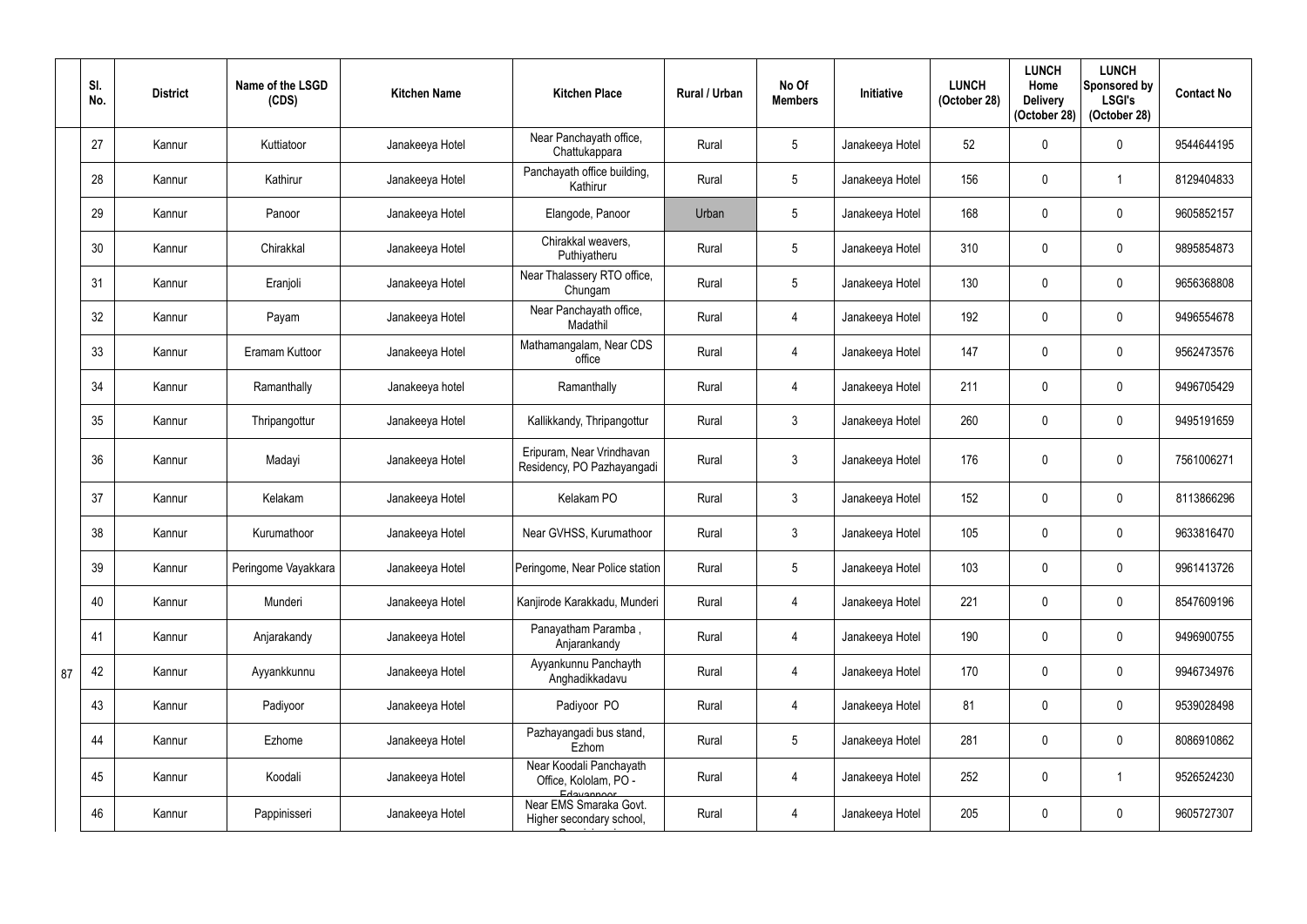| | Sl. No. | District | Name of the LSGD (CDS) | Kitchen Name | Kitchen Place | Rural / Urban | No Of Members | Initiative | LUNCH (October 28) | LUNCH Home Delivery (October 28) | LUNCH Sponsored by LSGI's (October 28) | Contact No |
|---|---|---|---|---|---|---|---|---|---|---|---|---|
| | 27 | Kannur | Kuttiatoor | Janakeeya Hotel | Near Panchayath office, Chattukappara | Rural | 5 | Janakeeya Hotel | 52 | 0 | 0 | 9544644195 |
| | 28 | Kannur | Kathirur | Janakeeya Hotel | Panchayath office building, Kathirur | Rural | 5 | Janakeeya Hotel | 156 | 0 | 1 | 8129404833 |
| | 29 | Kannur | Panoor | Janakeeya Hotel | Elangode, Panoor | Urban | 5 | Janakeeya Hotel | 168 | 0 | 0 | 9605852157 |
| | 30 | Kannur | Chirakkal | Janakeeya Hotel | Chirakkal weavers, Puthiyatheru | Rural | 5 | Janakeeya Hotel | 310 | 0 | 0 | 9895854873 |
| | 31 | Kannur | Eranjoli | Janakeeya Hotel | Near Thalassery RTO office, Chungam | Rural | 5 | Janakeeya Hotel | 130 | 0 | 0 | 9656368808 |
| | 32 | Kannur | Payam | Janakeeya Hotel | Near Panchayath office, Madathil | Rural | 4 | Janakeeya Hotel | 192 | 0 | 0 | 9496554678 |
| | 33 | Kannur | Eramam Kuttoor | Janakeeya Hotel | Mathamangalam, Near CDS office | Rural | 4 | Janakeeya Hotel | 147 | 0 | 0 | 9562473576 |
| | 34 | Kannur | Ramanthally | Janakeeya hotel | Ramanthally | Rural | 4 | Janakeeya Hotel | 211 | 0 | 0 | 9496705429 |
| | 35 | Kannur | Thripangottur | Janakeeya Hotel | Kallikkandy, Thripangottur | Rural | 3 | Janakeeya Hotel | 260 | 0 | 0 | 9495191659 |
| | 36 | Kannur | Madayi | Janakeeya Hotel | Eripuram, Near Vrindhavan Residency, PO Pazhayangadi | Rural | 3 | Janakeeya Hotel | 176 | 0 | 0 | 7561006271 |
| | 37 | Kannur | Kelakam | Janakeeya Hotel | Kelakam PO | Rural | 3 | Janakeeya Hotel | 152 | 0 | 0 | 8113866296 |
| | 38 | Kannur | Kurumathoor | Janakeeya Hotel | Near GVHSS, Kurumathoor | Rural | 3 | Janakeeya Hotel | 105 | 0 | 0 | 9633816470 |
| | 39 | Kannur | Peringome Vayakkara | Janakeeya Hotel | Peringome, Near Police station | Rural | 5 | Janakeeya Hotel | 103 | 0 | 0 | 9961413726 |
| | 40 | Kannur | Munderi | Janakeeya Hotel | Kanjirode Karakkadu, Munderi | Rural | 4 | Janakeeya Hotel | 221 | 0 | 0 | 8547609196 |
| | 41 | Kannur | Anjarakandy | Janakeeya Hotel | Panayatham Paramba , Anjarankandy | Rural | 4 | Janakeeya Hotel | 190 | 0 | 0 | 9496900755 |
| 87 | 42 | Kannur | Ayyankkunnu | Janakeeya Hotel | Ayyankunnu Panchayth Anghadikkadavu | Rural | 4 | Janakeeya Hotel | 170 | 0 | 0 | 9946734976 |
| | 43 | Kannur | Padiyoor | Janakeeya Hotel | Padiyoor PO | Rural | 4 | Janakeeya Hotel | 81 | 0 | 0 | 9539028498 |
| | 44 | Kannur | Ezhome | Janakeeya Hotel | Pazhayangadi bus stand, Ezhom | Rural | 5 | Janakeeya Hotel | 281 | 0 | 0 | 8086910862 |
| | 45 | Kannur | Koodali | Janakeeya Hotel | Near Koodali Panchayath Office, Kololam, PO - Edayannoor | Rural | 4 | Janakeeya Hotel | 252 | 0 | 1 | 9526524230 |
| | 46 | Kannur | Pappinisseri | Janakeeya Hotel | Near EMS Smaraka Govt. Higher secondary school, Pappinisseri | Rural | 4 | Janakeeya Hotel | 205 | 0 | 0 | 9605727307 |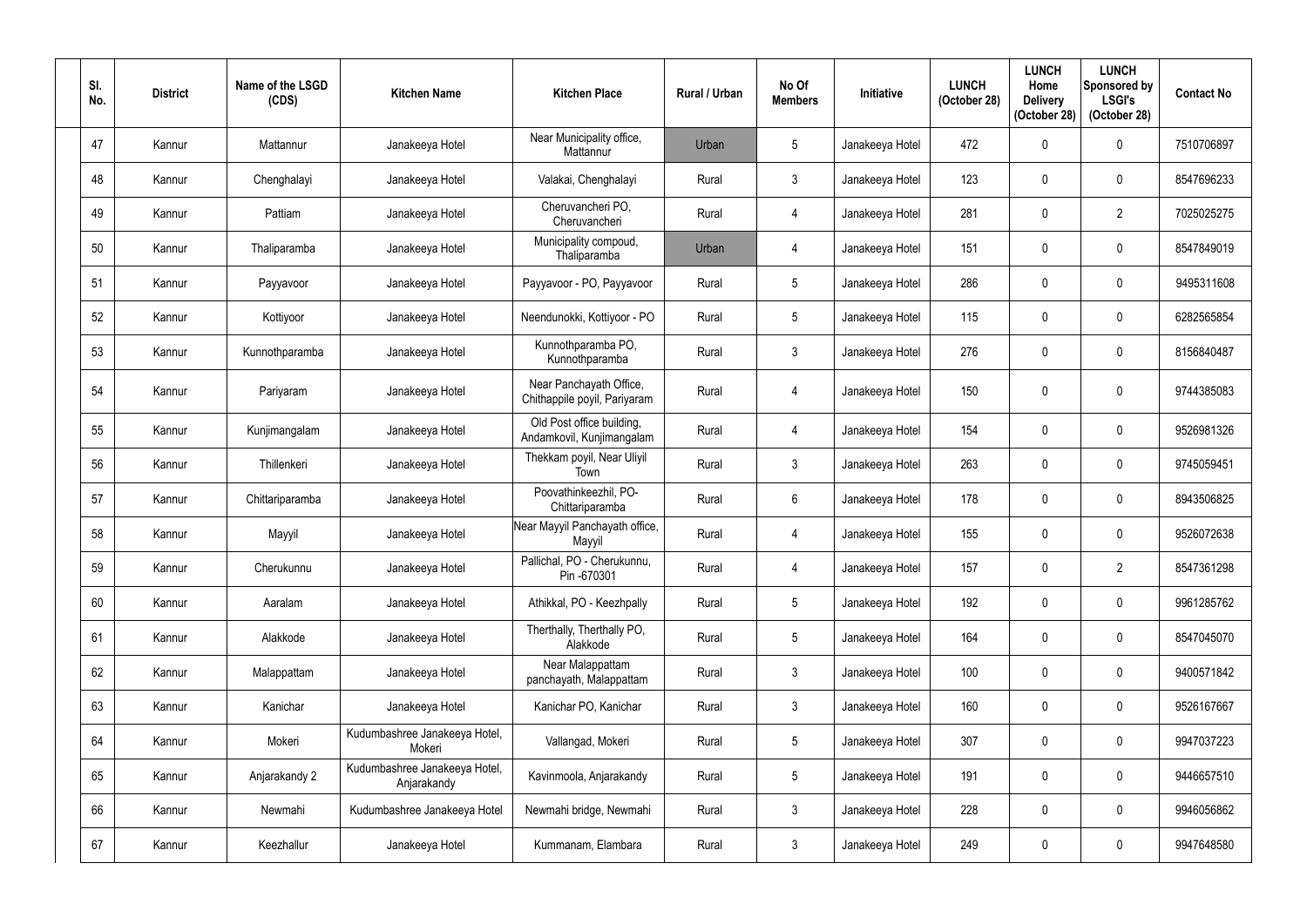| Sl. No. | District | Name of the LSGD (CDS) | Kitchen Name | Kitchen Place | Rural / Urban | No Of Members | Initiative | LUNCH (October 28) | LUNCH Home Delivery (October 28) | LUNCH Sponsored by LSGI's (October 28) | Contact No |
|---|---|---|---|---|---|---|---|---|---|---|---|
| 47 | Kannur | Mattannur | Janakeeya Hotel | Near Municipality office, Mattannur | Urban | 5 | Janakeeya Hotel | 472 | 0 | 0 | 7510706897 |
| 48 | Kannur | Chenghalayi | Janakeeya Hotel | Valakai, Chenghalayi | Rural | 3 | Janakeeya Hotel | 123 | 0 | 0 | 8547696233 |
| 49 | Kannur | Pattiam | Janakeeya Hotel | Cheruvancheri PO, Cheruvancheri | Rural | 4 | Janakeeya Hotel | 281 | 0 | 2 | 7025025275 |
| 50 | Kannur | Thaliparamba | Janakeeya Hotel | Municipality compoud, Thaliparamba | Urban | 4 | Janakeeya Hotel | 151 | 0 | 0 | 8547849019 |
| 51 | Kannur | Payyavoor | Janakeeya Hotel | Payyavoor - PO, Payyavoor | Rural | 5 | Janakeeya Hotel | 286 | 0 | 0 | 9495311608 |
| 52 | Kannur | Kottiyoor | Janakeeya Hotel | Neendunokki, Kottiyoor - PO | Rural | 5 | Janakeeya Hotel | 115 | 0 | 0 | 6282565854 |
| 53 | Kannur | Kunnothparamba | Janakeeya Hotel | Kunnothparamba PO, Kunnothparamba | Rural | 3 | Janakeeya Hotel | 276 | 0 | 0 | 8156840487 |
| 54 | Kannur | Pariyaram | Janakeeya Hotel | Near Panchayath Office, Chithappile poyil, Pariyaram | Rural | 4 | Janakeeya Hotel | 150 | 0 | 0 | 9744385083 |
| 55 | Kannur | Kunjimangalam | Janakeeya Hotel | Old Post office building, Andamkovil, Kunjimangalam | Rural | 4 | Janakeeya Hotel | 154 | 0 | 0 | 9526981326 |
| 56 | Kannur | Thillenkeri | Janakeeya Hotel | Thekkam poyil, Near Uliyil Town | Rural | 3 | Janakeeya Hotel | 263 | 0 | 0 | 9745059451 |
| 57 | Kannur | Chittariparamba | Janakeeya Hotel | Poovathinkeezhil, PO-Chittariparamba | Rural | 6 | Janakeeya Hotel | 178 | 0 | 0 | 8943506825 |
| 58 | Kannur | Mayyil | Janakeeya Hotel | Near Mayyil Panchayath office, Mayyil | Rural | 4 | Janakeeya Hotel | 155 | 0 | 0 | 9526072638 |
| 59 | Kannur | Cherukunnu | Janakeeya Hotel | Pallichal, PO - Cherukunnu, Pin -670301 | Rural | 4 | Janakeeya Hotel | 157 | 0 | 2 | 8547361298 |
| 60 | Kannur | Aaralam | Janakeeya Hotel | Athikkal, PO - Keezhpally | Rural | 5 | Janakeeya Hotel | 192 | 0 | 0 | 9961285762 |
| 61 | Kannur | Alakkode | Janakeeya Hotel | Therthally, Therthally PO, Alakkode | Rural | 5 | Janakeeya Hotel | 164 | 0 | 0 | 8547045070 |
| 62 | Kannur | Malappattam | Janakeeya Hotel | Near Malappattam panchayath, Malappattam | Rural | 3 | Janakeeya Hotel | 100 | 0 | 0 | 9400571842 |
| 63 | Kannur | Kanichar | Janakeeya Hotel | Kanichar PO, Kanichar | Rural | 3 | Janakeeya Hotel | 160 | 0 | 0 | 9526167667 |
| 64 | Kannur | Mokeri | Kudumbashree Janakeeya Hotel, Mokeri | Vallangad, Mokeri | Rural | 5 | Janakeeya Hotel | 307 | 0 | 0 | 9947037223 |
| 65 | Kannur | Anjarakandy 2 | Kudumbashree Janakeeya Hotel, Anjarakandy | Kavinmoola, Anjarakandy | Rural | 5 | Janakeeya Hotel | 191 | 0 | 0 | 9446657510 |
| 66 | Kannur | Newmahi | Kudumbashree Janakeeya Hotel | Newmahi bridge, Newmahi | Rural | 3 | Janakeeya Hotel | 228 | 0 | 0 | 9946056862 |
| 67 | Kannur | Keezhallur | Janakeeya Hotel | Kummanam, Elambara | Rural | 3 | Janakeeya Hotel | 249 | 0 | 0 | 9947648580 |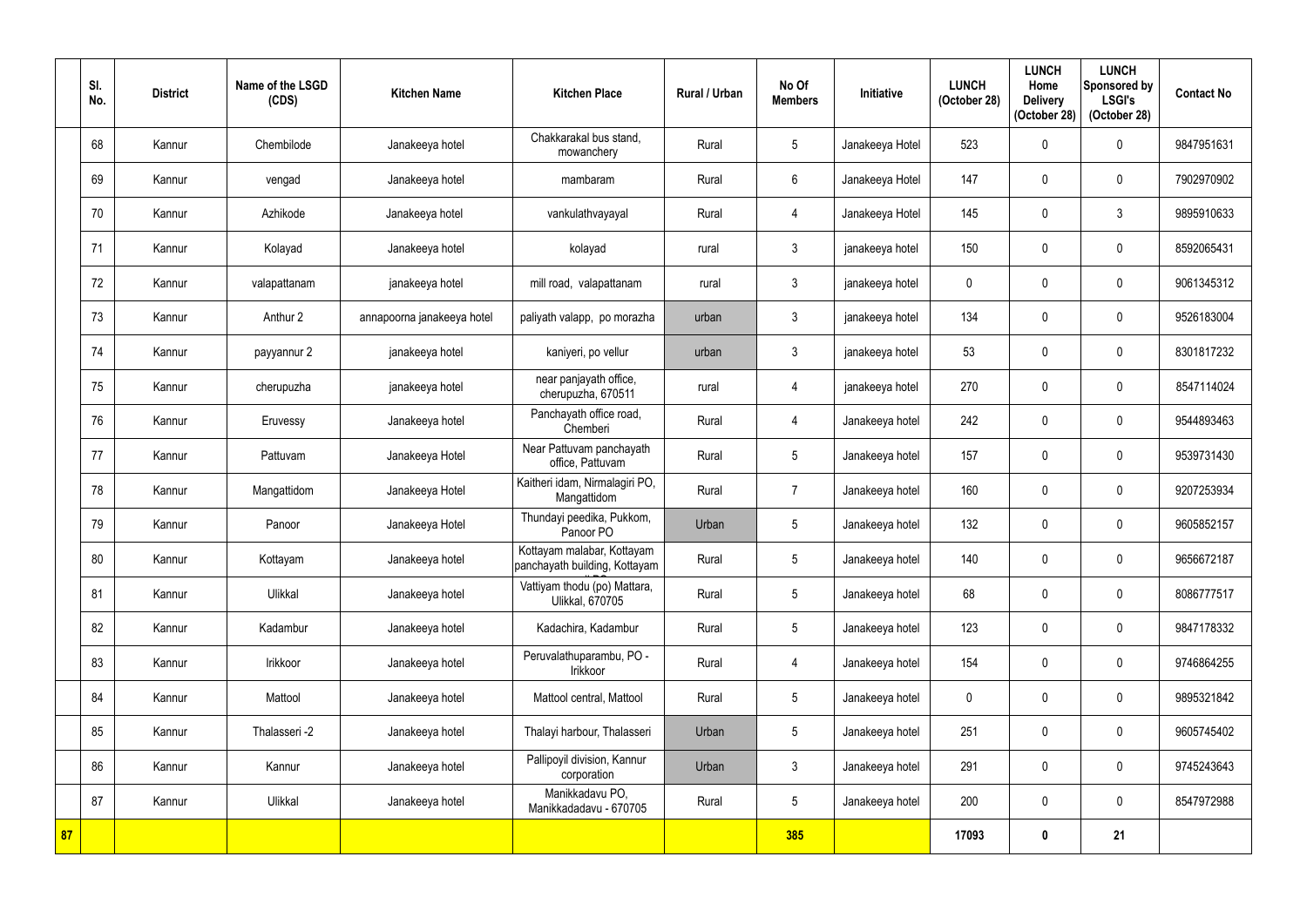| | Sl. No. | District | Name of the LSGD (CDS) | Kitchen Name | Kitchen Place | Rural / Urban | No Of Members | Initiative | LUNCH (October 28) | LUNCH Home Delivery (October 28) | LUNCH Sponsored by LSGI's (October 28) | Contact No |
|---|---|---|---|---|---|---|---|---|---|---|---|---|
| | 68 | Kannur | Chembilode | Janakeeya hotel | Chakkarakal bus stand, mowanchery | Rural | 5 | Janakeeya Hotel | 523 | 0 | 0 | 9847951631 |
| | 69 | Kannur | vengad | Janakeeya hotel | mambaram | Rural | 6 | Janakeeya Hotel | 147 | 0 | 0 | 7902970902 |
| | 70 | Kannur | Azhikode | Janakeeya hotel | vankulathvayayal | Rural | 4 | Janakeeya Hotel | 145 | 0 | 3 | 9895910633 |
| | 71 | Kannur | Kolayad | Janakeeya hotel | kolayad | rural | 3 | janakeeya hotel | 150 | 0 | 0 | 8592065431 |
| | 72 | Kannur | valapattanam | janakeeya hotel | mill road, valapattanam | rural | 3 | janakeeya hotel | 0 | 0 | 0 | 9061345312 |
| | 73 | Kannur | Anthur 2 | annapoorna janakeeya hotel | paliyath valapp, po morazha | urban | 3 | janakeeya hotel | 134 | 0 | 0 | 9526183004 |
| | 74 | Kannur | payyannur 2 | janakeeya hotel | kaniyeri, po vellur | urban | 3 | janakeeya hotel | 53 | 0 | 0 | 8301817232 |
| | 75 | Kannur | cherupuzha | janakeeya hotel | near panjayath office, cherupuzha, 670511 | rural | 4 | janakeeya hotel | 270 | 0 | 0 | 8547114024 |
| | 76 | Kannur | Eruvessy | Janakeeya hotel | Panchayath office road, Chemberi | Rural | 4 | Janakeeya hotel | 242 | 0 | 0 | 9544893463 |
| | 77 | Kannur | Pattuvam | Janakeeya Hotel | Near Pattuvam panchayath office, Pattuvam | Rural | 5 | Janakeeya hotel | 157 | 0 | 0 | 9539731430 |
| | 78 | Kannur | Mangattidom | Janakeeya Hotel | Kaitheri idam, Nirmalagiri PO, Mangattidom | Rural | 7 | Janakeeya hotel | 160 | 0 | 0 | 9207253934 |
| | 79 | Kannur | Panoor | Janakeeya Hotel | Thundayi peedika, Pukkom, Panoor PO | Urban | 5 | Janakeeya hotel | 132 | 0 | 0 | 9605852157 |
| | 80 | Kannur | Kottayam | Janakeeya hotel | Kottayam malabar, Kottayam panchayath building, Kottayam | Rural | 5 | Janakeeya hotel | 140 | 0 | 0 | 9656672187 |
| | 81 | Kannur | Ulikkal | Janakeeya hotel | Vattiyam thodu (po) Mattara, Ulikkal, 670705 | Rural | 5 | Janakeeya hotel | 68 | 0 | 0 | 8086777517 |
| | 82 | Kannur | Kadambur | Janakeeya hotel | Kadachira, Kadambur | Rural | 5 | Janakeeya hotel | 123 | 0 | 0 | 9847178332 |
| | 83 | Kannur | Irikkoor | Janakeeya hotel | Peruvalathuparambu, PO - Irikkoor | Rural | 4 | Janakeeya hotel | 154 | 0 | 0 | 9746864255 |
| | 84 | Kannur | Mattool | Janakeeya hotel | Mattool central, Mattool | Rural | 5 | Janakeeya hotel | 0 | 0 | 0 | 9895321842 |
| | 85 | Kannur | Thalasseri -2 | Janakeeya hotel | Thalayi harbour, Thalasseri | Urban | 5 | Janakeeya hotel | 251 | 0 | 0 | 9605745402 |
| | 86 | Kannur | Kannur | Janakeeya hotel | Pallipoyil division, Kannur corporation | Urban | 3 | Janakeeya hotel | 291 | 0 | 0 | 9745243643 |
| | 87 | Kannur | Ulikkal | Janakeeya hotel | Manikkadavu PO, Manikkadadavu - 670705 | Rural | 5 | Janakeeya hotel | 200 | 0 | 0 | 8547972988 |
| **87** | | | | | | | **385** | | **17093** | **0** | **21** | |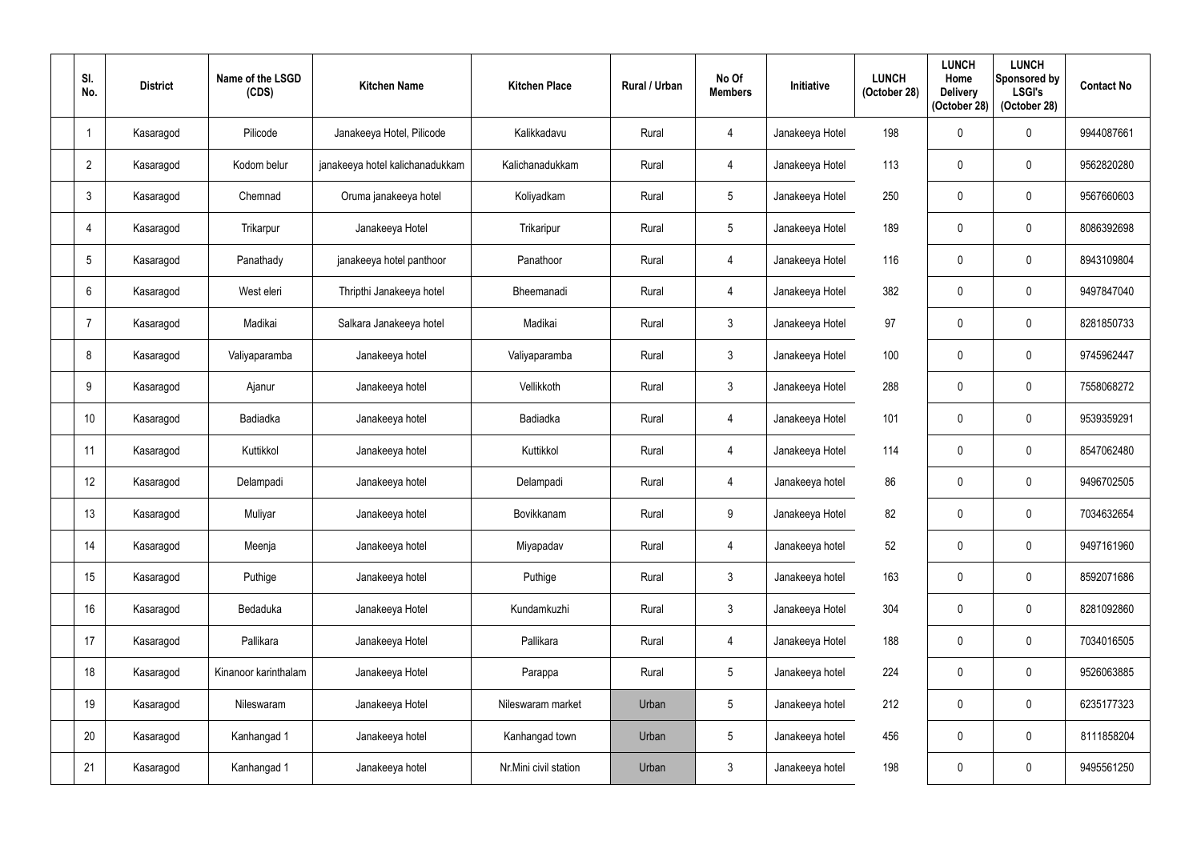| Sl. No. | District | Name of the LSGD (CDS) | Kitchen Name | Kitchen Place | Rural / Urban | No Of Members | Initiative | LUNCH (October 28) | LUNCH Home Delivery (October 28) | LUNCH Sponsored by LSGI's (October 28) | Contact No |
|---|---|---|---|---|---|---|---|---|---|---|---|
| 1 | Kasaragod | Pilicode | Janakeeya Hotel, Pilicode | Kalikkadavu | Rural | 4 | Janakeeya Hotel | 198 | 0 | 0 | 9944087661 |
| 2 | Kasaragod | Kodom belur | janakeeya hotel kalichanadukkam | Kalichanadukkam | Rural | 4 | Janakeeya Hotel | 113 | 0 | 0 | 9562820280 |
| 3 | Kasaragod | Chemnad | Oruma janakeeya hotel | Koliyadkam | Rural | 5 | Janakeeya Hotel | 250 | 0 | 0 | 9567660603 |
| 4 | Kasaragod | Trikarpur | Janakeeya Hotel | Trikaripur | Rural | 5 | Janakeeya Hotel | 189 | 0 | 0 | 8086392698 |
| 5 | Kasaragod | Panathady | janakeeya hotel panthoor | Panathoor | Rural | 4 | Janakeeya Hotel | 116 | 0 | 0 | 8943109804 |
| 6 | Kasaragod | West eleri | Thripthi Janakeeya hotel | Bheemanadi | Rural | 4 | Janakeeya Hotel | 382 | 0 | 0 | 9497847040 |
| 7 | Kasaragod | Madikai | Salkara Janakeeya hotel | Madikai | Rural | 3 | Janakeeya Hotel | 97 | 0 | 0 | 8281850733 |
| 8 | Kasaragod | Valiyaparamba | Janakeeya hotel | Valiyaparamba | Rural | 3 | Janakeeya Hotel | 100 | 0 | 0 | 9745962447 |
| 9 | Kasaragod | Ajanur | Janakeeya hotel | Vellikkoth | Rural | 3 | Janakeeya Hotel | 288 | 0 | 0 | 7558068272 |
| 10 | Kasaragod | Badiadka | Janakeeya hotel | Badiadka | Rural | 4 | Janakeeya Hotel | 101 | 0 | 0 | 9539359291 |
| 11 | Kasaragod | Kuttikkol | Janakeeya hotel | Kuttikkol | Rural | 4 | Janakeeya Hotel | 114 | 0 | 0 | 8547062480 |
| 12 | Kasaragod | Delampadi | Janakeeya hotel | Delampadi | Rural | 4 | Janakeeya hotel | 86 | 0 | 0 | 9496702505 |
| 13 | Kasaragod | Muliyar | Janakeeya hotel | Bovikkanam | Rural | 9 | Janakeeya Hotel | 82 | 0 | 0 | 7034632654 |
| 14 | Kasaragod | Meenja | Janakeeya hotel | Miyapadav | Rural | 4 | Janakeeya hotel | 52 | 0 | 0 | 9497161960 |
| 15 | Kasaragod | Puthige | Janakeeya hotel | Puthige | Rural | 3 | Janakeeya hotel | 163 | 0 | 0 | 8592071686 |
| 16 | Kasaragod | Bedaduka | Janakeeya Hotel | Kundamkuzhi | Rural | 3 | Janakeeya Hotel | 304 | 0 | 0 | 8281092860 |
| 17 | Kasaragod | Pallikara | Janakeeya Hotel | Pallikara | Rural | 4 | Janakeeya Hotel | 188 | 0 | 0 | 7034016505 |
| 18 | Kasaragod | Kinanoor karinthalam | Janakeeya Hotel | Parappa | Rural | 5 | Janakeeya hotel | 224 | 0 | 0 | 9526063885 |
| 19 | Kasaragod | Nileswaram | Janakeeya Hotel | Nileswaram market | Urban | 5 | Janakeeya hotel | 212 | 0 | 0 | 6235177323 |
| 20 | Kasaragod | Kanhangad 1 | Janakeeya hotel | Kanhangad town | Urban | 5 | Janakeeya hotel | 456 | 0 | 0 | 8111858204 |
| 21 | Kasaragod | Kanhangad 1 | Janakeeya hotel | Nr.Mini civil station | Urban | 3 | Janakeeya hotel | 198 | 0 | 0 | 9495561250 |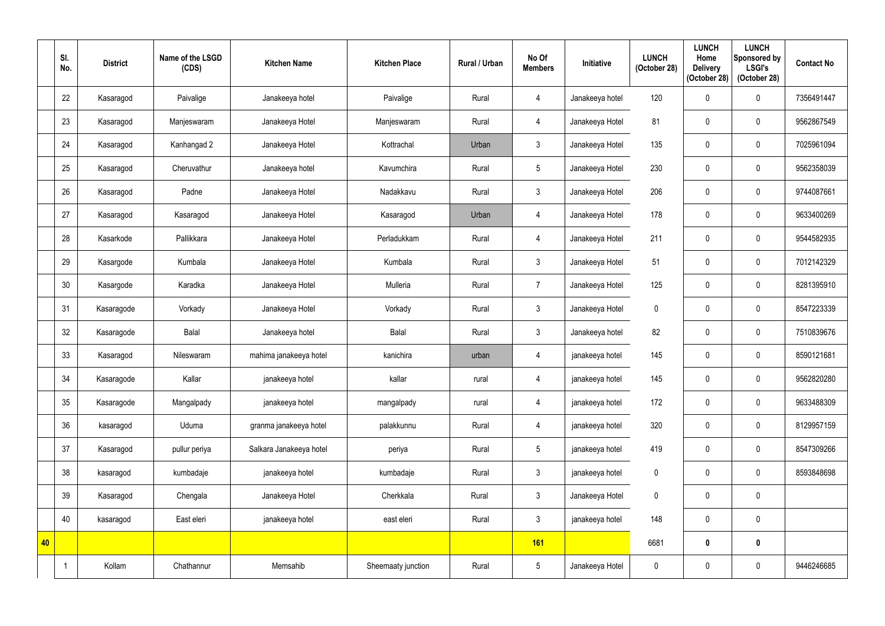| | Sl. No. | District | Name of the LSGD (CDS) | Kitchen Name | Kitchen Place | Rural / Urban | No Of Members | Initiative | LUNCH (October 28) | LUNCH Home Delivery (October 28) | LUNCH Sponsored by LSGI's (October 28) | Contact No |
|---|---|---|---|---|---|---|---|---|---|---|---|---|
| | 22 | Kasaragod | Paivalige | Janakeeya hotel | Paivalige | Rural | 4 | Janakeeya hotel | 120 | 0 | 0 | 7356491447 |
| | 23 | Kasaragod | Manjeswaram | Janakeeya Hotel | Manjeswaram | Rural | 4 | Janakeeya Hotel | 81 | 0 | 0 | 9562867549 |
| | 24 | Kasaragod | Kanhangad 2 | Janakeeya Hotel | Kottrachal | Urban | 3 | Janakeeya Hotel | 135 | 0 | 0 | 7025961094 |
| | 25 | Kasaragod | Cheruvathur | Janakeeya hotel | Kavumchira | Rural | 5 | Janakeeya Hotel | 230 | 0 | 0 | 9562358039 |
| | 26 | Kasaragod | Padne | Janakeeya Hotel | Nadakkavu | Rural | 3 | Janakeeya Hotel | 206 | 0 | 0 | 9744087661 |
| | 27 | Kasaragod | Kasaragod | Janakeeya Hotel | Kasaragod | Urban | 4 | Janakeeya Hotel | 178 | 0 | 0 | 9633400269 |
| | 28 | Kasarkode | Pallikkara | Janakeeya Hotel | Perladukkam | Rural | 4 | Janakeeya Hotel | 211 | 0 | 0 | 9544582935 |
| | 29 | Kasargode | Kumbala | Janakeeya Hotel | Kumbala | Rural | 3 | Janakeeya Hotel | 51 | 0 | 0 | 7012142329 |
| | 30 | Kasargode | Karadka | Janakeeya Hotel | Mulleria | Rural | 7 | Janakeeya Hotel | 125 | 0 | 0 | 8281395910 |
| | 31 | Kasaragode | Vorkady | Janakeeya Hotel | Vorkady | Rural | 3 | Janakeeya Hotel | 0 | 0 | 0 | 8547223339 |
| | 32 | Kasaragode | Balal | Janakeeya hotel | Balal | Rural | 3 | Janakeeya hotel | 82 | 0 | 0 | 7510839676 |
| | 33 | Kasaragod | Nileswaram | mahima janakeeya hotel | kanichira | urban | 4 | janakeeya hotel | 145 | 0 | 0 | 8590121681 |
| | 34 | Kasaragode | Kallar | janakeeya hotel | kallar | rural | 4 | janakeeya hotel | 145 | 0 | 0 | 9562820280 |
| | 35 | Kasaragode | Mangalpady | janakeeya hotel | mangalpady | rural | 4 | janakeeya hotel | 172 | 0 | 0 | 9633488309 |
| | 36 | kasaragod | Uduma | granma janakeeya hotel | palakkunnu | Rural | 4 | janakeeya hotel | 320 | 0 | 0 | 8129957159 |
| | 37 | Kasaragod | pullur periya | Salkara Janakeeya hotel | periya | Rural | 5 | janakeeya hotel | 419 | 0 | 0 | 8547309266 |
| | 38 | kasaragod | kumbadaje | janakeeya hotel | kumbadaje | Rural | 3 | janakeeya hotel | 0 | 0 | 0 | 8593848698 |
| | 39 | Kasaragod | Chengala | Janakeeya Hotel | Cherkkala | Rural | 3 | Janakeeya Hotel | 0 | 0 | 0 | |
| | 40 | kasaragod | East eleri | janakeeya hotel | east eleri | Rural | 3 | janakeeya hotel | 148 | 0 | 0 | |
| **40** | | | | | | | **161** | | 6681 | **0** | **0** | |
| | 1 | Kollam | Chathannur | Memsahib | Sheemaaty junction | Rural | 5 | Janakeeya Hotel | 0 | 0 | 0 | 9446246685 |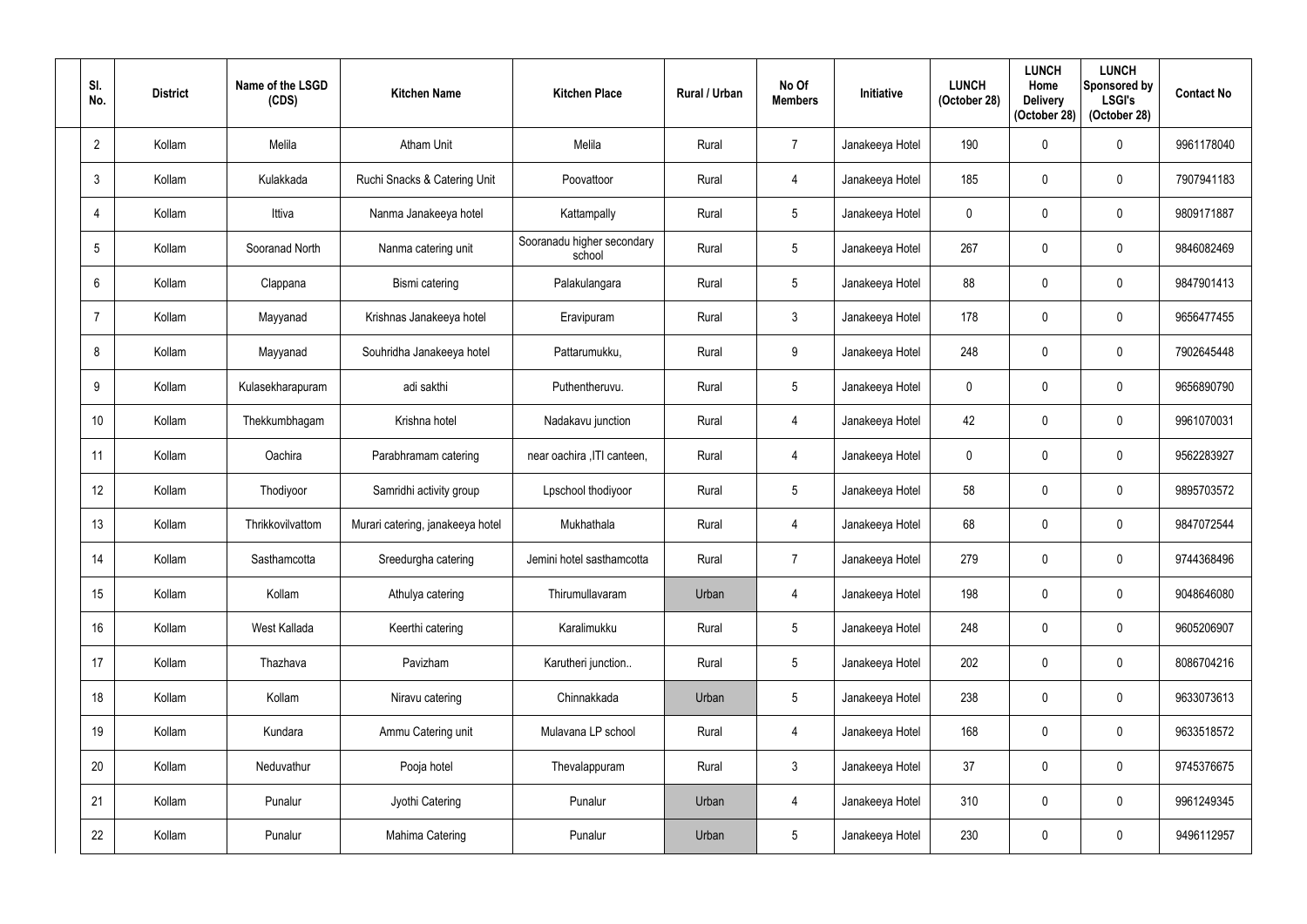| Sl. No. | District | Name of the LSGD (CDS) | Kitchen Name | Kitchen Place | Rural / Urban | No Of Members | Initiative | LUNCH (October 28) | LUNCH Home Delivery (October 28) | LUNCH Sponsored by LSGI's (October 28) | Contact No |
|---|---|---|---|---|---|---|---|---|---|---|---|
| 2 | Kollam | Melila | Atham Unit | Melila | Rural | 7 | Janakeeya Hotel | 190 | 0 | 0 | 9961178040 |
| 3 | Kollam | Kulakkada | Ruchi Snacks & Catering Unit | Poovattoor | Rural | 4 | Janakeeya Hotel | 185 | 0 | 0 | 7907941183 |
| 4 | Kollam | Ittiva | Nanma Janakeeya hotel | Kattampally | Rural | 5 | Janakeeya Hotel | 0 | 0 | 0 | 9809171887 |
| 5 | Kollam | Sooranad North | Nanma catering unit | Sooranadu higher secondary school | Rural | 5 | Janakeeya Hotel | 267 | 0 | 0 | 9846082469 |
| 6 | Kollam | Clappana | Bismi catering | Palakulangara | Rural | 5 | Janakeeya Hotel | 88 | 0 | 0 | 9847901413 |
| 7 | Kollam | Mayyanad | Krishnas Janakeeya hotel | Eravipuram | Rural | 3 | Janakeeya Hotel | 178 | 0 | 0 | 9656477455 |
| 8 | Kollam | Mayyanad | Souhridha Janakeeya hotel | Pattarumukku, | Rural | 9 | Janakeeya Hotel | 248 | 0 | 0 | 7902645448 |
| 9 | Kollam | Kulasekharapuram | adi sakthi | Puthentheruvu. | Rural | 5 | Janakeeya Hotel | 0 | 0 | 0 | 9656890790 |
| 10 | Kollam | Thekkumbhagam | Krishna hotel | Nadakavu junction | Rural | 4 | Janakeeya Hotel | 42 | 0 | 0 | 9961070031 |
| 11 | Kollam | Oachira | Parabhramam catering | near oachira ,ITI canteen, | Rural | 4 | Janakeeya Hotel | 0 | 0 | 0 | 9562283927 |
| 12 | Kollam | Thodiyoor | Samridhi activity group | Lpschool thodiyoor | Rural | 5 | Janakeeya Hotel | 58 | 0 | 0 | 9895703572 |
| 13 | Kollam | Thrikkovilvattom | Murari catering, janakeeya hotel | Mukhathala | Rural | 4 | Janakeeya Hotel | 68 | 0 | 0 | 9847072544 |
| 14 | Kollam | Sasthamcotta | Sreedurgha catering | Jemini hotel sasthamcotta | Rural | 7 | Janakeeya Hotel | 279 | 0 | 0 | 9744368496 |
| 15 | Kollam | Kollam | Athulya catering | Thirumullavaram | Urban | 4 | Janakeeya Hotel | 198 | 0 | 0 | 9048646080 |
| 16 | Kollam | West Kallada | Keerthi catering | Karalimukku | Rural | 5 | Janakeeya Hotel | 248 | 0 | 0 | 9605206907 |
| 17 | Kollam | Thazhava | Pavizham | Karutheri junction.. | Rural | 5 | Janakeeya Hotel | 202 | 0 | 0 | 8086704216 |
| 18 | Kollam | Kollam | Niravu catering | Chinnakkada | Urban | 5 | Janakeeya Hotel | 238 | 0 | 0 | 9633073613 |
| 19 | Kollam | Kundara | Ammu Catering unit | Mulavana LP school | Rural | 4 | Janakeeya Hotel | 168 | 0 | 0 | 9633518572 |
| 20 | Kollam | Neduvathur | Pooja hotel | Thevalappuram | Rural | 3 | Janakeeya Hotel | 37 | 0 | 0 | 9745376675 |
| 21 | Kollam | Punalur | Jyothi Catering | Punalur | Urban | 4 | Janakeeya Hotel | 310 | 0 | 0 | 9961249345 |
| 22 | Kollam | Punalur | Mahima Catering | Punalur | Urban | 5 | Janakeeya Hotel | 230 | 0 | 0 | 9496112957 |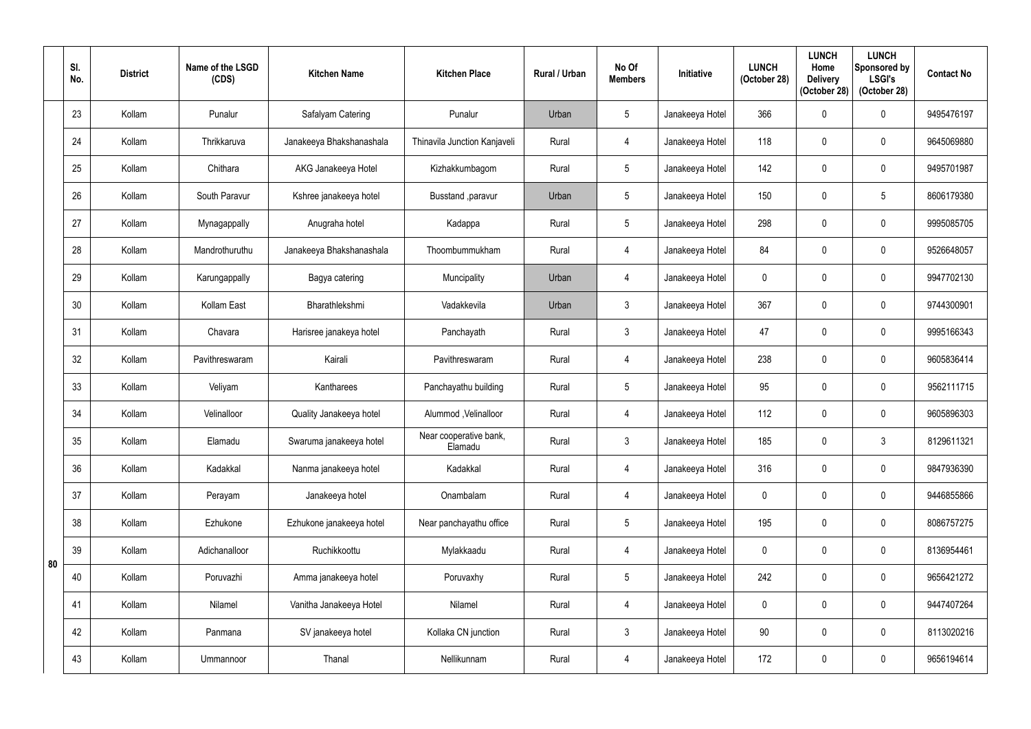| | Sl. No. | District | Name of the LSGD (CDS) | Kitchen Name | Kitchen Place | Rural / Urban | No Of Members | Initiative | LUNCH (October 28) | LUNCH Home Delivery (October 28) | LUNCH Sponsored by LSGI's (October 28) | Contact No |
|---|---|---|---|---|---|---|---|---|---|---|---|---|
| 80 | 23 | Kollam | Punalur | Safalyam Catering | Punalur | Urban | 5 | Janakeeya Hotel | 366 | 0 | 0 | 9495476197 |
| | 24 | Kollam | Thrikkaruva | Janakeeya Bhakshanashala | Thinavila Junction Kanjaveli | Rural | 4 | Janakeeya Hotel | 118 | 0 | 0 | 9645069880 |
| | 25 | Kollam | Chithara | AKG Janakeeya Hotel | Kizhakkumbagom | Rural | 5 | Janakeeya Hotel | 142 | 0 | 0 | 9495701987 |
| | 26 | Kollam | South Paravur | Kshree janakeeya hotel | Busstand ,paravur | Urban | 5 | Janakeeya Hotel | 150 | 0 | 5 | 8606179380 |
| | 27 | Kollam | Mynagappally | Anugraha hotel | Kadappa | Rural | 5 | Janakeeya Hotel | 298 | 0 | 0 | 9995085705 |
| | 28 | Kollam | Mandrothuruthu | Janakeeya Bhakshanashala | Thoombummukham | Rural | 4 | Janakeeya Hotel | 84 | 0 | 0 | 9526648057 |
| | 29 | Kollam | Karungappally | Bagya catering | Muncipality | Urban | 4 | Janakeeya Hotel | 0 | 0 | 0 | 9947702130 |
| | 30 | Kollam | Kollam East | Bharathlekshmi | Vadakkevila | Urban | 3 | Janakeeya Hotel | 367 | 0 | 0 | 9744300901 |
| | 31 | Kollam | Chavara | Harisree janakeya hotel | Panchayath | Rural | 3 | Janakeeya Hotel | 47 | 0 | 0 | 9995166343 |
| | 32 | Kollam | Pavithreswaram | Kairali | Pavithreswaram | Rural | 4 | Janakeeya Hotel | 238 | 0 | 0 | 9605836414 |
| | 33 | Kollam | Veliyam | Kantharees | Panchayathu building | Rural | 5 | Janakeeya Hotel | 95 | 0 | 0 | 9562111715 |
| | 34 | Kollam | Velinalloor | Quality Janakeeya hotel | Alummod ,Velinalloor | Rural | 4 | Janakeeya Hotel | 112 | 0 | 0 | 9605896303 |
| | 35 | Kollam | Elamadu | Swaruma janakeeya hotel | Near cooperative bank, Elamadu | Rural | 3 | Janakeeya Hotel | 185 | 0 | 3 | 8129611321 |
| | 36 | Kollam | Kadakkal | Nanma janakeeya hotel | Kadakkal | Rural | 4 | Janakeeya Hotel | 316 | 0 | 0 | 9847936390 |
| | 37 | Kollam | Perayam | Janakeeya hotel | Onambalam | Rural | 4 | Janakeeya Hotel | 0 | 0 | 0 | 9446855866 |
| | 38 | Kollam | Ezhukone | Ezhukone janakeeya hotel | Near panchayathu office | Rural | 5 | Janakeeya Hotel | 195 | 0 | 0 | 8086757275 |
| | 39 | Kollam | Adichanalloor | Ruchikkoottu | Mylakkaadu | Rural | 4 | Janakeeya Hotel | 0 | 0 | 0 | 8136954461 |
| | 40 | Kollam | Poruvazhi | Amma janakeeya hotel | Poruvaxhy | Rural | 5 | Janakeeya Hotel | 242 | 0 | 0 | 9656421272 |
| | 41 | Kollam | Nilamel | Vanitha Janakeeya Hotel | Nilamel | Rural | 4 | Janakeeya Hotel | 0 | 0 | 0 | 9447407264 |
| | 42 | Kollam | Panmana | SV janakeeya hotel | Kollaka CN junction | Rural | 3 | Janakeeya Hotel | 90 | 0 | 0 | 8113020216 |
| | 43 | Kollam | Ummannoor | Thanal | Nellikunnam | Rural | 4 | Janakeeya Hotel | 172 | 0 | 0 | 9656194614 |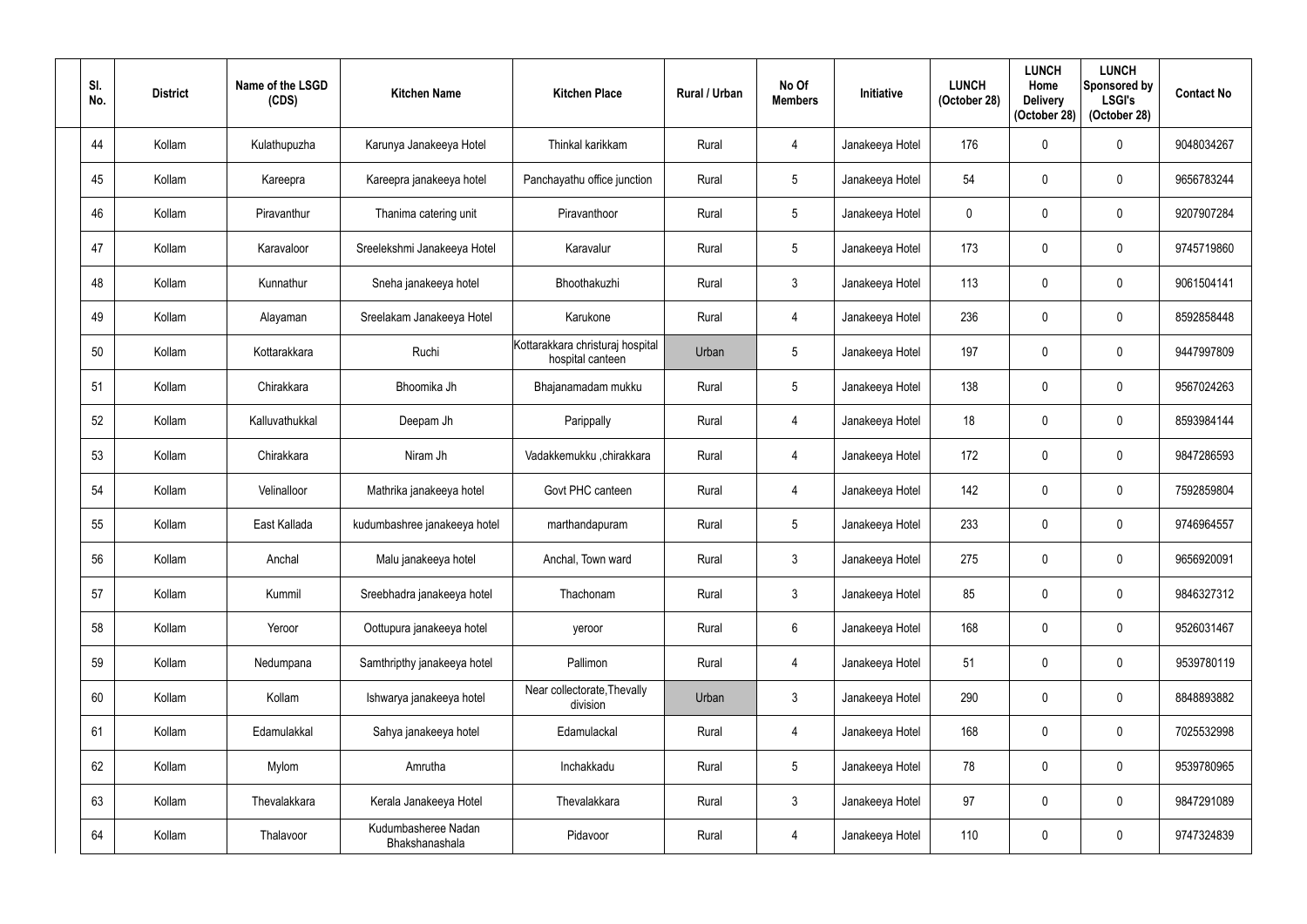| Sl. No. | District | Name of the LSGD (CDS) | Kitchen Name | Kitchen Place | Rural / Urban | No Of Members | Initiative | LUNCH (October 28) | LUNCH Home Delivery (October 28) | LUNCH Sponsored by LSGI's (October 28) | Contact No |
|---|---|---|---|---|---|---|---|---|---|---|---|
| 44 | Kollam | Kulathupuzha | Karunya Janakeeya Hotel | Thinkal karikkam | Rural | 4 | Janakeeya Hotel | 176 | 0 | 0 | 9048034267 |
| 45 | Kollam | Kareepra | Kareepra janakeeya hotel | Panchayathu office junction | Rural | 5 | Janakeeya Hotel | 54 | 0 | 0 | 9656783244 |
| 46 | Kollam | Piravanthur | Thanima catering unit | Piravanthoor | Rural | 5 | Janakeeya Hotel | 0 | 0 | 0 | 9207907284 |
| 47 | Kollam | Karavaloor | Sreelekshmi Janakeeya Hotel | Karavalur | Rural | 5 | Janakeeya Hotel | 173 | 0 | 0 | 9745719860 |
| 48 | Kollam | Kunnathur | Sneha janakeeya hotel | Bhoothakuzhi | Rural | 3 | Janakeeya Hotel | 113 | 0 | 0 | 9061504141 |
| 49 | Kollam | Alayaman | Sreelakam Janakeeya Hotel | Karukone | Rural | 4 | Janakeeya Hotel | 236 | 0 | 0 | 8592858448 |
| 50 | Kollam | Kottarakkara | Ruchi | Kottarakkara christuraj hospital hospital canteen | Urban | 5 | Janakeeya Hotel | 197 | 0 | 0 | 9447997809 |
| 51 | Kollam | Chirakkara | Bhoomika Jh | Bhajanamadam mukku | Rural | 5 | Janakeeya Hotel | 138 | 0 | 0 | 9567024263 |
| 52 | Kollam | Kalluvathukkal | Deepam Jh | Parippally | Rural | 4 | Janakeeya Hotel | 18 | 0 | 0 | 8593984144 |
| 53 | Kollam | Chirakkara | Niram Jh | Vadakkemukku ,chirakkara | Rural | 4 | Janakeeya Hotel | 172 | 0 | 0 | 9847286593 |
| 54 | Kollam | Velinalloor | Mathrika janakeeya hotel | Govt PHC canteen | Rural | 4 | Janakeeya Hotel | 142 | 0 | 0 | 7592859804 |
| 55 | Kollam | East Kallada | kudumbashree janakeeya hotel | marthandapuram | Rural | 5 | Janakeeya Hotel | 233 | 0 | 0 | 9746964557 |
| 56 | Kollam | Anchal | Malu janakeeya hotel | Anchal, Town ward | Rural | 3 | Janakeeya Hotel | 275 | 0 | 0 | 9656920091 |
| 57 | Kollam | Kummil | Sreebhadra janakeeya hotel | Thachonam | Rural | 3 | Janakeeya Hotel | 85 | 0 | 0 | 9846327312 |
| 58 | Kollam | Yeroor | Oottupura janakeeya hotel | yeroor | Rural | 6 | Janakeeya Hotel | 168 | 0 | 0 | 9526031467 |
| 59 | Kollam | Nedumpana | Samthripthy janakeeya hotel | Pallimon | Rural | 4 | Janakeeya Hotel | 51 | 0 | 0 | 9539780119 |
| 60 | Kollam | Kollam | Ishwarya janakeeya hotel | Near collectorate,Thevally division | Urban | 3 | Janakeeya Hotel | 290 | 0 | 0 | 8848893882 |
| 61 | Kollam | Edamulakkal | Sahya janakeeya hotel | Edamulackal | Rural | 4 | Janakeeya Hotel | 168 | 0 | 0 | 7025532998 |
| 62 | Kollam | Mylom | Amrutha | Inchakkadu | Rural | 5 | Janakeeya Hotel | 78 | 0 | 0 | 9539780965 |
| 63 | Kollam | Thevalakkara | Kerala Janakeeya Hotel | Thevalakkara | Rural | 3 | Janakeeya Hotel | 97 | 0 | 0 | 9847291089 |
| 64 | Kollam | Thalavoor | Kudumbasheree Nadan Bhakshanashala | Pidavoor | Rural | 4 | Janakeeya Hotel | 110 | 0 | 0 | 9747324839 |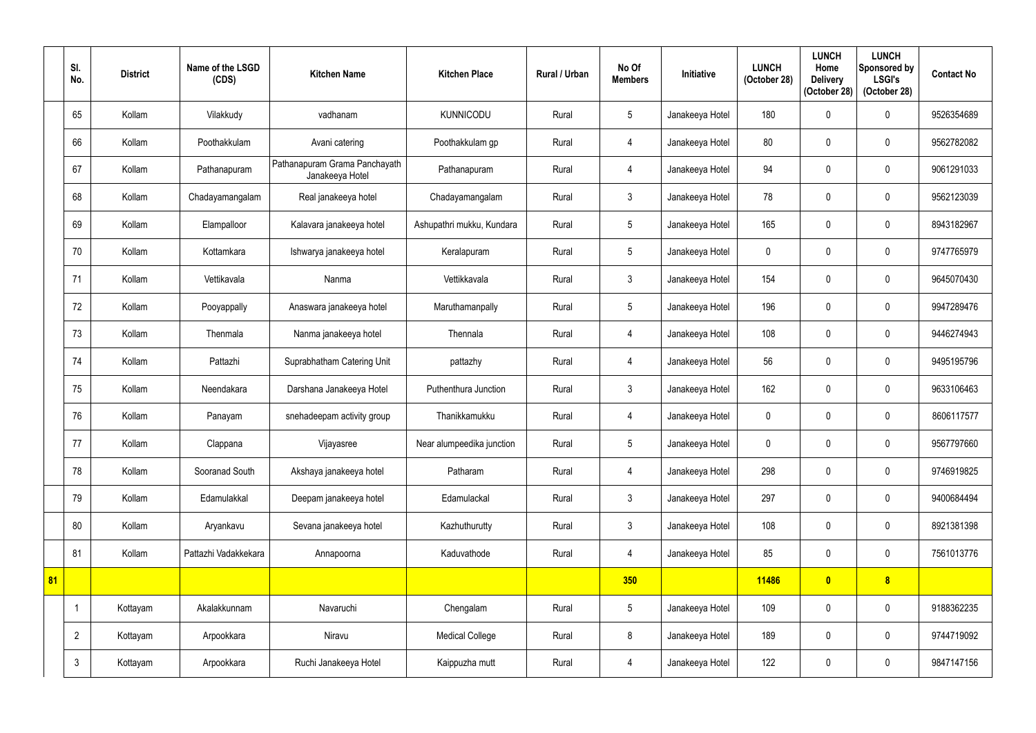|  | Sl. No. | District | Name of the LSGD (CDS) | Kitchen Name | Kitchen Place | Rural / Urban | No Of Members | Initiative | LUNCH (October 28) | LUNCH Home Delivery (October 28) | LUNCH Sponsored by LSGI's (October 28) | Contact No |
|---|---|---|---|---|---|---|---|---|---|---|---|---|
|  | 65 | Kollam | Vilakkudy | vadhanam | KUNNICODU | Rural | 5 | Janakeeya Hotel | 180 | 0 | 0 | 9526354689 |
|  | 66 | Kollam | Poothakkulam | Avani catering | Poothakkulam gp | Rural | 4 | Janakeeya Hotel | 80 | 0 | 0 | 9562782082 |
|  | 67 | Kollam | Pathanapuram | Pathanapuram Grama Panchayath Janakeeya Hotel | Pathanapuram | Rural | 4 | Janakeeya Hotel | 94 | 0 | 0 | 9061291033 |
|  | 68 | Kollam | Chadayamangalam | Real janakeeya hotel | Chadayamangalam | Rural | 3 | Janakeeya Hotel | 78 | 0 | 0 | 9562123039 |
|  | 69 | Kollam | Elampalloor | Kalavara janakeeya hotel | Ashupathri mukku, Kundara | Rural | 5 | Janakeeya Hotel | 165 | 0 | 0 | 8943182967 |
|  | 70 | Kollam | Kottamkara | Ishwarya janakeeya hotel | Keralapuram | Rural | 5 | Janakeeya Hotel | 0 | 0 | 0 | 9747765979 |
|  | 71 | Kollam | Vettikavala | Nanma | Vettikkavala | Rural | 3 | Janakeeya Hotel | 154 | 0 | 0 | 9645070430 |
|  | 72 | Kollam | Pooyappally | Anaswara janakeeya hotel | Maruthamanpally | Rural | 5 | Janakeeya Hotel | 196 | 0 | 0 | 9947289476 |
|  | 73 | Kollam | Thenmala | Nanma janakeeya hotel | Thennala | Rural | 4 | Janakeeya Hotel | 108 | 0 | 0 | 9446274943 |
|  | 74 | Kollam | Pattazhi | Suprabhatham Catering Unit | pattazhy | Rural | 4 | Janakeeya Hotel | 56 | 0 | 0 | 9495195796 |
|  | 75 | Kollam | Neendakara | Darshana Janakeeya Hotel | Puthenthura Junction | Rural | 3 | Janakeeya Hotel | 162 | 0 | 0 | 9633106463 |
|  | 76 | Kollam | Panayam | snehadeepam activity group | Thanikkamukku | Rural | 4 | Janakeeya Hotel | 0 | 0 | 0 | 8606117577 |
|  | 77 | Kollam | Clappana | Vijayasree | Near alumpeedika junction | Rural | 5 | Janakeeya Hotel | 0 | 0 | 0 | 9567797660 |
|  | 78 | Kollam | Sooranad South | Akshaya janakeeya hotel | Patharam | Rural | 4 | Janakeeya Hotel | 298 | 0 | 0 | 9746919825 |
|  | 79 | Kollam | Edamulakkal | Deepam janakeeya hotel | Edamulackal | Rural | 3 | Janakeeya Hotel | 297 | 0 | 0 | 9400684494 |
|  | 80 | Kollam | Aryankavu | Sevana janakeeya hotel | Kazhuthurutty | Rural | 3 | Janakeeya Hotel | 108 | 0 | 0 | 8921381398 |
|  | 81 | Kollam | Pattazhi Vadakkekara | Annapoorna | Kaduvathode | Rural | 4 | Janakeeya Hotel | 85 | 0 | 0 | 7561013776 |
| **81** |  |  |  |  |  |  | **350** |  | **11486** | **0** | **8** |  |
|  | 1 | Kottayam | Akalakkunnam | Navaruchi | Chengalam | Rural | 5 | Janakeeya Hotel | 109 | 0 | 0 | 9188362235 |
|  | 2 | Kottayam | Arpookkara | Niravu | Medical College | Rural | 8 | Janakeeya Hotel | 189 | 0 | 0 | 9744719092 |
|  | 3 | Kottayam | Arpookkara | Ruchi Janakeeya Hotel | Kaippuzha mutt | Rural | 4 | Janakeeya Hotel | 122 | 0 | 0 | 9847147156 |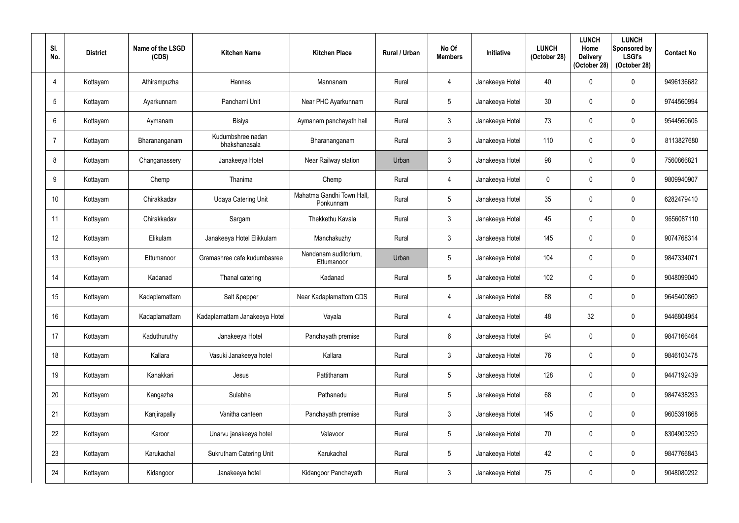| Sl. No. | District | Name of the LSGD (CDS) | Kitchen Name | Kitchen Place | Rural / Urban | No Of Members | Initiative | LUNCH (October 28) | LUNCH Home Delivery (October 28) | LUNCH Sponsored by LSGI's (October 28) | Contact No |
|---|---|---|---|---|---|---|---|---|---|---|---|
| 4 | Kottayam | Athirampuzha | Hannas | Mannanam | Rural | 4 | Janakeeya Hotel | 40 | 0 | 0 | 9496136682 |
| 5 | Kottayam | Ayarkunnam | Panchami Unit | Near PHC Ayarkunnam | Rural | 5 | Janakeeya Hotel | 30 | 0 | 0 | 9744560994 |
| 6 | Kottayam | Aymanam | Bisiya | Aymanam panchayath hall | Rural | 3 | Janakeeya Hotel | 73 | 0 | 0 | 9544560606 |
| 7 | Kottayam | Bharananganam | Kudumbshree nadan bhakshanasala | Bharananganam | Rural | 3 | Janakeeya Hotel | 110 | 0 | 0 | 8113827680 |
| 8 | Kottayam | Changanassery | Janakeeya Hotel | Near Railway station | Urban | 3 | Janakeeya Hotel | 98 | 0 | 0 | 7560866821 |
| 9 | Kottayam | Chemp | Thanima | Chemp | Rural | 4 | Janakeeya Hotel | 0 | 0 | 0 | 9809940907 |
| 10 | Kottayam | Chirakkadav | Udaya Catering Unit | Mahatma Gandhi Town Hall, Ponkunnam | Rural | 5 | Janakeeya Hotel | 35 | 0 | 0 | 6282479410 |
| 11 | Kottayam | Chirakkadav | Sargam | Thekkethu Kavala | Rural | 3 | Janakeeya Hotel | 45 | 0 | 0 | 9656087110 |
| 12 | Kottayam | Elikulam | Janakeeya Hotel Elikkulam | Manchakuzhy | Rural | 3 | Janakeeya Hotel | 145 | 0 | 0 | 9074768314 |
| 13 | Kottayam | Ettumanoor | Gramashree cafe kudumbasree | Nandanam auditorium, Ettumanoor | Urban | 5 | Janakeeya Hotel | 104 | 0 | 0 | 9847334071 |
| 14 | Kottayam | Kadanad | Thanal catering | Kadanad | Rural | 5 | Janakeeya Hotel | 102 | 0 | 0 | 9048099040 |
| 15 | Kottayam | Kadaplamattam | Salt &pepper | Near Kadaplamattom CDS | Rural | 4 | Janakeeya Hotel | 88 | 0 | 0 | 9645400860 |
| 16 | Kottayam | Kadaplamattam | Kadaplamattam Janakeeya Hotel | Vayala | Rural | 4 | Janakeeya Hotel | 48 | 32 | 0 | 9446804954 |
| 17 | Kottayam | Kaduthuruthy | Janakeeya Hotel | Panchayath premise | Rural | 6 | Janakeeya Hotel | 94 | 0 | 0 | 9847166464 |
| 18 | Kottayam | Kallara | Vasuki Janakeeya hotel | Kallara | Rural | 3 | Janakeeya Hotel | 76 | 0 | 0 | 9846103478 |
| 19 | Kottayam | Kanakkari | Jesus | Pattithanam | Rural | 5 | Janakeeya Hotel | 128 | 0 | 0 | 9447192439 |
| 20 | Kottayam | Kangazha | Sulabha | Pathanadu | Rural | 5 | Janakeeya Hotel | 68 | 0 | 0 | 9847438293 |
| 21 | Kottayam | Kanjirapally | Vanitha canteen | Panchayath premise | Rural | 3 | Janakeeya Hotel | 145 | 0 | 0 | 9605391868 |
| 22 | Kottayam | Karoor | Unarvu janakeeya hotel | Valavoor | Rural | 5 | Janakeeya Hotel | 70 | 0 | 0 | 8304903250 |
| 23 | Kottayam | Karukachal | Sukrutham Catering Unit | Karukachal | Rural | 5 | Janakeeya Hotel | 42 | 0 | 0 | 9847766843 |
| 24 | Kottayam | Kidangoor | Janakeeya hotel | Kidangoor Panchayath | Rural | 3 | Janakeeya Hotel | 75 | 0 | 0 | 9048080292 |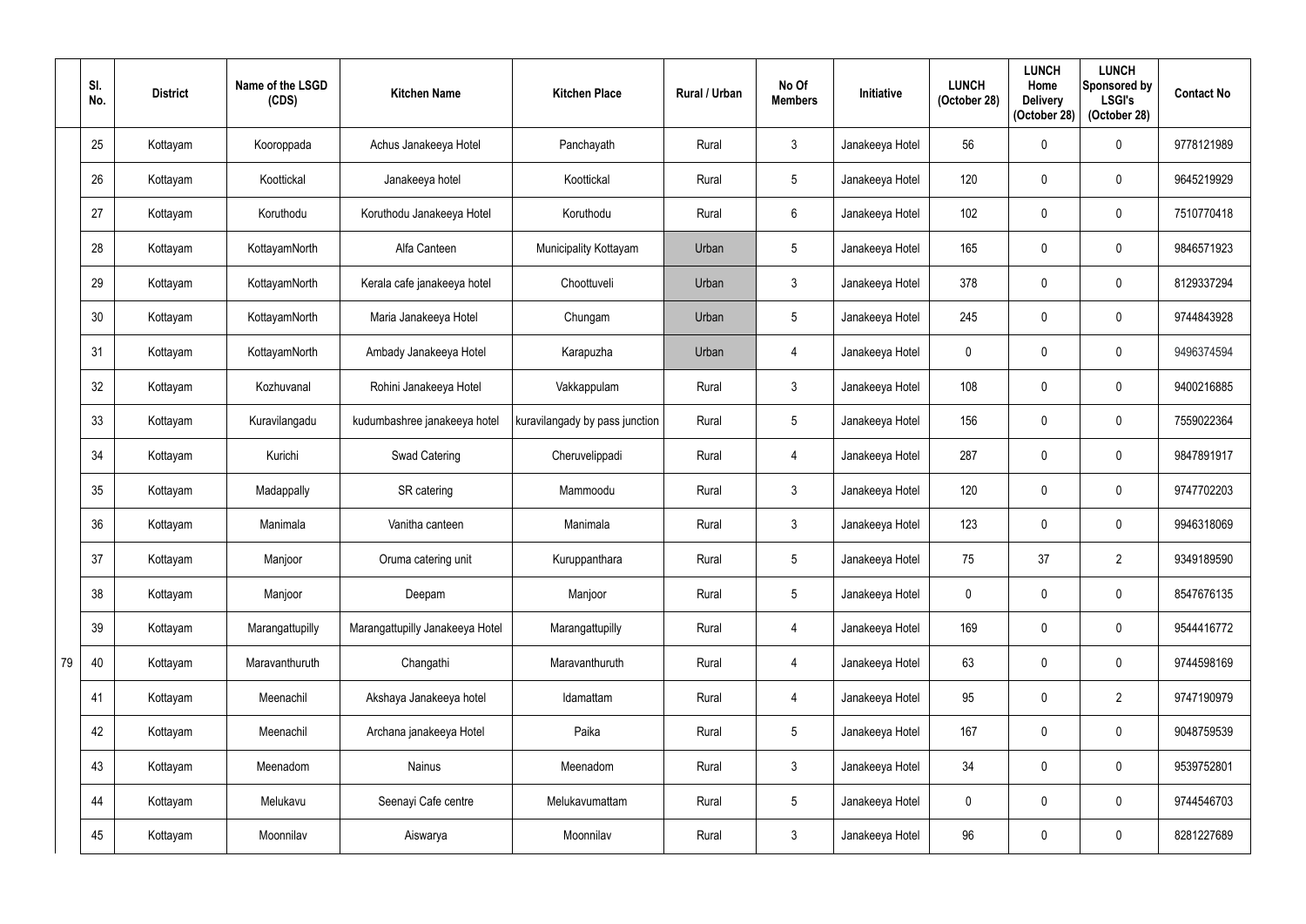|  | Sl. No. | District | Name of the LSGD (CDS) | Kitchen Name | Kitchen Place | Rural / Urban | No Of Members | Initiative | LUNCH (October 28) | LUNCH Home Delivery (October 28) | LUNCH Sponsored by LSGI's (October 28) | Contact No |
|---|---|---|---|---|---|---|---|---|---|---|---|---|
|  | 25 | Kottayam | Kooroppada | Achus Janakeeya Hotel | Panchayath | Rural | 3 | Janakeeya Hotel | 56 | 0 | 0 | 9778121989 |
|  | 26 | Kottayam | Koottickal | Janakeeya hotel | Koottickal | Rural | 5 | Janakeeya Hotel | 120 | 0 | 0 | 9645219929 |
|  | 27 | Kottayam | Koruthodu | Koruthodu Janakeeya Hotel | Koruthodu | Rural | 6 | Janakeeya Hotel | 102 | 0 | 0 | 7510770418 |
|  | 28 | Kottayam | KottayamNorth | Alfa Canteen | Municipality Kottayam | Urban | 5 | Janakeeya Hotel | 165 | 0 | 0 | 9846571923 |
|  | 29 | Kottayam | KottayamNorth | Kerala cafe janakeeya hotel | Choottuveli | Urban | 3 | Janakeeya Hotel | 378 | 0 | 0 | 8129337294 |
|  | 30 | Kottayam | KottayamNorth | Maria Janakeeya Hotel | Chungam | Urban | 5 | Janakeeya Hotel | 245 | 0 | 0 | 9744843928 |
|  | 31 | Kottayam | KottayamNorth | Ambady Janakeeya Hotel | Karapuzha | Urban | 4 | Janakeeya Hotel | 0 | 0 | 0 | 9496374594 |
|  | 32 | Kottayam | Kozhuvanal | Rohini Janakeeya Hotel | Vakkappulam | Rural | 3 | Janakeeya Hotel | 108 | 0 | 0 | 9400216885 |
|  | 33 | Kottayam | Kuravilangadu | kudumbashree janakeeya hotel | kuravilangady by pass junction | Rural | 5 | Janakeeya Hotel | 156 | 0 | 0 | 7559022364 |
|  | 34 | Kottayam | Kurichi | Swad Catering | Cheruvelippadi | Rural | 4 | Janakeeya Hotel | 287 | 0 | 0 | 9847891917 |
|  | 35 | Kottayam | Madappally | SR catering | Mammoodu | Rural | 3 | Janakeeya Hotel | 120 | 0 | 0 | 9747702203 |
|  | 36 | Kottayam | Manimala | Vanitha canteen | Manimala | Rural | 3 | Janakeeya Hotel | 123 | 0 | 0 | 9946318069 |
|  | 37 | Kottayam | Manjoor | Oruma catering unit | Kuruppanthara | Rural | 5 | Janakeeya Hotel | 75 | 37 | 2 | 9349189590 |
|  | 38 | Kottayam | Manjoor | Deepam | Manjoor | Rural | 5 | Janakeeya Hotel | 0 | 0 | 0 | 8547676135 |
|  | 39 | Kottayam | Marangattupilly | Marangattupilly Janakeeya Hotel | Marangattupilly | Rural | 4 | Janakeeya Hotel | 169 | 0 | 0 | 9544416772 |
| 79 | 40 | Kottayam | Maravanthuruth | Changathi | Maravanthuruth | Rural | 4 | Janakeeya Hotel | 63 | 0 | 0 | 9744598169 |
|  | 41 | Kottayam | Meenachil | Akshaya Janakeeya hotel | Idamattam | Rural | 4 | Janakeeya Hotel | 95 | 0 | 2 | 9747190979 |
|  | 42 | Kottayam | Meenachil | Archana janakeeya Hotel | Paika | Rural | 5 | Janakeeya Hotel | 167 | 0 | 0 | 9048759539 |
|  | 43 | Kottayam | Meenadom | Nainus | Meenadom | Rural | 3 | Janakeeya Hotel | 34 | 0 | 0 | 9539752801 |
|  | 44 | Kottayam | Melukavu | Seenayi Cafe centre | Melukavumattam | Rural | 5 | Janakeeya Hotel | 0 | 0 | 0 | 9744546703 |
|  | 45 | Kottayam | Moonnilav | Aiswarya | Moonnilav | Rural | 3 | Janakeeya Hotel | 96 | 0 | 0 | 8281227689 |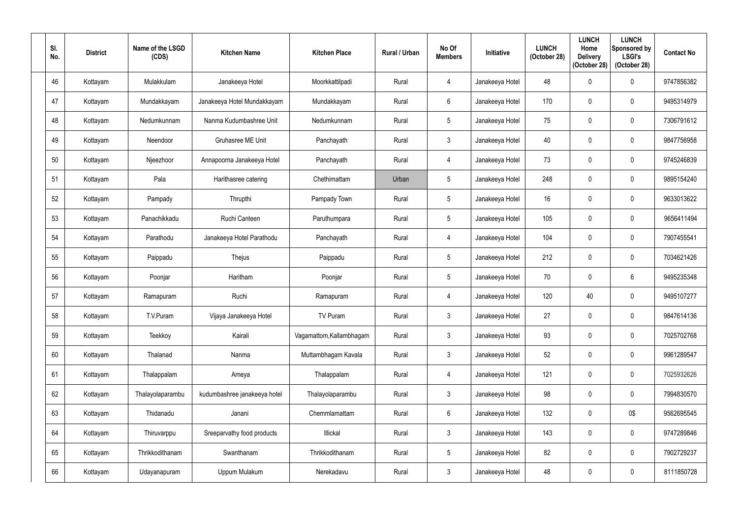| Sl. No. | District | Name of the LSGD (CDS) | Kitchen Name | Kitchen Place | Rural / Urban | No Of Members | Initiative | LUNCH (October 28) | LUNCH Home Delivery (October 28) | LUNCH Sponsored by LSGI's (October 28) | Contact No |
|---|---|---|---|---|---|---|---|---|---|---|---|
| 46 | Kottayam | Mulakkulam | Janakeeya Hotel | Moorkkattilpadi | Rural | 4 | Janakeeya Hotel | 48 | 0 | 0 | 9747856382 |
| 47 | Kottayam | Mundakkayam | Janakeeya Hotel Mundakkayam | Mundakkayam | Rural | 6 | Janakeeya Hotel | 170 | 0 | 0 | 9495314979 |
| 48 | Kottayam | Nedumkunnam | Nanma Kudumbashree Unit | Nedumkunnam | Rural | 5 | Janakeeya Hotel | 75 | 0 | 0 | 7306791612 |
| 49 | Kottayam | Neendoor | Gruhasree ME Unit | Panchayath | Rural | 3 | Janakeeya Hotel | 40 | 0 | 0 | 9847756958 |
| 50 | Kottayam | Njeezhoor | Annapoorna Janakeeya Hotel | Panchayath | Rural | 4 | Janakeeya Hotel | 73 | 0 | 0 | 9745246839 |
| 51 | Kottayam | Pala | Harithasree catering | Chethimattam | Urban | 5 | Janakeeya Hotel | 248 | 0 | 0 | 9895154240 |
| 52 | Kottayam | Pampady | Thrupthi | Pampady Town | Rural | 5 | Janakeeya Hotel | 16 | 0 | 0 | 9633013622 |
| 53 | Kottayam | Panachikkadu | Ruchi Canteen | Paruthumpara | Rural | 5 | Janakeeya Hotel | 105 | 0 | 0 | 9656411494 |
| 54 | Kottayam | Parathodu | Janakeeya Hotel Parathodu | Panchayath | Rural | 4 | Janakeeya Hotel | 104 | 0 | 0 | 7907455541 |
| 55 | Kottayam | Paippadu | Thejus | Paippadu | Rural | 5 | Janakeeya Hotel | 212 | 0 | 0 | 7034621426 |
| 56 | Kottayam | Poonjar | Haritham | Poonjar | Rural | 5 | Janakeeya Hotel | 70 | 0 | 6 | 9495235348 |
| 57 | Kottayam | Ramapuram | Ruchi | Ramapuram | Rural | 4 | Janakeeya Hotel | 120 | 40 | 0 | 9495107277 |
| 58 | Kottayam | T.V.Puram | Vijaya Janakeeya Hotel | TV Puram | Rural | 3 | Janakeeya Hotel | 27 | 0 | 0 | 9847614136 |
| 59 | Kottayam | Teekkoy | Kairali | Vagamattom,Kallambhagam | Rural | 3 | Janakeeya Hotel | 93 | 0 | 0 | 7025702768 |
| 60 | Kottayam | Thalanad | Nanma | Muttambhagam Kavala | Rural | 3 | Janakeeya Hotel | 52 | 0 | 0 | 9961289547 |
| 61 | Kottayam | Thalappalam | Ameya | Thalappalam | Rural | 4 | Janakeeya Hotel | 121 | 0 | 0 | 7025932626 |
| 62 | Kottayam | Thalayolaparambu | kudumbashree janakeeya hotel | Thalayolaparambu | Rural | 3 | Janakeeya Hotel | 98 | 0 | 0 | 7994830570 |
| 63 | Kottayam | Thidanadu | Janani | Chemmlamattam | Rural | 6 | Janakeeya Hotel | 132 | 0 | 0$ | 9562695545 |
| 64 | Kottayam | Thiruvarppu | Sreeparvathy food products | Illickal | Rural | 3 | Janakeeya Hotel | 143 | 0 | 0 | 9747289846 |
| 65 | Kottayam | Thrikkodithanam | Swanthanam | Thrikkodithanam | Rural | 5 | Janakeeya Hotel | 82 | 0 | 0 | 7902729237 |
| 66 | Kottayam | Udayanapuram | Uppum Mulakum | Nerekadavu | Rural | 3 | Janakeeya Hotel | 48 | 0 | 0 | 8111850728 |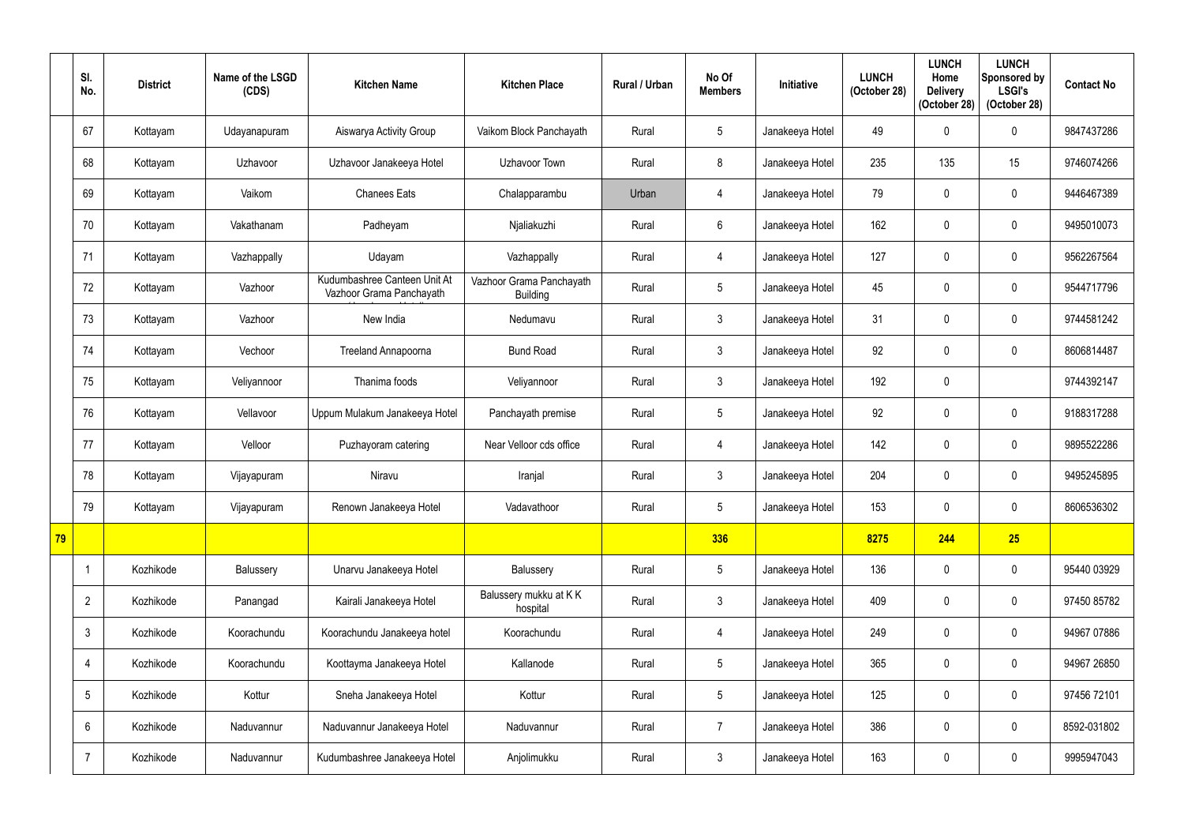|  | Sl. No. | District | Name of the LSGD (CDS) | Kitchen Name | Kitchen Place | Rural / Urban | No Of Members | Initiative | LUNCH (October 28) | LUNCH Home Delivery (October 28) | LUNCH Sponsored by LSGI's (October 28) | Contact No |
|---|---|---|---|---|---|---|---|---|---|---|---|---|
|  | 67 | Kottayam | Udayanapuram | Aiswarya Activity Group | Vaikom Block Panchayath | Rural | 5 | Janakeeya Hotel | 49 | 0 | 0 | 9847437286 |
|  | 68 | Kottayam | Uzhavoor | Uzhavoor Janakeeya Hotel | Uzhavoor Town | Rural | 8 | Janakeeya Hotel | 235 | 135 | 15 | 9746074266 |
|  | 69 | Kottayam | Vaikom | Chanees Eats | Chalapparambu | Urban | 4 | Janakeeya Hotel | 79 | 0 | 0 | 9446467389 |
|  | 70 | Kottayam | Vakathanam | Padheyam | Njaliakuzhi | Rural | 6 | Janakeeya Hotel | 162 | 0 | 0 | 9495010073 |
|  | 71 | Kottayam | Vazhappally | Udayam | Vazhappally | Rural | 4 | Janakeeya Hotel | 127 | 0 | 0 | 9562267564 |
|  | 72 | Kottayam | Vazhoor | Kudumbashree Canteen Unit At Vazhoor Grama Panchayath | Vazhoor Grama Panchayath Building | Rural | 5 | Janakeeya Hotel | 45 | 0 | 0 | 9544717796 |
|  | 73 | Kottayam | Vazhoor | New India | Nedumavu | Rural | 3 | Janakeeya Hotel | 31 | 0 | 0 | 9744581242 |
|  | 74 | Kottayam | Vechoor | Treeland Annapoorna | Bund Road | Rural | 3 | Janakeeya Hotel | 92 | 0 | 0 | 8606814487 |
|  | 75 | Kottayam | Veliyannoor | Thanima foods | Veliyannoor | Rural | 3 | Janakeeya Hotel | 192 | 0 |  | 9744392147 |
|  | 76 | Kottayam | Vellavoor | Uppum Mulakum Janakeeya Hotel | Panchayath premise | Rural | 5 | Janakeeya Hotel | 92 | 0 | 0 | 9188317288 |
|  | 77 | Kottayam | Velloor | Puzhayoram catering | Near Velloor cds office | Rural | 4 | Janakeeya Hotel | 142 | 0 | 0 | 9895522286 |
|  | 78 | Kottayam | Vijayapuram | Niravu | Iranjal | Rural | 3 | Janakeeya Hotel | 204 | 0 | 0 | 9495245895 |
|  | 79 | Kottayam | Vijayapuram | Renown Janakeeya Hotel | Vadavathoor | Rural | 5 | Janakeeya Hotel | 153 | 0 | 0 | 8606536302 |
| **79** |  |  |  |  |  |  | **336** |  | **8275** | **244** | **25** |  |
|  | 1 | Kozhikode | Balussery | Unarvu Janakeeya Hotel | Balussery | Rural | 5 | Janakeeya Hotel | 136 | 0 | 0 | 95440 03929 |
|  | 2 | Kozhikode | Panangad | Kairali Janakeeya Hotel | Balussery mukku at K K hospital | Rural | 3 | Janakeeya Hotel | 409 | 0 | 0 | 97450 85782 |
|  | 3 | Kozhikode | Koorachundu | Koorachundu Janakeeya hotel | Koorachundu | Rural | 4 | Janakeeya Hotel | 249 | 0 | 0 | 94967 07886 |
|  | 4 | Kozhikode | Koorachundu | Koottayma Janakeeya Hotel | Kallanode | Rural | 5 | Janakeeya Hotel | 365 | 0 | 0 | 94967 26850 |
|  | 5 | Kozhikode | Kottur | Sneha Janakeeya Hotel | Kottur | Rural | 5 | Janakeeya Hotel | 125 | 0 | 0 | 97456 72101 |
|  | 6 | Kozhikode | Naduvannur | Naduvannur Janakeeya Hotel | Naduvannur | Rural | 7 | Janakeeya Hotel | 386 | 0 | 0 | 8592-031802 |
|  | 7 | Kozhikode | Naduvannur | Kudumbashree Janakeeya Hotel | Anjolimukku | Rural | 3 | Janakeeya Hotel | 163 | 0 | 0 | 9995947043 |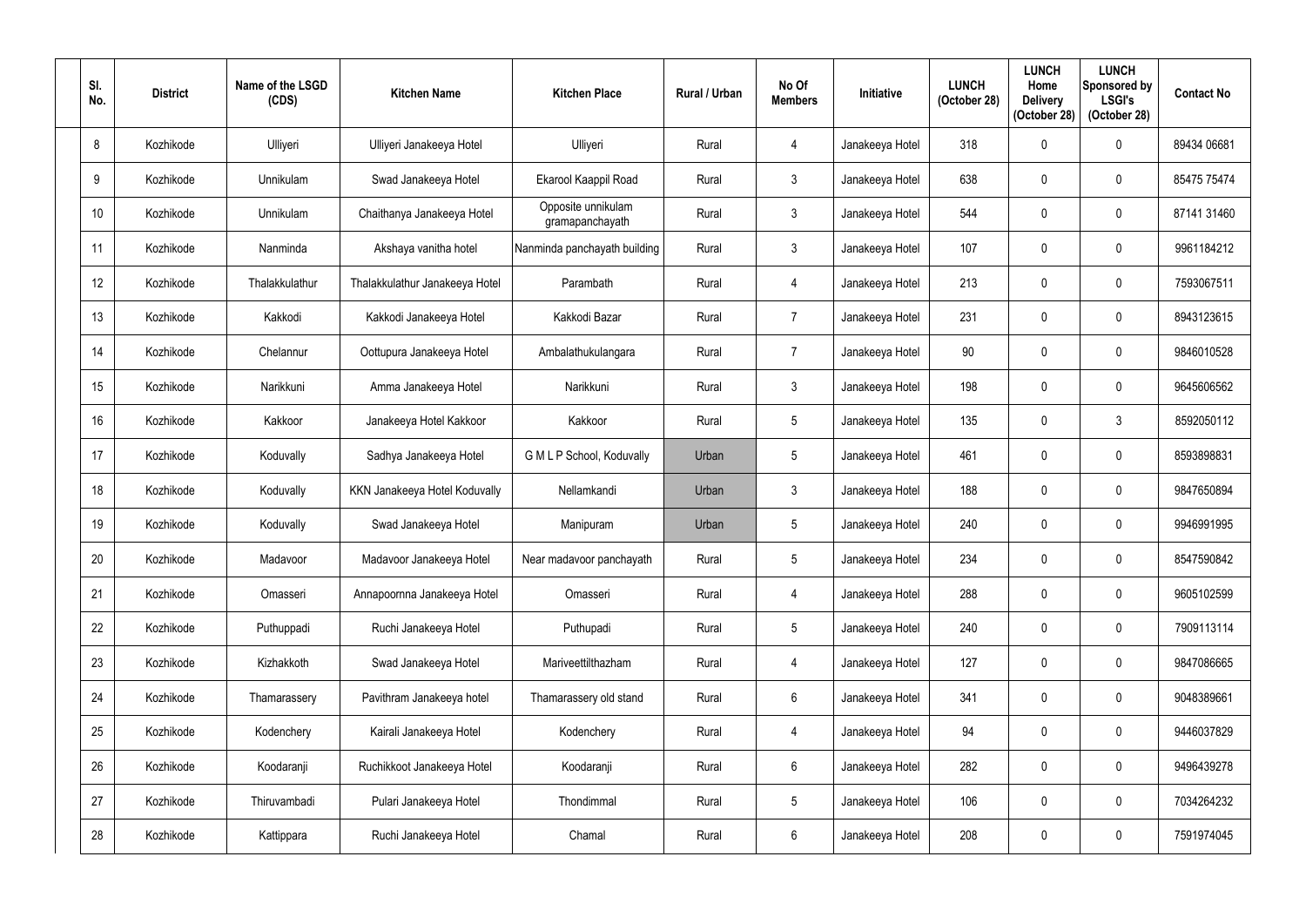| Sl. No. | District | Name of the LSGD (CDS) | Kitchen Name | Kitchen Place | Rural / Urban | No Of Members | Initiative | LUNCH (October 28) | LUNCH Home Delivery (October 28) | LUNCH Sponsored by LSGI's (October 28) | Contact No |
|---|---|---|---|---|---|---|---|---|---|---|---|
| 8 | Kozhikode | Ulliyeri | Ulliyeri Janakeeya Hotel | Ulliyeri | Rural | 4 | Janakeeya Hotel | 318 | 0 | 0 | 89434 06681 |
| 9 | Kozhikode | Unnikulam | Swad Janakeeya Hotel | Ekarool Kaappil Road | Rural | 3 | Janakeeya Hotel | 638 | 0 | 0 | 85475 75474 |
| 10 | Kozhikode | Unnikulam | Chaithanya Janakeeya Hotel | Opposite unnikulam gramapanchayath | Rural | 3 | Janakeeya Hotel | 544 | 0 | 0 | 87141 31460 |
| 11 | Kozhikode | Nanminda | Akshaya vanitha hotel | Nanminda panchayath building | Rural | 3 | Janakeeya Hotel | 107 | 0 | 0 | 9961184212 |
| 12 | Kozhikode | Thalakkulathur | Thalakkulathur Janakeeya Hotel | Parambath | Rural | 4 | Janakeeya Hotel | 213 | 0 | 0 | 7593067511 |
| 13 | Kozhikode | Kakkodi | Kakkodi Janakeeya Hotel | Kakkodi Bazar | Rural | 7 | Janakeeya Hotel | 231 | 0 | 0 | 8943123615 |
| 14 | Kozhikode | Chelannur | Oottupura Janakeeya Hotel | Ambalathukulangara | Rural | 7 | Janakeeya Hotel | 90 | 0 | 0 | 9846010528 |
| 15 | Kozhikode | Narikkuni | Amma Janakeeya Hotel | Narikkuni | Rural | 3 | Janakeeya Hotel | 198 | 0 | 0 | 9645606562 |
| 16 | Kozhikode | Kakkoor | Janakeeya Hotel Kakkoor | Kakkoor | Rural | 5 | Janakeeya Hotel | 135 | 0 | 3 | 8592050112 |
| 17 | Kozhikode | Koduvally | Sadhya Janakeeya Hotel | G M L P School, Koduvally | Urban | 5 | Janakeeya Hotel | 461 | 0 | 0 | 8593898831 |
| 18 | Kozhikode | Koduvally | KKN Janakeeya Hotel Koduvally | Nellamkandi | Urban | 3 | Janakeeya Hotel | 188 | 0 | 0 | 9847650894 |
| 19 | Kozhikode | Koduvally | Swad Janakeeya Hotel | Manipuram | Urban | 5 | Janakeeya Hotel | 240 | 0 | 0 | 9946991995 |
| 20 | Kozhikode | Madavoor | Madavoor Janakeeya Hotel | Near madavoor panchayath | Rural | 5 | Janakeeya Hotel | 234 | 0 | 0 | 8547590842 |
| 21 | Kozhikode | Omasseri | Annapoornna Janakeeya Hotel | Omasseri | Rural | 4 | Janakeeya Hotel | 288 | 0 | 0 | 9605102599 |
| 22 | Kozhikode | Puthuppadi | Ruchi Janakeeya Hotel | Puthupadi | Rural | 5 | Janakeeya Hotel | 240 | 0 | 0 | 7909113114 |
| 23 | Kozhikode | Kizhakkoth | Swad Janakeeya Hotel | Mariveettilthazham | Rural | 4 | Janakeeya Hotel | 127 | 0 | 0 | 9847086665 |
| 24 | Kozhikode | Thamarassery | Pavithram Janakeeya hotel | Thamarassery old stand | Rural | 6 | Janakeeya Hotel | 341 | 0 | 0 | 9048389661 |
| 25 | Kozhikode | Kodenchery | Kairali Janakeeya Hotel | Kodenchery | Rural | 4 | Janakeeya Hotel | 94 | 0 | 0 | 9446037829 |
| 26 | Kozhikode | Koodaranji | Ruchikkoot Janakeeya Hotel | Koodaranji | Rural | 6 | Janakeeya Hotel | 282 | 0 | 0 | 9496439278 |
| 27 | Kozhikode | Thiruvambadi | Pulari Janakeeya Hotel | Thondimmal | Rural | 5 | Janakeeya Hotel | 106 | 0 | 0 | 7034264232 |
| 28 | Kozhikode | Kattippara | Ruchi Janakeeya Hotel | Chamal | Rural | 6 | Janakeeya Hotel | 208 | 0 | 0 | 7591974045 |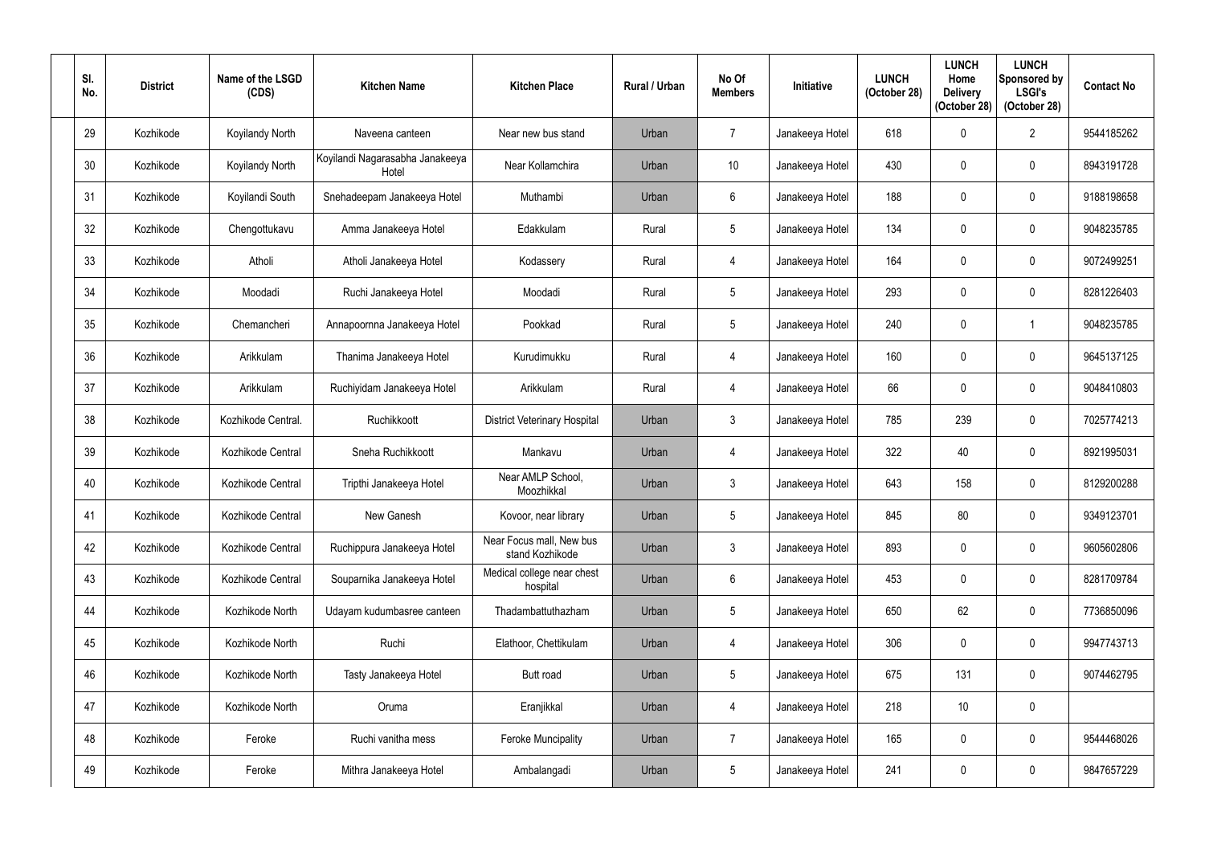| Sl. No. | District | Name of the LSGD (CDS) | Kitchen Name | Kitchen Place | Rural / Urban | No Of Members | Initiative | LUNCH (October 28) | LUNCH Home Delivery (October 28) | LUNCH Sponsored by LSGI's (October 28) | Contact No |
|---|---|---|---|---|---|---|---|---|---|---|---|
| 29 | Kozhikode | Koyilandy North | Naveena canteen | Near new bus stand | Urban | 7 | Janakeeya Hotel | 618 | 0 | 2 | 9544185262 |
| 30 | Kozhikode | Koyilandy North | Koyilandi Nagarasabha Janakeeya Hotel | Near Kollamchira | Urban | 10 | Janakeeya Hotel | 430 | 0 | 0 | 8943191728 |
| 31 | Kozhikode | Koyilandi South | Snehadeepam Janakeeya Hotel | Muthambi | Urban | 6 | Janakeeya Hotel | 188 | 0 | 0 | 9188198658 |
| 32 | Kozhikode | Chengottukavu | Amma Janakeeya Hotel | Edakkulam | Rural | 5 | Janakeeya Hotel | 134 | 0 | 0 | 9048235785 |
| 33 | Kozhikode | Atholi | Atholi Janakeeya Hotel | Kodassery | Rural | 4 | Janakeeya Hotel | 164 | 0 | 0 | 9072499251 |
| 34 | Kozhikode | Moodadi | Ruchi Janakeeya Hotel | Moodadi | Rural | 5 | Janakeeya Hotel | 293 | 0 | 0 | 8281226403 |
| 35 | Kozhikode | Chemancheri | Annapoornna Janakeeya Hotel | Pookkad | Rural | 5 | Janakeeya Hotel | 240 | 0 | 1 | 9048235785 |
| 36 | Kozhikode | Arikkulam | Thanima Janakeeya Hotel | Kurudimukku | Rural | 4 | Janakeeya Hotel | 160 | 0 | 0 | 9645137125 |
| 37 | Kozhikode | Arikkulam | Ruchiyidam Janakeeya Hotel | Arikkulam | Rural | 4 | Janakeeya Hotel | 66 | 0 | 0 | 9048410803 |
| 38 | Kozhikode | Kozhikode Central. | Ruchikkoott | District Veterinary Hospital | Urban | 3 | Janakeeya Hotel | 785 | 239 | 0 | 7025774213 |
| 39 | Kozhikode | Kozhikode Central | Sneha Ruchikkoott | Mankavu | Urban | 4 | Janakeeya Hotel | 322 | 40 | 0 | 8921995031 |
| 40 | Kozhikode | Kozhikode Central | Tripthi Janakeeya Hotel | Near AMLP School, Moozhikkal | Urban | 3 | Janakeeya Hotel | 643 | 158 | 0 | 8129200288 |
| 41 | Kozhikode | Kozhikode Central | New Ganesh | Kovoor, near library | Urban | 5 | Janakeeya Hotel | 845 | 80 | 0 | 9349123701 |
| 42 | Kozhikode | Kozhikode Central | Ruchippura Janakeeya Hotel | Near Focus mall, New bus stand Kozhikode | Urban | 3 | Janakeeya Hotel | 893 | 0 | 0 | 9605602806 |
| 43 | Kozhikode | Kozhikode Central | Souparnika Janakeeya Hotel | Medical college near chest hospital | Urban | 6 | Janakeeya Hotel | 453 | 0 | 0 | 8281709784 |
| 44 | Kozhikode | Kozhikode North | Udayam kudumbasree canteen | Thadambattuthazham | Urban | 5 | Janakeeya Hotel | 650 | 62 | 0 | 7736850096 |
| 45 | Kozhikode | Kozhikode North | Ruchi | Elathoor, Chettikulam | Urban | 4 | Janakeeya Hotel | 306 | 0 | 0 | 9947743713 |
| 46 | Kozhikode | Kozhikode North | Tasty Janakeeya Hotel | Butt road | Urban | 5 | Janakeeya Hotel | 675 | 131 | 0 | 9074462795 |
| 47 | Kozhikode | Kozhikode North | Oruma | Eranjikkal | Urban | 4 | Janakeeya Hotel | 218 | 10 | 0 | |
| 48 | Kozhikode | Feroke | Ruchi vanitha mess | Feroke Muncipality | Urban | 7 | Janakeeya Hotel | 165 | 0 | 0 | 9544468026 |
| 49 | Kozhikode | Feroke | Mithra Janakeeya Hotel | Ambalangadi | Urban | 5 | Janakeeya Hotel | 241 | 0 | 0 | 9847657229 |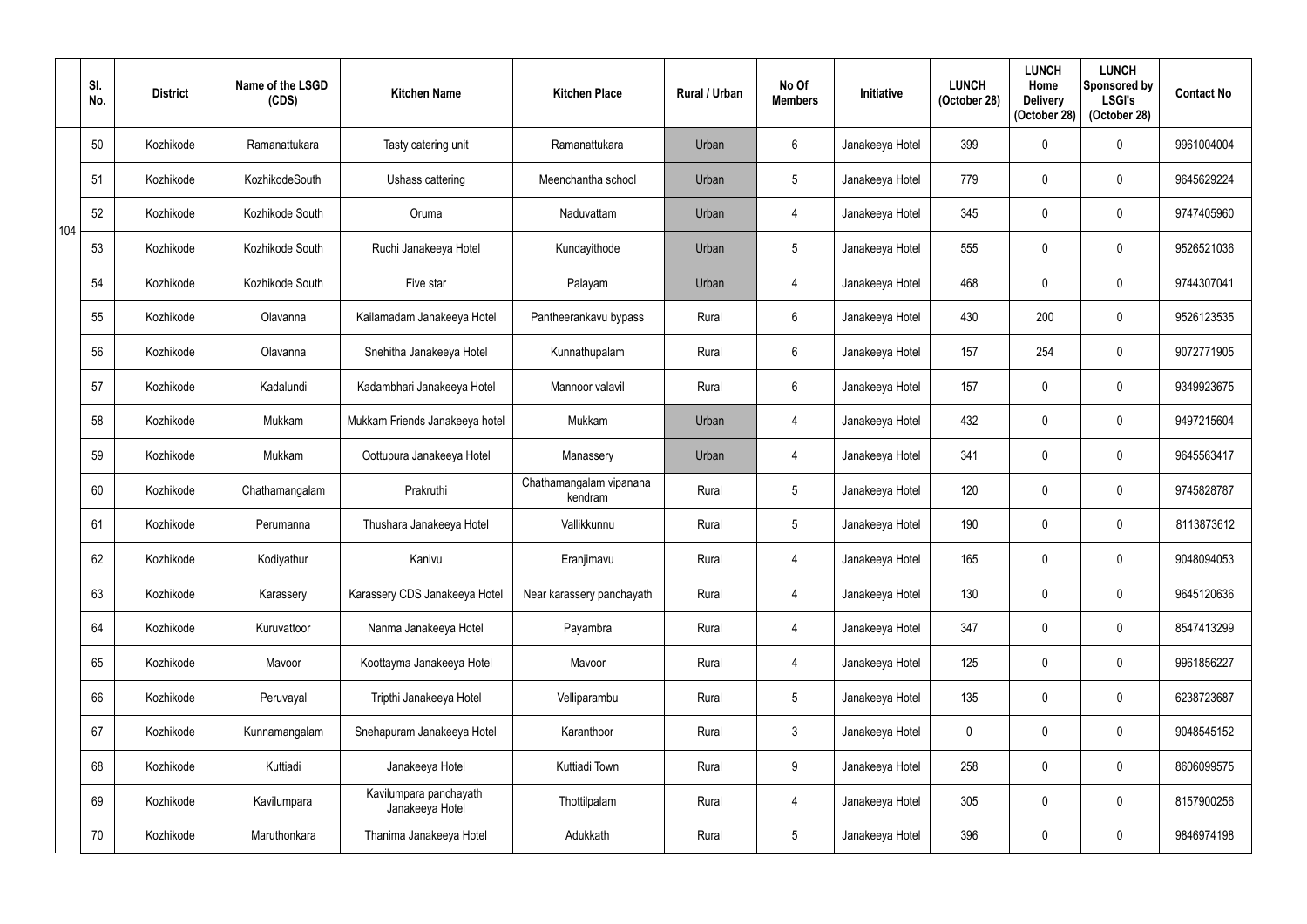| | Sl. No. | District | Name of the LSGD (CDS) | Kitchen Name | Kitchen Place | Rural / Urban | No Of Members | Initiative | LUNCH (October 28) | LUNCH Home Delivery (October 28) | LUNCH Sponsored by LSGI's (October 28) | Contact No |
|---|---|---|---|---|---|---|---|---|---|---|---|---|
| 104 | 50 | Kozhikode | Ramanattukara | Tasty catering unit | Ramanattukara | Urban | 6 | Janakeeya Hotel | 399 | 0 | 0 | 9961004004 |
| | 51 | Kozhikode | KozhikodeSouth | Ushass cattering | Meenchantha school | Urban | 5 | Janakeeya Hotel | 779 | 0 | 0 | 9645629224 |
| | 52 | Kozhikode | Kozhikode South | Oruma | Naduvattam | Urban | 4 | Janakeeya Hotel | 345 | 0 | 0 | 9747405960 |
| | 53 | Kozhikode | Kozhikode South | Ruchi Janakeeya Hotel | Kundayithode | Urban | 5 | Janakeeya Hotel | 555 | 0 | 0 | 9526521036 |
| | 54 | Kozhikode | Kozhikode South | Five star | Palayam | Urban | 4 | Janakeeya Hotel | 468 | 0 | 0 | 9744307041 |
| | 55 | Kozhikode | Olavanna | Kailamadam Janakeeya Hotel | Pantheerankavu bypass | Rural | 6 | Janakeeya Hotel | 430 | 200 | 0 | 9526123535 |
| | 56 | Kozhikode | Olavanna | Snehitha Janakeeya Hotel | Kunnathupalam | Rural | 6 | Janakeeya Hotel | 157 | 254 | 0 | 9072771905 |
| | 57 | Kozhikode | Kadalundi | Kadambhari Janakeeya Hotel | Mannoor valavil | Rural | 6 | Janakeeya Hotel | 157 | 0 | 0 | 9349923675 |
| | 58 | Kozhikode | Mukkam | Mukkam Friends Janakeeya hotel | Mukkam | Urban | 4 | Janakeeya Hotel | 432 | 0 | 0 | 9497215604 |
| | 59 | Kozhikode | Mukkam | Oottupura Janakeeya Hotel | Manassery | Urban | 4 | Janakeeya Hotel | 341 | 0 | 0 | 9645563417 |
| | 60 | Kozhikode | Chathamangalam | Prakruthi | Chathamangalam vipanana kendram | Rural | 5 | Janakeeya Hotel | 120 | 0 | 0 | 9745828787 |
| | 61 | Kozhikode | Perumanna | Thushara Janakeeya Hotel | Vallikkunnu | Rural | 5 | Janakeeya Hotel | 190 | 0 | 0 | 8113873612 |
| | 62 | Kozhikode | Kodiyathur | Kanivu | Eranjimavu | Rural | 4 | Janakeeya Hotel | 165 | 0 | 0 | 9048094053 |
| | 63 | Kozhikode | Karassery | Karassery CDS Janakeeya Hotel | Near karassery panchayath | Rural | 4 | Janakeeya Hotel | 130 | 0 | 0 | 9645120636 |
| | 64 | Kozhikode | Kuruvattoor | Nanma Janakeeya Hotel | Payambra | Rural | 4 | Janakeeya Hotel | 347 | 0 | 0 | 8547413299 |
| | 65 | Kozhikode | Mavoor | Koottayma Janakeeya Hotel | Mavoor | Rural | 4 | Janakeeya Hotel | 125 | 0 | 0 | 9961856227 |
| | 66 | Kozhikode | Peruvayal | Tripthi Janakeeya Hotel | Velliparambu | Rural | 5 | Janakeeya Hotel | 135 | 0 | 0 | 6238723687 |
| | 67 | Kozhikode | Kunnamangalam | Snehapuram Janakeeya Hotel | Karanthoor | Rural | 3 | Janakeeya Hotel | 0 | 0 | 0 | 9048545152 |
| | 68 | Kozhikode | Kuttiadi | Janakeeya Hotel | Kuttiadi Town | Rural | 9 | Janakeeya Hotel | 258 | 0 | 0 | 8606099575 |
| | 69 | Kozhikode | Kavilumpara | Kavilumpara panchayath Janakeeya Hotel | Thottilpalam | Rural | 4 | Janakeeya Hotel | 305 | 0 | 0 | 8157900256 |
| | 70 | Kozhikode | Maruthonkara | Thanima Janakeeya Hotel | Adukkath | Rural | 5 | Janakeeya Hotel | 396 | 0 | 0 | 9846974198 |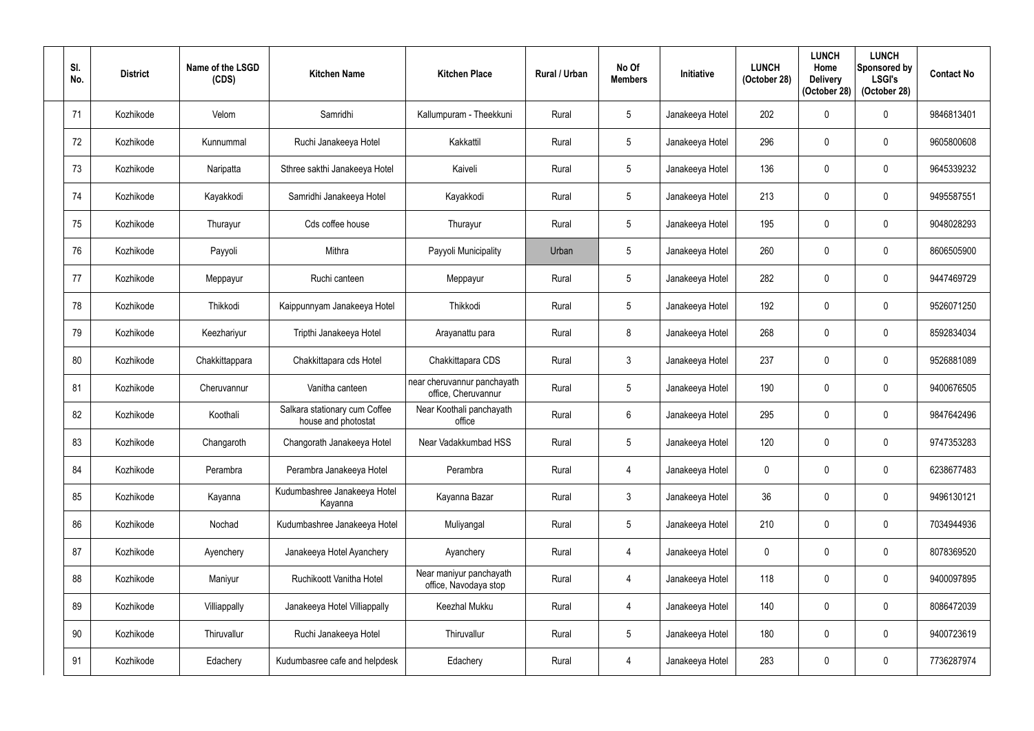| Sl. No. | District | Name of the LSGD (CDS) | Kitchen Name | Kitchen Place | Rural / Urban | No Of Members | Initiative | LUNCH (October 28) | LUNCH Home Delivery (October 28) | LUNCH Sponsored by LSGI's (October 28) | Contact No |
|---|---|---|---|---|---|---|---|---|---|---|---|
| 71 | Kozhikode | Velom | Samridhi | Kallumpuram - Theekkuni | Rural | 5 | Janakeeya Hotel | 202 | 0 | 0 | 9846813401 |
| 72 | Kozhikode | Kunnummal | Ruchi Janakeeya Hotel | Kakkattil | Rural | 5 | Janakeeya Hotel | 296 | 0 | 0 | 9605800608 |
| 73 | Kozhikode | Naripatta | Sthree sakthi Janakeeya Hotel | Kaiveli | Rural | 5 | Janakeeya Hotel | 136 | 0 | 0 | 9645339232 |
| 74 | Kozhikode | Kayakkodi | Samridhi Janakeeya Hotel | Kayakkodi | Rural | 5 | Janakeeya Hotel | 213 | 0 | 0 | 9495587551 |
| 75 | Kozhikode | Thurayur | Cds coffee house | Thurayur | Rural | 5 | Janakeeya Hotel | 195 | 0 | 0 | 9048028293 |
| 76 | Kozhikode | Payyoli | Mithra | Payyoli Municipality | Urban | 5 | Janakeeya Hotel | 260 | 0 | 0 | 8606505900 |
| 77 | Kozhikode | Meppayur | Ruchi canteen | Meppayur | Rural | 5 | Janakeeya Hotel | 282 | 0 | 0 | 9447469729 |
| 78 | Kozhikode | Thikkodi | Kaippunnyam Janakeeya Hotel | Thikkodi | Rural | 5 | Janakeeya Hotel | 192 | 0 | 0 | 9526071250 |
| 79 | Kozhikode | Keezhariyur | Tripthi Janakeeya Hotel | Arayanattu para | Rural | 8 | Janakeeya Hotel | 268 | 0 | 0 | 8592834034 |
| 80 | Kozhikode | Chakkittappara | Chakkittapara cds Hotel | Chakkittapara CDS | Rural | 3 | Janakeeya Hotel | 237 | 0 | 0 | 9526881089 |
| 81 | Kozhikode | Cheruvannur | Vanitha canteen | near cheruvannur panchayath office, Cheruvannur | Rural | 5 | Janakeeya Hotel | 190 | 0 | 0 | 9400676505 |
| 82 | Kozhikode | Koothali | Salkara stationary cum Coffee house and photostat | Near Koothali panchayath office | Rural | 6 | Janakeeya Hotel | 295 | 0 | 0 | 9847642496 |
| 83 | Kozhikode | Changaroth | Changorath Janakeeya Hotel | Near Vadakkumbad HSS | Rural | 5 | Janakeeya Hotel | 120 | 0 | 0 | 9747353283 |
| 84 | Kozhikode | Perambra | Perambra Janakeeya Hotel | Perambra | Rural | 4 | Janakeeya Hotel | 0 | 0 | 0 | 6238677483 |
| 85 | Kozhikode | Kayanna | Kudumbashree Janakeeya Hotel Kayanna | Kayanna Bazar | Rural | 3 | Janakeeya Hotel | 36 | 0 | 0 | 9496130121 |
| 86 | Kozhikode | Nochad | Kudumbashree Janakeeya Hotel | Muliyangal | Rural | 5 | Janakeeya Hotel | 210 | 0 | 0 | 7034944936 |
| 87 | Kozhikode | Ayenchery | Janakeeya Hotel Ayanchery | Ayanchery | Rural | 4 | Janakeeya Hotel | 0 | 0 | 0 | 8078369520 |
| 88 | Kozhikode | Maniyur | Ruchikoott Vanitha Hotel | Near maniyur panchayath office, Navodaya stop | Rural | 4 | Janakeeya Hotel | 118 | 0 | 0 | 9400097895 |
| 89 | Kozhikode | Villiappally | Janakeeya Hotel Villiappally | Keezhal Mukku | Rural | 4 | Janakeeya Hotel | 140 | 0 | 0 | 8086472039 |
| 90 | Kozhikode | Thiruvallur | Ruchi Janakeeya Hotel | Thiruvallur | Rural | 5 | Janakeeya Hotel | 180 | 0 | 0 | 9400723619 |
| 91 | Kozhikode | Edachery | Kudumbasree cafe and helpdesk | Edachery | Rural | 4 | Janakeeya Hotel | 283 | 0 | 0 | 7736287974 |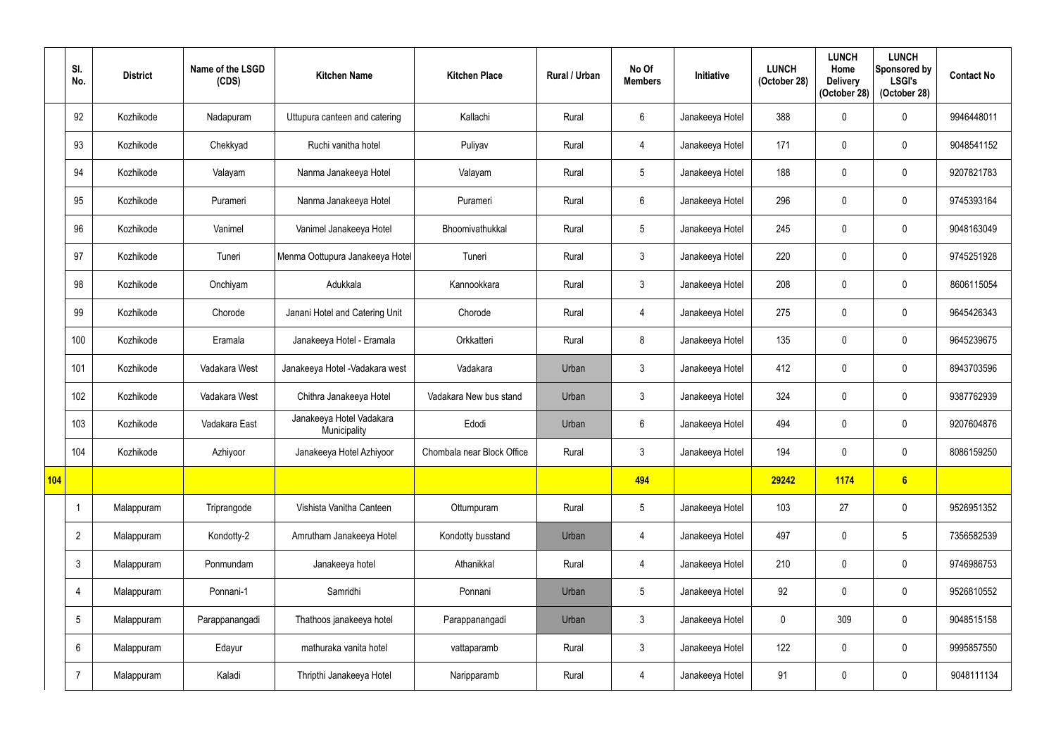| | Sl. No. | District | Name of the LSGD (CDS) | Kitchen Name | Kitchen Place | Rural / Urban | No Of Members | Initiative | LUNCH (October 28) | LUNCH Home Delivery (October 28) | LUNCH Sponsored by LSGI's (October 28) | Contact No |
|---|---|---|---|---|---|---|---|---|---|---|---|---|
| | 92 | Kozhikode | Nadapuram | Uttupura canteen and catering | Kallachi | Rural | 6 | Janakeeya Hotel | 388 | 0 | 0 | 9946448011 |
| | 93 | Kozhikode | Chekkyad | Ruchi vanitha hotel | Puliyav | Rural | 4 | Janakeeya Hotel | 171 | 0 | 0 | 9048541152 |
| | 94 | Kozhikode | Valayam | Nanma Janakeeya Hotel | Valayam | Rural | 5 | Janakeeya Hotel | 188 | 0 | 0 | 9207821783 |
| | 95 | Kozhikode | Purameri | Nanma Janakeeya Hotel | Purameri | Rural | 6 | Janakeeya Hotel | 296 | 0 | 0 | 9745393164 |
| | 96 | Kozhikode | Vanimel | Vanimel Janakeeya Hotel | Bhoomivathukkal | Rural | 5 | Janakeeya Hotel | 245 | 0 | 0 | 9048163049 |
| | 97 | Kozhikode | Tuneri | Menma Oottupura Janakeeya Hotel | Tuneri | Rural | 3 | Janakeeya Hotel | 220 | 0 | 0 | 9745251928 |
| | 98 | Kozhikode | Onchiyam | Adukkala | Kannookkara | Rural | 3 | Janakeeya Hotel | 208 | 0 | 0 | 8606115054 |
| | 99 | Kozhikode | Chorode | Janani Hotel and Catering Unit | Chorode | Rural | 4 | Janakeeya Hotel | 275 | 0 | 0 | 9645426343 |
| | 100 | Kozhikode | Eramala | Janakeeya Hotel - Eramala | Orkkatteri | Rural | 8 | Janakeeya Hotel | 135 | 0 | 0 | 9645239675 |
| | 101 | Kozhikode | Vadakara West | Janakeeya Hotel -Vadakara west | Vadakara | Urban | 3 | Janakeeya Hotel | 412 | 0 | 0 | 8943703596 |
| | 102 | Kozhikode | Vadakara West | Chithra Janakeeya Hotel | Vadakara New bus stand | Urban | 3 | Janakeeya Hotel | 324 | 0 | 0 | 9387762939 |
| | 103 | Kozhikode | Vadakara East | Janakeeya Hotel Vadakara Municipality | Edodi | Urban | 6 | Janakeeya Hotel | 494 | 0 | 0 | 9207604876 |
| | 104 | Kozhikode | Azhiyoor | Janakeeya Hotel Azhiyoor | Chombala near Block Office | Rural | 3 | Janakeeya Hotel | 194 | 0 | 0 | 8086159250 |
| **104** | | | | | | | **494** | | **29242** | **1174** | **6** | |
| | 1 | Malappuram | Triprangode | Vishista Vanitha Canteen | Ottumpuram | Rural | 5 | Janakeeya Hotel | 103 | 27 | 0 | 9526951352 |
| | 2 | Malappuram | Kondotty-2 | Amrutham Janakeeya Hotel | Kondotty busstand | Urban | 4 | Janakeeya Hotel | 497 | 0 | 5 | 7356582539 |
| | 3 | Malappuram | Ponmundam | Janakeeya hotel | Athanikkal | Rural | 4 | Janakeeya Hotel | 210 | 0 | 0 | 9746986753 |
| | 4 | Malappuram | Ponnani-1 | Samridhi | Ponnani | Urban | 5 | Janakeeya Hotel | 92 | 0 | 0 | 9526810552 |
| | 5 | Malappuram | Parappanangadi | Thathoos janakeeya hotel | Parappanangadi | Urban | 3 | Janakeeya Hotel | 0 | 309 | 0 | 9048515158 |
| | 6 | Malappuram | Edayur | mathuraka vanita hotel | vattaparamb | Rural | 3 | Janakeeya Hotel | 122 | 0 | 0 | 9995857550 |
| | 7 | Malappuram | Kaladi | Thripthi Janakeeya Hotel | Narippáramb | Rural | 4 | Janakeeya Hotel | 91 | 0 | 0 | 9048111134 |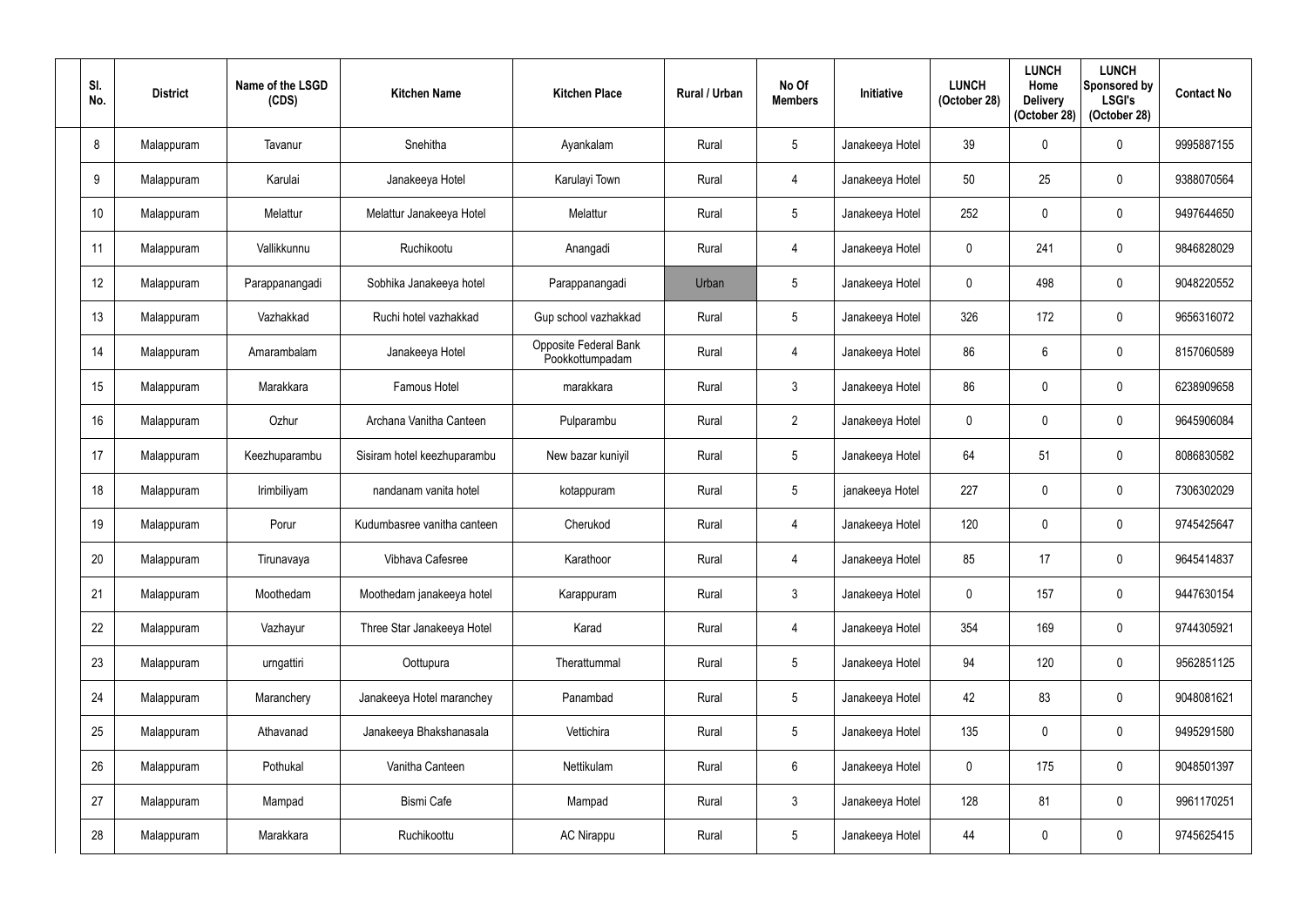| Sl. No. | District | Name of the LSGD (CDS) | Kitchen Name | Kitchen Place | Rural / Urban | No Of Members | Initiative | LUNCH (October 28) | LUNCH Home Delivery (October 28) | LUNCH Sponsored by LSGI's (October 28) | Contact No |
|---|---|---|---|---|---|---|---|---|---|---|---|
| 8 | Malappuram | Tavanur | Snehitha | Ayankalam | Rural | 5 | Janakeeya Hotel | 39 | 0 | 0 | 9995887155 |
| 9 | Malappuram | Karulai | Janakeeya Hotel | Karulayi Town | Rural | 4 | Janakeeya Hotel | 50 | 25 | 0 | 9388070564 |
| 10 | Malappuram | Melattur | Melattur Janakeeya Hotel | Melattur | Rural | 5 | Janakeeya Hotel | 252 | 0 | 0 | 9497644650 |
| 11 | Malappuram | Vallikkunnu | Ruchikootu | Anangadi | Rural | 4 | Janakeeya Hotel | 0 | 241 | 0 | 9846828029 |
| 12 | Malappuram | Parappanangadi | Sobhika Janakeeya hotel | Parappanangadi | Urban | 5 | Janakeeya Hotel | 0 | 498 | 0 | 9048220552 |
| 13 | Malappuram | Vazhakkad | Ruchi hotel vazhakkad | Gup school vazhakkad | Rural | 5 | Janakeeya Hotel | 326 | 172 | 0 | 9656316072 |
| 14 | Malappuram | Amarambalam | Janakeeya Hotel | Opposite Federal Bank Pookkottumpadam | Rural | 4 | Janakeeya Hotel | 86 | 6 | 0 | 8157060589 |
| 15 | Malappuram | Marakkara | Famous Hotel | marakkara | Rural | 3 | Janakeeya Hotel | 86 | 0 | 0 | 6238909658 |
| 16 | Malappuram | Ozhur | Archana Vanitha Canteen | Pulparambu | Rural | 2 | Janakeeya Hotel | 0 | 0 | 0 | 9645906084 |
| 17 | Malappuram | Keezhuparambu | Sisiram hotel keezhuparambu | New bazar kuniyil | Rural | 5 | Janakeeya Hotel | 64 | 51 | 0 | 8086830582 |
| 18 | Malappuram | Irimbiliyam | nandanam vanita hotel | kotappuram | Rural | 5 | janakeeya Hotel | 227 | 0 | 0 | 7306302029 |
| 19 | Malappuram | Porur | Kudumbasree vanitha canteen | Cherukod | Rural | 4 | Janakeeya Hotel | 120 | 0 | 0 | 9745425647 |
| 20 | Malappuram | Tirunavaya | Vibhava Cafesree | Karathoor | Rural | 4 | Janakeeya Hotel | 85 | 17 | 0 | 9645414837 |
| 21 | Malappuram | Moothedam | Moothedam janakeeya hotel | Karappuram | Rural | 3 | Janakeeya Hotel | 0 | 157 | 0 | 9447630154 |
| 22 | Malappuram | Vazhayur | Three Star Janakeeya Hotel | Karad | Rural | 4 | Janakeeya Hotel | 354 | 169 | 0 | 9744305921 |
| 23 | Malappuram | urngattiri | Oottupura | Therattummal | Rural | 5 | Janakeeya Hotel | 94 | 120 | 0 | 9562851125 |
| 24 | Malappuram | Maranchery | Janakeeya Hotel maranchey | Panambad | Rural | 5 | Janakeeya Hotel | 42 | 83 | 0 | 9048081621 |
| 25 | Malappuram | Athavanad | Janakeeya Bhakshanasala | Vettichira | Rural | 5 | Janakeeya Hotel | 135 | 0 | 0 | 9495291580 |
| 26 | Malappuram | Pothukal | Vanitha Canteen | Nettikulam | Rural | 6 | Janakeeya Hotel | 0 | 175 | 0 | 9048501397 |
| 27 | Malappuram | Mampad | Bismi Cafe | Mampad | Rural | 3 | Janakeeya Hotel | 128 | 81 | 0 | 9961170251 |
| 28 | Malappuram | Marakkara | Ruchikoottu | AC Nirappu | Rural | 5 | Janakeeya Hotel | 44 | 0 | 0 | 9745625415 |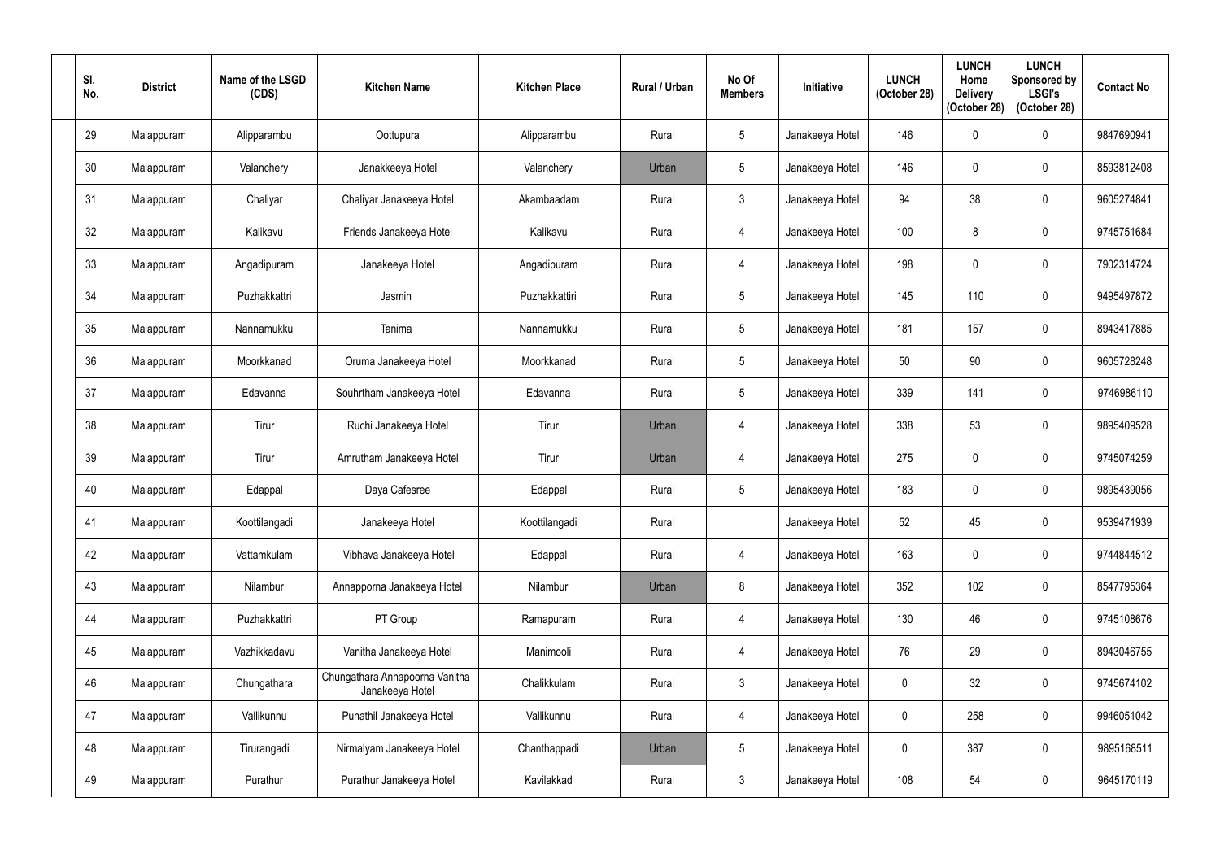| Sl. No. | District | Name of the LSGD (CDS) | Kitchen Name | Kitchen Place | Rural / Urban | No Of Members | Initiative | LUNCH (October 28) | LUNCH Home Delivery (October 28) | LUNCH Sponsored by LSGI's (October 28) | Contact No |
|---|---|---|---|---|---|---|---|---|---|---|---|
| 29 | Malappuram | Alipparambu | Oottupura | Alipparambu | Rural | 5 | Janakeeya Hotel | 146 | 0 | 0 | 9847690941 |
| 30 | Malappuram | Valanchery | Janakkeeya Hotel | Valanchery | Urban | 5 | Janakeeya Hotel | 146 | 0 | 0 | 8593812408 |
| 31 | Malappuram | Chaliyar | Chaliyar Janakeeya Hotel | Akambaadam | Rural | 3 | Janakeeya Hotel | 94 | 38 | 0 | 9605274841 |
| 32 | Malappuram | Kalikavu | Friends Janakeeya Hotel | Kalikavu | Rural | 4 | Janakeeya Hotel | 100 | 8 | 0 | 9745751684 |
| 33 | Malappuram | Angadipuram | Janakeeya Hotel | Angadipuram | Rural | 4 | Janakeeya Hotel | 198 | 0 | 0 | 7902314724 |
| 34 | Malappuram | Puzhakkattri | Jasmin | Puzhakkattiri | Rural | 5 | Janakeeya Hotel | 145 | 110 | 0 | 9495497872 |
| 35 | Malappuram | Nannamukku | Tanima | Nannamukku | Rural | 5 | Janakeeya Hotel | 181 | 157 | 0 | 8943417885 |
| 36 | Malappuram | Moorkkanad | Oruma Janakeeya Hotel | Moorkkanad | Rural | 5 | Janakeeya Hotel | 50 | 90 | 0 | 9605728248 |
| 37 | Malappuram | Edavanna | Souhrtham Janakeeya Hotel | Edavanna | Rural | 5 | Janakeeya Hotel | 339 | 141 | 0 | 9746986110 |
| 38 | Malappuram | Tirur | Ruchi Janakeeya Hotel | Tirur | Urban | 4 | Janakeeya Hotel | 338 | 53 | 0 | 9895409528 |
| 39 | Malappuram | Tirur | Amrutham Janakeeya Hotel | Tirur | Urban | 4 | Janakeeya Hotel | 275 | 0 | 0 | 9745074259 |
| 40 | Malappuram | Edappal | Daya Cafesree | Edappal | Rural | 5 | Janakeeya Hotel | 183 | 0 | 0 | 9895439056 |
| 41 | Malappuram | Koottilangadi | Janakeeya Hotel | Koottilangadi | Rural | | Janakeeya Hotel | 52 | 45 | 0 | 9539471939 |
| 42 | Malappuram | Vattamkulam | Vibhava Janakeeya Hotel | Edappal | Rural | 4 | Janakeeya Hotel | 163 | 0 | 0 | 9744844512 |
| 43 | Malappuram | Nilambur | Annapporna Janakeeya Hotel | Nilambur | Urban | 8 | Janakeeya Hotel | 352 | 102 | 0 | 8547795364 |
| 44 | Malappuram | Puzhakkattri | PT Group | Ramapuram | Rural | 4 | Janakeeya Hotel | 130 | 46 | 0 | 9745108676 |
| 45 | Malappuram | Vazhikkadavu | Vanitha Janakeeya Hotel | Manimooli | Rural | 4 | Janakeeya Hotel | 76 | 29 | 0 | 8943046755 |
| 46 | Malappuram | Chungathara | Chungathara Annapoorna Vanitha Janakeeya Hotel | Chalikkulam | Rural | 3 | Janakeeya Hotel | 0 | 32 | 0 | 9745674102 |
| 47 | Malappuram | Vallikunnu | Punathil Janakeeya Hotel | Vallikunnu | Rural | 4 | Janakeeya Hotel | 0 | 258 | 0 | 9946051042 |
| 48 | Malappuram | Tirurangadi | Nirmalyam Janakeeya Hotel | Chanthappadi | Urban | 5 | Janakeeya Hotel | 0 | 387 | 0 | 9895168511 |
| 49 | Malappuram | Purathur | Purathur Janakeeya Hotel | Kavilakkad | Rural | 3 | Janakeeya Hotel | 108 | 54 | 0 | 9645170119 |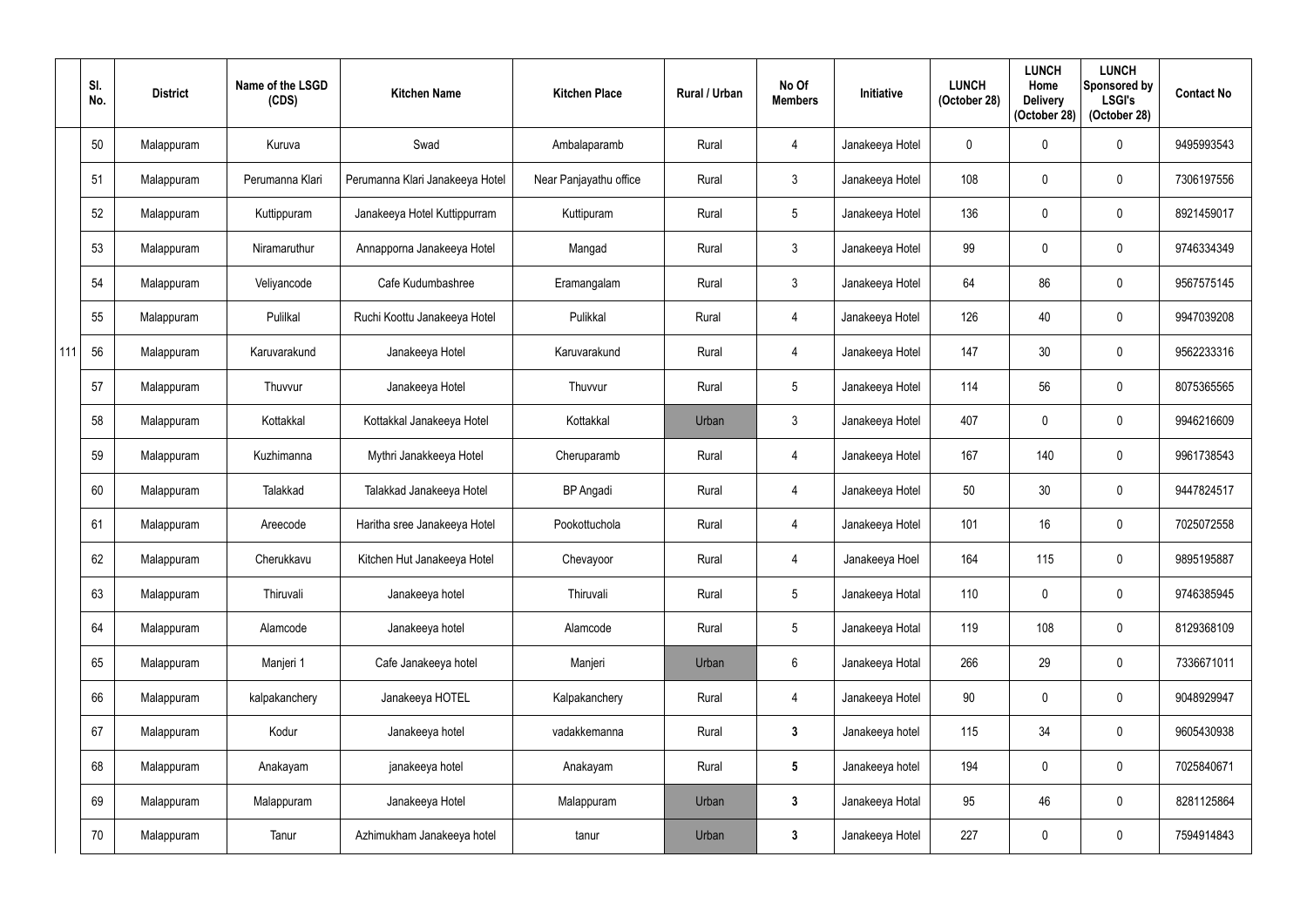| | Sl. No. | District | Name of the LSGD (CDS) | Kitchen Name | Kitchen Place | Rural / Urban | No Of Members | Initiative | LUNCH (October 28) | LUNCH Home Delivery (October 28) | LUNCH Sponsored by LSGI's (October 28) | Contact No |
|---|---|---|---|---|---|---|---|---|---|---|---|---|
| | 50 | Malappuram | Kuruva | Swad | Ambalaparamb | Rural | 4 | Janakeeya Hotel | 0 | 0 | 0 | 9495993543 |
| | 51 | Malappuram | Perumanna Klari | Perumanna Klari Janakeeya Hotel | Near Panjayathu office | Rural | 3 | Janakeeya Hotel | 108 | 0 | 0 | 7306197556 |
| | 52 | Malappuram | Kuttippuram | Janakeeya Hotel Kuttippurram | Kuttipuram | Rural | 5 | Janakeeya Hotel | 136 | 0 | 0 | 8921459017 |
| | 53 | Malappuram | Niramaruthur | Annapporna Janakeeya Hotel | Mangad | Rural | 3 | Janakeeya Hotel | 99 | 0 | 0 | 9746334349 |
| | 54 | Malappuram | Veliyancode | Cafe Kudumbashree | Eramangalam | Rural | 3 | Janakeeya Hotel | 64 | 86 | 0 | 9567575145 |
| | 55 | Malappuram | Pulilkal | Ruchi Koottu Janakeeya Hotel | Pulikkal | Rural | 4 | Janakeeya Hotel | 126 | 40 | 0 | 9947039208 |
| 111 | 56 | Malappuram | Karuvarakund | Janakeeya Hotel | Karuvarakund | Rural | 4 | Janakeeya Hotel | 147 | 30 | 0 | 9562233316 |
| | 57 | Malappuram | Thuvvur | Janakeeya Hotel | Thuvvur | Rural | 5 | Janakeeya Hotel | 114 | 56 | 0 | 8075365565 |
| | 58 | Malappuram | Kottakkal | Kottakkal Janakeeya Hotel | Kottakkal | Urban | 3 | Janakeeya Hotel | 407 | 0 | 0 | 9946216609 |
| | 59 | Malappuram | Kuzhimanna | Mythri Janakkeeya Hotel | Cheruparamb | Rural | 4 | Janakeeya Hotel | 167 | 140 | 0 | 9961738543 |
| | 60 | Malappuram | Talakkad | Talakkad Janakeeya Hotel | BP Angadi | Rural | 4 | Janakeeya Hotel | 50 | 30 | 0 | 9447824517 |
| | 61 | Malappuram | Areecode | Haritha sree Janakeeya Hotel | Pookottuchola | Rural | 4 | Janakeeya Hotel | 101 | 16 | 0 | 7025072558 |
| | 62 | Malappuram | Cherukkavu | Kitchen Hut Janakeeya Hotel | Chevayoor | Rural | 4 | Janakeeya Hoel | 164 | 115 | 0 | 9895195887 |
| | 63 | Malappuram | Thiruvali | Janakeeya hotel | Thiruvali | Rural | 5 | Janakeeya Hotal | 110 | 0 | 0 | 9746385945 |
| | 64 | Malappuram | Alamcode | Janakeeya hotel | Alamcode | Rural | 5 | Janakeeya Hotal | 119 | 108 | 0 | 8129368109 |
| | 65 | Malappuram | Manjeri 1 | Cafe Janakeeya hotel | Manjeri | Urban | 6 | Janakeeya Hotal | 266 | 29 | 0 | 7336671011 |
| | 66 | Malappuram | kalpakanchery | Janakeeya HOTEL | Kalpakanchery | Rural | 4 | Janakeeya Hotel | 90 | 0 | 0 | 9048929947 |
| | 67 | Malappuram | Kodur | Janakeeya hotel | vadakkemanna | Rural | **3** | Janakeeya hotel | 115 | 34 | 0 | 9605430938 |
| | 68 | Malappuram | Anakayam | janakeeya hotel | Anakayam | Rural | **5** | Janakeeya hotel | 194 | 0 | 0 | 7025840671 |
| | 69 | Malappuram | Malappuram | Janakeeya Hotel | Malappuram | Urban | **3** | Janakeeya Hotal | 95 | 46 | 0 | 8281125864 |
| | 70 | Malappuram | Tanur | Azhimukham Janakeeya hotel | tanur | Urban | **3** | Janakeeya Hotel | 227 | 0 | 0 | 7594914843 |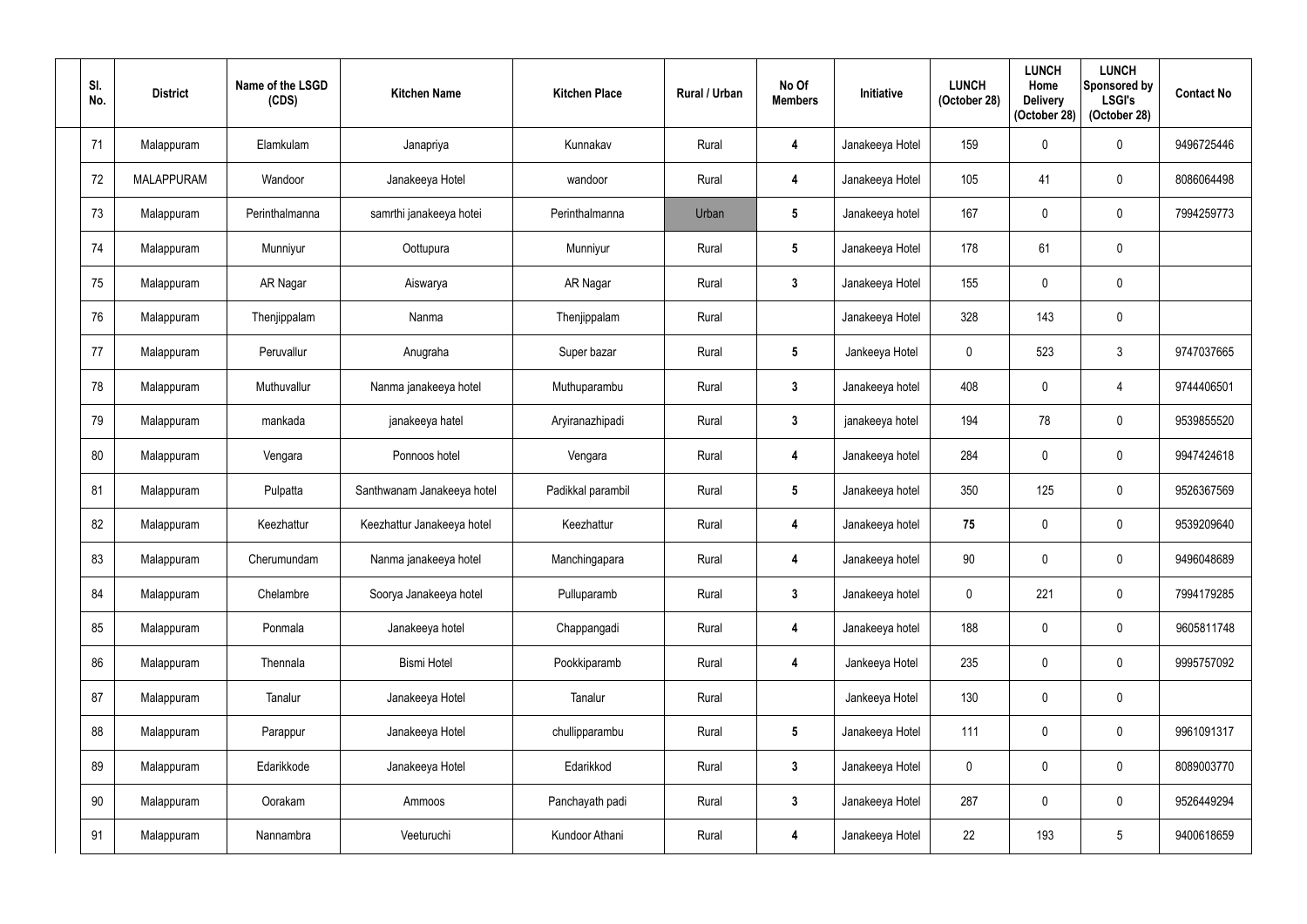| Sl. No. | District | Name of the LSGD (CDS) | Kitchen Name | Kitchen Place | Rural / Urban | No Of Members | Initiative | LUNCH (October 28) | LUNCH Home Delivery (October 28) | LUNCH Sponsored by LSGI's (October 28) | Contact No |
|---|---|---|---|---|---|---|---|---|---|---|---|
| 71 | Malappuram | Elamkulam | Janapriya | Kunnakav | Rural | 4 | Janakeeya Hotel | 159 | 0 | 0 | 9496725446 |
| 72 | MALAPPURAM | Wandoor | Janakeeya Hotel | wandoor | Rural | 4 | Janakeeya Hotel | 105 | 41 | 0 | 8086064498 |
| 73 | Malappuram | Perinthalmanna | samrthi janakeeya hotei | Perinthalmanna | Urban | 5 | Janakeeya hotel | 167 | 0 | 0 | 7994259773 |
| 74 | Malappuram | Munniyur | Oottupura | Munniyur | Rural | 5 | Janakeeya Hotel | 178 | 61 | 0 | |
| 75 | Malappuram | AR Nagar | Aiswarya | AR Nagar | Rural | 3 | Janakeeya Hotel | 155 | 0 | 0 | |
| 76 | Malappuram | Thenjippalam | Nanma | Thenjippalam | Rural | | Janakeeya Hotel | 328 | 143 | 0 | |
| 77 | Malappuram | Peruvallur | Anugraha | Super bazar | Rural | 5 | Jankeeya Hotel | 0 | 523 | 3 | 9747037665 |
| 78 | Malappuram | Muthuvallur | Nanma janakeeya hotel | Muthuparambu | Rural | 3 | Janakeeya hotel | 408 | 0 | 4 | 9744406501 |
| 79 | Malappuram | mankada | janakeeya hatel | Aryiranazhipadi | Rural | 3 | janakeeya hotel | 194 | 78 | 0 | 9539855520 |
| 80 | Malappuram | Vengara | Ponnoos hotel | Vengara | Rural | 4 | Janakeeya hotel | 284 | 0 | 0 | 9947424618 |
| 81 | Malappuram | Pulpatta | Santhwanam Janakeeya hotel | Padikkal parambil | Rural | 5 | Janakeeya hotel | 350 | 125 | 0 | 9526367569 |
| 82 | Malappuram | Keezhattur | Keezhattur Janakeeya hotel | Keezhattur | Rural | 4 | Janakeeya hotel | 75 | 0 | 0 | 9539209640 |
| 83 | Malappuram | Cherumundam | Nanma janakeeya hotel | Manchingapara | Rural | 4 | Janakeeya hotel | 90 | 0 | 0 | 9496048689 |
| 84 | Malappuram | Chelambre | Soorya Janakeeya hotel | Pulluparamb | Rural | 3 | Janakeeya hotel | 0 | 221 | 0 | 7994179285 |
| 85 | Malappuram | Ponmala | Janakeeya hotel | Chappangadi | Rural | 4 | Janakeeya hotel | 188 | 0 | 0 | 9605811748 |
| 86 | Malappuram | Thennala | Bismi Hotel | Pookkiparamb | Rural | 4 | Jankeeya Hotel | 235 | 0 | 0 | 9995757092 |
| 87 | Malappuram | Tanalur | Janakeeya Hotel | Tanalur | Rural | | Jankeeya Hotel | 130 | 0 | 0 | |
| 88 | Malappuram | Parappur | Janakeeya Hotel | chullipparambu | Rural | 5 | Janakeeya Hotel | 111 | 0 | 0 | 9961091317 |
| 89 | Malappuram | Edarikkode | Janakeeya Hotel | Edarikkod | Rural | 3 | Janakeeya Hotel | 0 | 0 | 0 | 8089003770 |
| 90 | Malappuram | Oorakam | Ammoos | Panchayath padi | Rural | 3 | Janakeeya Hotel | 287 | 0 | 0 | 9526449294 |
| 91 | Malappuram | Nannambra | Veeturuchi | Kundoor Athani | Rural | 4 | Janakeeya Hotel | 22 | 193 | 5 | 9400618659 |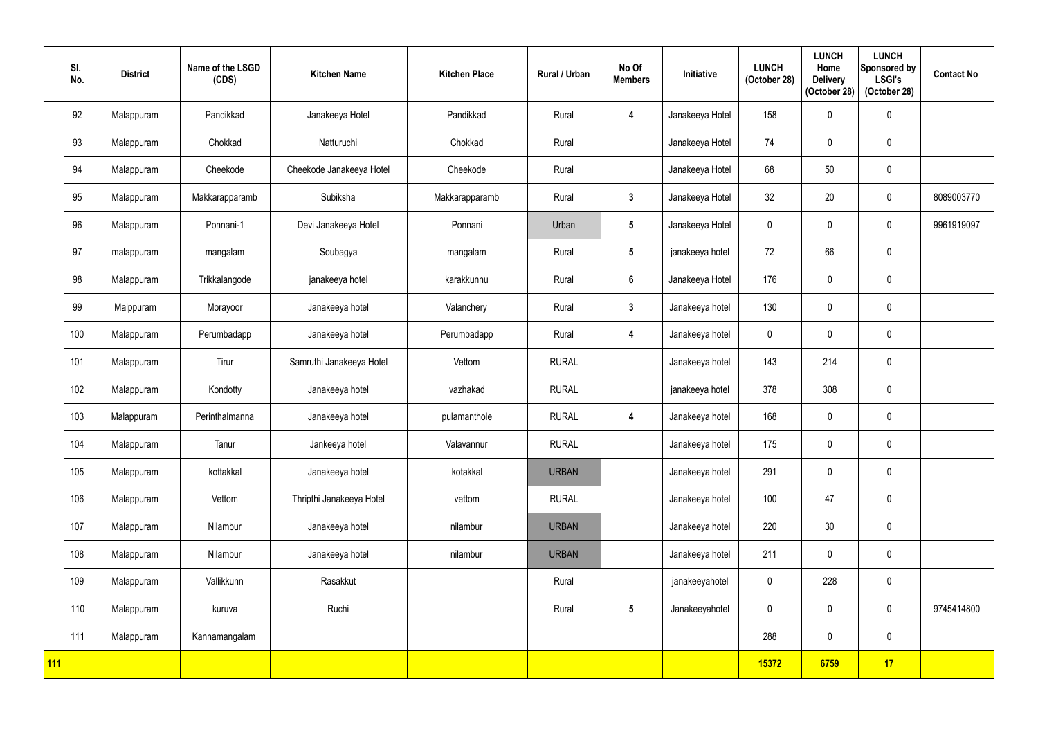| | Sl. No. | District | Name of the LSGD (CDS) | Kitchen Name | Kitchen Place | Rural / Urban | No Of Members | Initiative | LUNCH (October 28) | LUNCH Home Delivery (October 28) | LUNCH Sponsored by LSGI's (October 28) | Contact No |
|---|---|---|---|---|---|---|---|---|---|---|---|---|
| | 92 | Malappuram | Pandikkad | Janakeeya Hotel | Pandikkad | Rural | 4 | Janakeeya Hotel | 158 | 0 | 0 | |
| | 93 | Malappuram | Chokkad | Natturuchi | Chokkad | Rural | | Janakeeya Hotel | 74 | 0 | 0 | |
| | 94 | Malappuram | Cheekode | Cheekode Janakeeya Hotel | Cheekode | Rural | | Janakeeya Hotel | 68 | 50 | 0 | |
| | 95 | Malappuram | Makkarapparamb | Subiksha | Makkarapparamb | Rural | 3 | Janakeeya Hotel | 32 | 20 | 0 | 8089003770 |
| | 96 | Malappuram | Ponnani-1 | Devi Janakeeya Hotel | Ponnani | Urban | 5 | Janakeeya Hotel | 0 | 0 | 0 | 9961919097 |
| | 97 | malappuram | mangalam | Soubagya | mangalam | Rural | 5 | janakeeya hotel | 72 | 66 | 0 | |
| | 98 | Malappuram | Trikkalangode | janakeeya hotel | karakkunnu | Rural | 6 | Janakeeya Hotel | 176 | 0 | 0 | |
| | 99 | Malppuram | Morayoor | Janakeeya hotel | Valanchery | Rural | 3 | Janakeeya hotel | 130 | 0 | 0 | |
| | 100 | Malappuram | Perumbadapp | Janakeeya hotel | Perumbadapp | Rural | 4 | Janakeeya hotel | 0 | 0 | 0 | |
| | 101 | Malappuram | Tirur | Samruthi Janakeeya Hotel | Vettom | RURAL | | Janakeeya hotel | 143 | 214 | 0 | |
| | 102 | Malappuram | Kondotty | Janakeeya hotel | vazhakad | RURAL | | janakeeya hotel | 378 | 308 | 0 | |
| | 103 | Malappuram | Perinthalmanna | Janakeeya hotel | pulamanthole | RURAL | 4 | Janakeeya hotel | 168 | 0 | 0 | |
| | 104 | Malappuram | Tanur | Jankeeya hotel | Valavannur | RURAL | | Janakeeya hotel | 175 | 0 | 0 | |
| | 105 | Malappuram | kottakkal | Janakeeya hotel | kotakkal | URBAN | | Janakeeya hotel | 291 | 0 | 0 | |
| | 106 | Malappuram | Vettom | Thripthi Janakeeya Hotel | vettom | RURAL | | Janakeeya hotel | 100 | 47 | 0 | |
| | 107 | Malappuram | Nilambur | Janakeeya hotel | nilambur | URBAN | | Janakeeya hotel | 220 | 30 | 0 | |
| | 108 | Malappuram | Nilambur | Janakeeya hotel | nilambur | URBAN | | Janakeeya hotel | 211 | 0 | 0 | |
| | 109 | Malappuram | Vallikkunn | Rasakkut | | Rural | | janakeeyahotel | 0 | 228 | 0 | |
| | 110 | Malappuram | kuruva | Ruchi | | Rural | 5 | Janakeeyahotel | 0 | 0 | 0 | 9745414800 |
| | 111 | Malappuram | Kannamangalam | | | | | | 288 | 0 | 0 | |
| **111** | | | | | | | | | **15372** | **6759** | **17** | |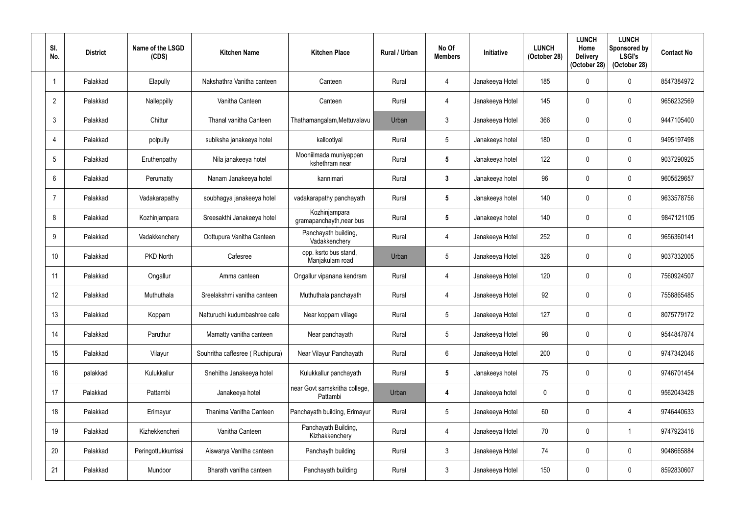| Sl. No. | District | Name of the LSGD (CDS) | Kitchen Name | Kitchen Place | Rural / Urban | No Of Members | Initiative | LUNCH (October 28) | LUNCH Home Delivery (October 28) | LUNCH Sponsored by LSGI's (October 28) | Contact No |
|---|---|---|---|---|---|---|---|---|---|---|---|
| 1 | Palakkad | Elapully | Nakshathra Vanitha canteen | Canteen | Rural | 4 | Janakeeya Hotel | 185 | 0 | 0 | 8547384972 |
| 2 | Palakkad | Nalleppilly | Vanitha Canteen | Canteen | Rural | 4 | Janakeeya Hotel | 145 | 0 | 0 | 9656232569 |
| 3 | Palakkad | Chittur | Thanal vanitha Canteen | Thathamangalam,Mettuvalavu | Urban | 3 | Janakeeya Hotel | 366 | 0 | 0 | 9447105400 |
| 4 | Palakkad | polpully | subiksha janakeeya hotel | kallootiyal | Rural | 5 | Janakeeya hotel | 180 | 0 | 0 | 9495197498 |
| 5 | Palakkad | Eruthenpathy | Nila janakeeya hotel | Mooniilmada muniyappan kshethram near | Rural | 5 | Janakeeya hotel | 122 | 0 | 0 | 9037290925 |
| 6 | Palakkad | Perumatty | Nanam Janakeeya hotel | kannimari | Rural | 3 | Janakeeya hotel | 96 | 0 | 0 | 9605529657 |
| 7 | Palakkad | Vadakarapathy | soubhagya janakeeya hotel | vadakarapathy panchayath | Rural | 5 | Janakeeya hotel | 140 | 0 | 0 | 9633578756 |
| 8 | Palakkad | Kozhinjampara | Sreesakthi Janakeeya hotel | Kozhinjampara gramapanchayth,near bus | Rural | 5 | Janakeeya hotel | 140 | 0 | 0 | 9847121105 |
| 9 | Palakkad | Vadakkenchery | Oottupura Vanitha Canteen | Panchayath building, Vadakkenchery | Rural | 4 | Janakeeya Hotel | 252 | 0 | 0 | 9656360141 |
| 10 | Palakkad | PKD North | Cafesree | opp. ksrtc bus stand, Manjakulam road | Urban | 5 | Janakeeya Hotel | 326 | 0 | 0 | 9037332005 |
| 11 | Palakkad | Ongallur | Amma canteen | Ongallur vipanana kendram | Rural | 4 | Janakeeya Hotel | 120 | 0 | 0 | 7560924507 |
| 12 | Palakkad | Muthuthala | Sreelakshmi vanitha canteen | Muthuthala panchayath | Rural | 4 | Janakeeya Hotel | 92 | 0 | 0 | 7558865485 |
| 13 | Palakkad | Koppam | Natturuchi kudumbashree cafe | Near koppam village | Rural | 5 | Janakeeya Hotel | 127 | 0 | 0 | 8075779172 |
| 14 | Palakkad | Paruthur | Mamatty vanitha canteen | Near panchayath | Rural | 5 | Janakeeya Hotel | 98 | 0 | 0 | 9544847874 |
| 15 | Palakkad | Vilayur | Souhritha caffesree ( Ruchipura) | Near Vilayur Panchayath | Rural | 6 | Janakeeya Hotel | 200 | 0 | 0 | 9747342046 |
| 16 | palakkad | Kulukkallur | Snehitha Janakeeya hotel | Kulukkallur panchayath | Rural | 5 | Janakeeya hotel | 75 | 0 | 0 | 9746701454 |
| 17 | Palakkad | Pattambi | Janakeeya hotel | near Govt samskritha college, Pattambi | Urban | 4 | Janakeeya hotel | 0 | 0 | 0 | 9562043428 |
| 18 | Palakkad | Erimayur | Thanima Vanitha Canteen | Panchayath building, Erimayur | Rural | 5 | Janakeeya Hotel | 60 | 0 | 4 | 9746440633 |
| 19 | Palakkad | Kizhekkencheri | Vanitha Canteen | Panchayath Building, Kizhakkenchery | Rural | 4 | Janakeeya Hotel | 70 | 0 | 1 | 9747923418 |
| 20 | Palakkad | Peringottukkurrissi | Aiswarya Vanitha canteen | Panchayth building | Rural | 3 | Janakeeya Hotel | 74 | 0 | 0 | 9048665884 |
| 21 | Palakkad | Mundoor | Bharath vanitha canteen | Panchayath building | Rural | 3 | Janakeeya Hotel | 150 | 0 | 0 | 8592830607 |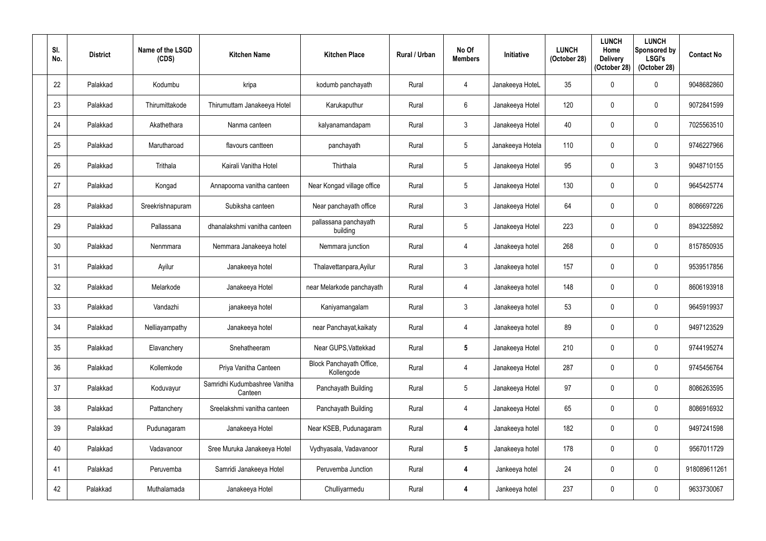| Sl. No. | District | Name of the LSGD (CDS) | Kitchen Name | Kitchen Place | Rural / Urban | No Of Members | Initiative | LUNCH (October 28) | LUNCH Home Delivery (October 28) | LUNCH Sponsored by LSGI's (October 28) | Contact No |
|---|---|---|---|---|---|---|---|---|---|---|---|
| 22 | Palakkad | Kodumbu | kripa | kodumb panchayath | Rural | 4 | Janakeeya HoteL | 35 | 0 | 0 | 9048682860 |
| 23 | Palakkad | Thirumittakode | Thirumuttam Janakeeya Hotel | Karukaputhur | Rural | 6 | Janakeeya Hotel | 120 | 0 | 0 | 9072841599 |
| 24 | Palakkad | Akathethara | Nanma canteen | kalyanamandapam | Rural | 3 | Janakeeya Hotel | 40 | 0 | 0 | 7025563510 |
| 25 | Palakkad | Marutharoad | flavours cantteen | panchayath | Rural | 5 | Janakeeya Hotela | 110 | 0 | 0 | 9746227966 |
| 26 | Palakkad | Trithala | Kairali Vanitha Hotel | Thirthala | Rural | 5 | Janakeeya Hotel | 95 | 0 | 3 | 9048710155 |
| 27 | Palakkad | Kongad | Annapoorna vanitha canteen | Near Kongad village office | Rural | 5 | Janakeeya Hotel | 130 | 0 | 0 | 9645425774 |
| 28 | Palakkad | Sreekrishnapuram | Subiksha canteen | Near panchayath office | Rural | 3 | Janakeeya Hotel | 64 | 0 | 0 | 8086697226 |
| 29 | Palakkad | Pallassana | dhanalakshmi vanitha canteen | pallassana panchayath building | Rural | 5 | Janakeeya Hotel | 223 | 0 | 0 | 8943225892 |
| 30 | Palakkad | Nenmmara | Nemmara Janakeeya hotel | Nemmara junction | Rural | 4 | Janakeeya hotel | 268 | 0 | 0 | 8157850935 |
| 31 | Palakkad | Ayilur | Janakeeya hotel | Thalavettanpara,Ayilur | Rural | 3 | Janakeeya hotel | 157 | 0 | 0 | 9539517856 |
| 32 | Palakkad | Melarkode | Janakeeya Hotel | near Melarkode panchayath | Rural | 4 | Janakeeya hotel | 148 | 0 | 0 | 8606193918 |
| 33 | Palakkad | Vandazhi | janakeeya hotel | Kaniyamangalam | Rural | 3 | Janakeeya hotel | 53 | 0 | 0 | 9645919937 |
| 34 | Palakkad | Nelliayampathy | Janakeeya hotel | near Panchayat,kaikaty | Rural | 4 | Janakeeya hotel | 89 | 0 | 0 | 9497123529 |
| 35 | Palakkad | Elavanchery | Snehatheeram | Near GUPS,Vattekkad | Rural | 5 | Janakeeya Hotel | 210 | 0 | 0 | 9744195274 |
| 36 | Palakkad | Kollemkode | Priya Vanitha Canteen | Block Panchayath Office, Kollengode | Rural | 4 | Janakeeya Hotel | 287 | 0 | 0 | 9745456764 |
| 37 | Palakkad | Koduvayur | Samridhi Kudumbashree Vanitha Canteen | Panchayath Building | Rural | 5 | Janakeeya Hotel | 97 | 0 | 0 | 8086263595 |
| 38 | Palakkad | Pattanchery | Sreelakshmi vanitha canteen | Panchayath Building | Rural | 4 | Janakeeya Hotel | 65 | 0 | 0 | 8086916932 |
| 39 | Palakkad | Pudunagaram | Janakeeya Hotel | Near KSEB, Pudunagaram | Rural | 4 | Janakeeya hotel | 182 | 0 | 0 | 9497241598 |
| 40 | Palakkad | Vadavanoor | Sree Muruka Janakeeya Hotel | Vydhyasala, Vadavanoor | Rural | 5 | Janakeeya hotel | 178 | 0 | 0 | 9567011729 |
| 41 | Palakkad | Peruvemba | Samridi Janakeeya Hotel | Peruvemba Junction | Rural | 4 | Jankeeya hotel | 24 | 0 | 0 | 918089611261 |
| 42 | Palakkad | Muthalamada | Janakeeya Hotel | Chulliyarmedu | Rural | 4 | Jankeeya hotel | 237 | 0 | 0 | 9633730067 |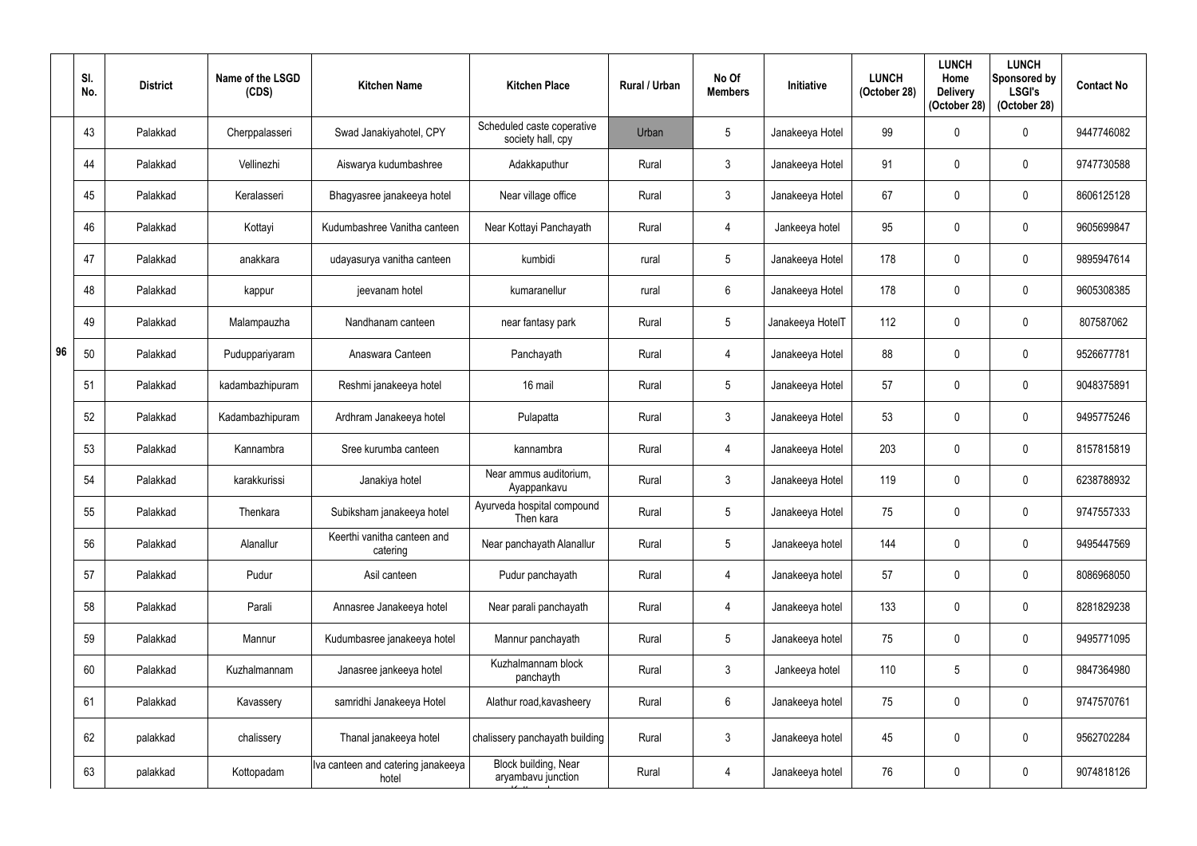|  | Sl. No. | District | Name of the LSGD (CDS) | Kitchen Name | Kitchen Place | Rural / Urban | No Of Members | Initiative | LUNCH (October 28) | LUNCH Home Delivery (October 28) | LUNCH Sponsored by LSGI's (October 28) | Contact No |
|---|---|---|---|---|---|---|---|---|---|---|---|---|
| 96 | 43 | Palakkad | Cherppalasseri | Swad Janakiyahotel, CPY | Scheduled caste coperative society hall, cpy | Urban | 5 | Janakeeya Hotel | 99 | 0 | 0 | 9447746082 |
|  | 44 | Palakkad | Vellinezhi | Aiswarya kudumbashree | Adakkaputhur | Rural | 3 | Janakeeya Hotel | 91 | 0 | 0 | 9747730588 |
|  | 45 | Palakkad | Keralasseri | Bhagyasree janakeeya hotel | Near village office | Rural | 3 | Janakeeya Hotel | 67 | 0 | 0 | 8606125128 |
|  | 46 | Palakkad | Kottayi | Kudumbashree Vanitha canteen | Near Kottayi Panchayath | Rural | 4 | Jankeeya hotel | 95 | 0 | 0 | 9605699847 |
|  | 47 | Palakkad | anakkara | udayasurya vanitha canteen | kumbidi | rural | 5 | Janakeeya Hotel | 178 | 0 | 0 | 9895947614 |
|  | 48 | Palakkad | kappur | jeevanam hotel | kumaranellur | rural | 6 | Janakeeya Hotel | 178 | 0 | 0 | 9605308385 |
|  | 49 | Palakkad | Malampauzha | Nandhanam canteen | near fantasy park | Rural | 5 | Janakeeya HotelT | 112 | 0 | 0 | 807587062 |
|  | 50 | Palakkad | Puduppariyaram | Anaswara Canteen | Panchayath | Rural | 4 | Janakeeya Hotel | 88 | 0 | 0 | 9526677781 |
|  | 51 | Palakkad | kadambazhipuram | Reshmi janakeeya hotel | 16 mail | Rural | 5 | Janakeeya Hotel | 57 | 0 | 0 | 9048375891 |
|  | 52 | Palakkad | Kadambazhipuram | Ardhram Janakeeya hotel | Pulapatta | Rural | 3 | Janakeeya Hotel | 53 | 0 | 0 | 9495775246 |
|  | 53 | Palakkad | Kannambra | Sree kurumba canteen | kannambra | Rural | 4 | Janakeeya Hotel | 203 | 0 | 0 | 8157815819 |
|  | 54 | Palakkad | karakkurissi | Janakiya hotel | Near ammus auditorium, Ayappankavu | Rural | 3 | Janakeeya Hotel | 119 | 0 | 0 | 6238788932 |
|  | 55 | Palakkad | Thenkara | Subiksham janakeeya hotel | Ayurveda hospital compound Then kara | Rural | 5 | Janakeeya Hotel | 75 | 0 | 0 | 9747557333 |
|  | 56 | Palakkad | Alanallur | Keerthi vanitha canteen and catering | Near panchayath Alanallur | Rural | 5 | Janakeeya hotel | 144 | 0 | 0 | 9495447569 |
|  | 57 | Palakkad | Pudur | Asil canteen | Pudur panchayath | Rural | 4 | Janakeeya hotel | 57 | 0 | 0 | 8086968050 |
|  | 58 | Palakkad | Parali | Annasree Janakeeya hotel | Near parali panchayath | Rural | 4 | Janakeeya hotel | 133 | 0 | 0 | 8281829238 |
|  | 59 | Palakkad | Mannur | Kudumbasree janakeeya hotel | Mannur panchayath | Rural | 5 | Janakeeya hotel | 75 | 0 | 0 | 9495771095 |
|  | 60 | Palakkad | Kuzhalmannam | Janasree jankeeya hotel | Kuzhalmannam block panchayth | Rural | 3 | Jankeeya hotel | 110 | 5 | 0 | 9847364980 |
|  | 61 | Palakkad | Kavassery | samridhi Janakeeya Hotel | Alathur road,kavasheery | Rural | 6 | Janakeeya hotel | 75 | 0 | 0 | 9747570761 |
|  | 62 | palakkad | chalissery | Thanal janakeeya hotel | chalissery panchayath building | Rural | 3 | Janakeeya hotel | 45 | 0 | 0 | 9562702284 |
|  | 63 | palakkad | Kottopadam | Iva canteen and catering janakeeya hotel | Block building, Near aryambavu junction | Rural | 4 | Janakeeya hotel | 76 | 0 | 0 | 9074818126 |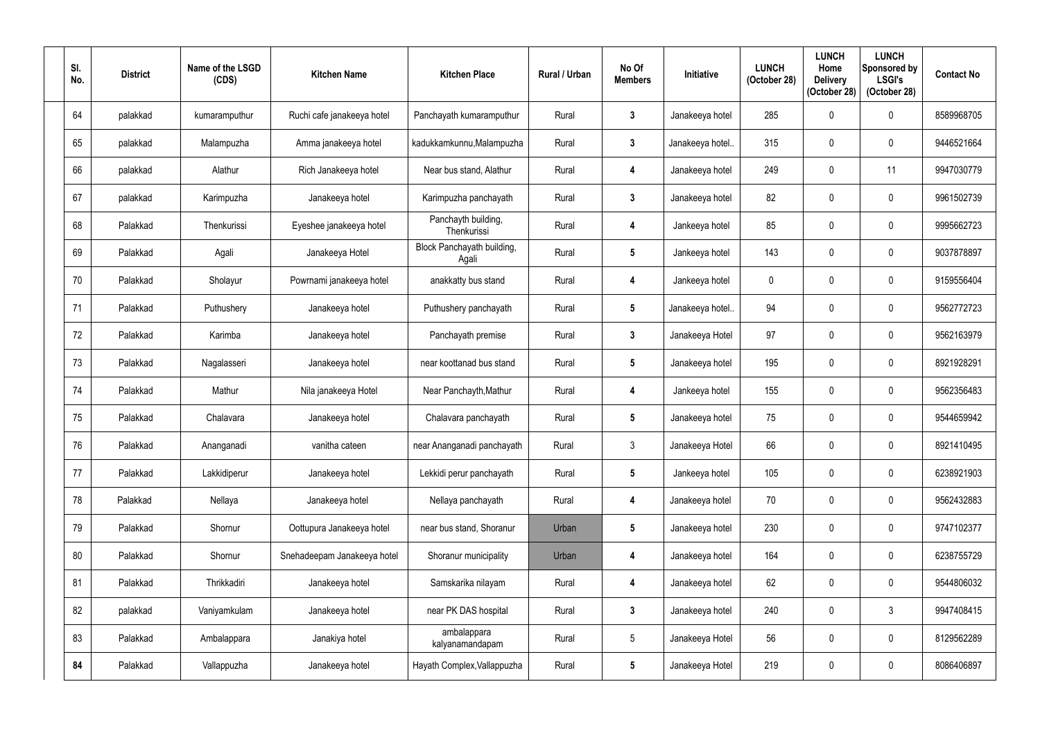| Sl. No. | District | Name of the LSGD (CDS) | Kitchen Name | Kitchen Place | Rural / Urban | No Of Members | Initiative | LUNCH (October 28) | LUNCH Home Delivery (October 28) | LUNCH Sponsored by LSGI's (October 28) | Contact No |
|---|---|---|---|---|---|---|---|---|---|---|---|
| 64 | palakkad | kumaramputhur | Ruchi cafe janakeeya hotel | Panchayath kumaramputhur | Rural | 3 | Janakeeya hotel | 285 | 0 | 0 | 8589968705 |
| 65 | palakkad | Malampuzha | Amma janakeeya hotel | kadukkamkunnu,Malampuzha | Rural | 3 | Janakeeya hotel.. | 315 | 0 | 0 | 9446521664 |
| 66 | palakkad | Alathur | Rich Janakeeya hotel | Near bus stand, Alathur | Rural | 4 | Janakeeya hotel | 249 | 0 | 11 | 9947030779 |
| 67 | palakkad | Karimpuzha | Janakeeya hotel | Karimpuzha panchayath | Rural | 3 | Janakeeya hotel | 82 | 0 | 0 | 9961502739 |
| 68 | Palakkad | Thenkurissi | Eyeshee janakeeya hotel | Panchayth building, Thenkurissi | Rural | 4 | Jankeeya hotel | 85 | 0 | 0 | 9995662723 |
| 69 | Palakkad | Agali | Janakeeya Hotel | Block Panchayath building, Agali | Rural | 5 | Jankeeya hotel | 143 | 0 | 0 | 9037878897 |
| 70 | Palakkad | Sholayur | Powrnami janakeeya hotel | anakkatty bus stand | Rural | 4 | Jankeeya hotel | 0 | 0 | 0 | 9159556404 |
| 71 | Palakkad | Puthushery | Janakeeya hotel | Puthushery panchayath | Rural | 5 | Janakeeya hotel.. | 94 | 0 | 0 | 9562772723 |
| 72 | Palakkad | Karimba | Janakeeya hotel | Panchayath premise | Rural | 3 | Janakeeya Hotel | 97 | 0 | 0 | 9562163979 |
| 73 | Palakkad | Nagalasseri | Janakeeya hotel | near koottanad bus stand | Rural | 5 | Janakeeya hotel | 195 | 0 | 0 | 8921928291 |
| 74 | Palakkad | Mathur | Nila janakeeya Hotel | Near Panchayth,Mathur | Rural | 4 | Jankeeya hotel | 155 | 0 | 0 | 9562356483 |
| 75 | Palakkad | Chalavara | Janakeeya hotel | Chalavara panchayath | Rural | 5 | Janakeeya hotel | 75 | 0 | 0 | 9544659942 |
| 76 | Palakkad | Ananganadi | vanitha cateen | near Ananganadi panchayath | Rural | 3 | Janakeeya Hotel | 66 | 0 | 0 | 8921410495 |
| 77 | Palakkad | Lakkidiperur | Janakeeya hotel | Lekkidi perur panchayath | Rural | 5 | Jankeeya hotel | 105 | 0 | 0 | 6238921903 |
| 78 | Palakkad | Nellaya | Janakeeya hotel | Nellaya panchayath | Rural | 4 | Janakeeya hotel | 70 | 0 | 0 | 9562432883 |
| 79 | Palakkad | Shornur | Oottupura Janakeeya hotel | near bus stand, Shoranur | Urban | 5 | Janakeeya hotel | 230 | 0 | 0 | 9747102377 |
| 80 | Palakkad | Shornur | Snehadeepam Janakeeya hotel | Shoranur municipality | Urban | 4 | Janakeeya hotel | 164 | 0 | 0 | 6238755729 |
| 81 | Palakkad | Thrikkadiri | Janakeeya hotel | Samskarika nilayam | Rural | 4 | Janakeeya hotel | 62 | 0 | 0 | 9544806032 |
| 82 | palakkad | Vaniyamkulam | Janakeeya hotel | near PK DAS hospital | Rural | 3 | Janakeeya hotel | 240 | 0 | 3 | 9947408415 |
| 83 | Palakkad | Ambalappara | Janakiya hotel | ambalappara kalyanamandapam | Rural | 5 | Janakeeya Hotel | 56 | 0 | 0 | 8129562289 |
| 84 | Palakkad | Vallappuzha | Janakeeya hotel | Hayath Complex,Vallappuzha | Rural | 5 | Janakeeya Hotel | 219 | 0 | 0 | 8086406897 |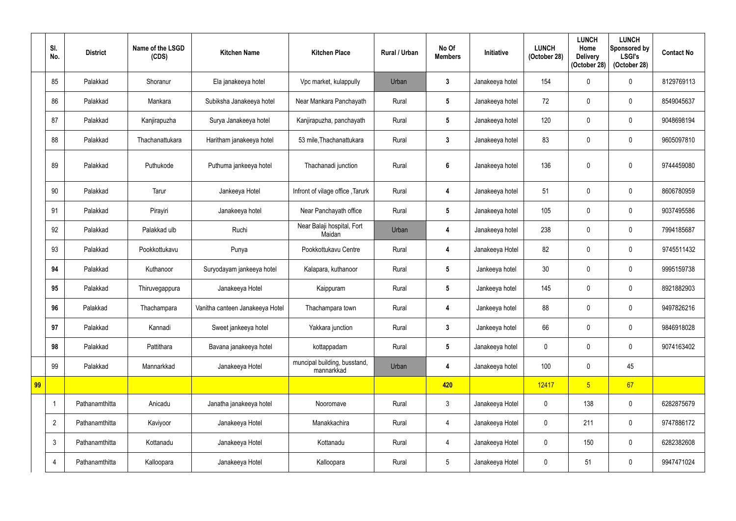| | Sl. No. | District | Name of the LSGD (CDS) | Kitchen Name | Kitchen Place | Rural / Urban | No Of Members | Initiative | LUNCH (October 28) | LUNCH Home Delivery (October 28) | LUNCH Sponsored by LSGI's (October 28) | Contact No |
|---|---|---|---|---|---|---|---|---|---|---|---|---|
| | 85 | Palakkad | Shoranur | Ela janakeeya hotel | Vpc market, kulappully | Urban | 3 | Janakeeya hotel | 154 | 0 | 0 | 8129769113 |
| | 86 | Palakkad | Mankara | Subiksha Janakeeya hotel | Near Mankara Panchayath | Rural | 5 | Janakeeya hotel | 72 | 0 | 0 | 8549045637 |
| | 87 | Palakkad | Kanjirapuzha | Surya Janakeeya hotel | Kanjirapuzha, panchayath | Rural | 5 | Janakeeya hotel | 120 | 0 | 0 | 9048698194 |
| | 88 | Palakkad | Thachanattukara | Haritham janakeeya hotel | 53 mile,Thachanattukara | Rural | 3 | Janakeeya hotel | 83 | 0 | 0 | 9605097810 |
| | 89 | Palakkad | Puthukode | Puthuma jankeeya hotel | Thachanadi junction | Rural | 6 | Janakeeya hotel | 136 | 0 | 0 | 9744459080 |
| | 90 | Palakkad | Tarur | Jankeeya Hotel | Infront of vilage office ,Tarurk | Rural | 4 | Janakeeya hotel | 51 | 0 | 0 | 8606780959 |
| | 91 | Palakkad | Pirayiri | Janakeeya hotel | Near Panchayath office | Rural | 5 | Janakeeya hotel | 105 | 0 | 0 | 9037495586 |
| | 92 | Palakkad | Palakkad ulb | Ruchi | Near Balaji hospital, Fort Maidan | Urban | 4 | Janakeeya hotel | 238 | 0 | 0 | 7994185687 |
| | 93 | Palakkad | Pookkottukavu | Punya | Pookkottukavu Centre | Rural | 4 | Janakeeya Hotel | 82 | 0 | 0 | 9745511432 |
| | 94 | Palakkad | Kuthanoor | Suryodayam jankeeya hotel | Kalapara, kuthanoor | Rural | 5 | Jankeeya hotel | 30 | 0 | 0 | 9995159738 |
| | 95 | Palakkad | Thiruvegappura | Janakeeya Hotel | Kaippuram | Rural | 5 | Jankeeya hotel | 145 | 0 | 0 | 8921882903 |
| | 96 | Palakkad | Thachampara | Vanitha canteen Janakeeya Hotel | Thachampara town | Rural | 4 | Jankeeya hotel | 88 | 0 | 0 | 9497826216 |
| | 97 | Palakkad | Kannadi | Sweet jankeeya hotel | Yakkara junction | Rural | 3 | Jankeeya hotel | 66 | 0 | 0 | 9846918028 |
| | 98 | Palakkad | Pattithara | Bavana janakeeya hotel | kottappadam | Rural | 5 | Janakeeya hotel | 0 | 0 | 0 | 9074163402 |
| | 99 | Palakkad | Mannarkkad | Janakeeya Hotel | muncipal building, busstand, mannarkkad | Urban | 4 | Janakeeya hotel | 100 | 0 | 45 | |
| 99 | | | | | | | 420 | | 12417 | 5 | 67 | |
| | 1 | Pathanamthitta | Anicadu | Janatha janakeeya hotel | Nooromave | Rural | 3 | Janakeeya Hotel | 0 | 138 | 0 | 6282875679 |
| | 2 | Pathanamthitta | Kaviyoor | Janakeeya Hotel | Manakkachira | Rural | 4 | Janakeeya Hotel | 0 | 211 | 0 | 9747886172 |
| | 3 | Pathanamthitta | Kottanadu | Janakeeya Hotel | Kottanadu | Rural | 4 | Janakeeya Hotel | 0 | 150 | 0 | 6282382608 |
| | 4 | Pathanamthitta | Kalloopara | Janakeeya Hotel | Kalloopara | Rural | 5 | Janakeeya Hotel | 0 | 51 | 0 | 9947471024 |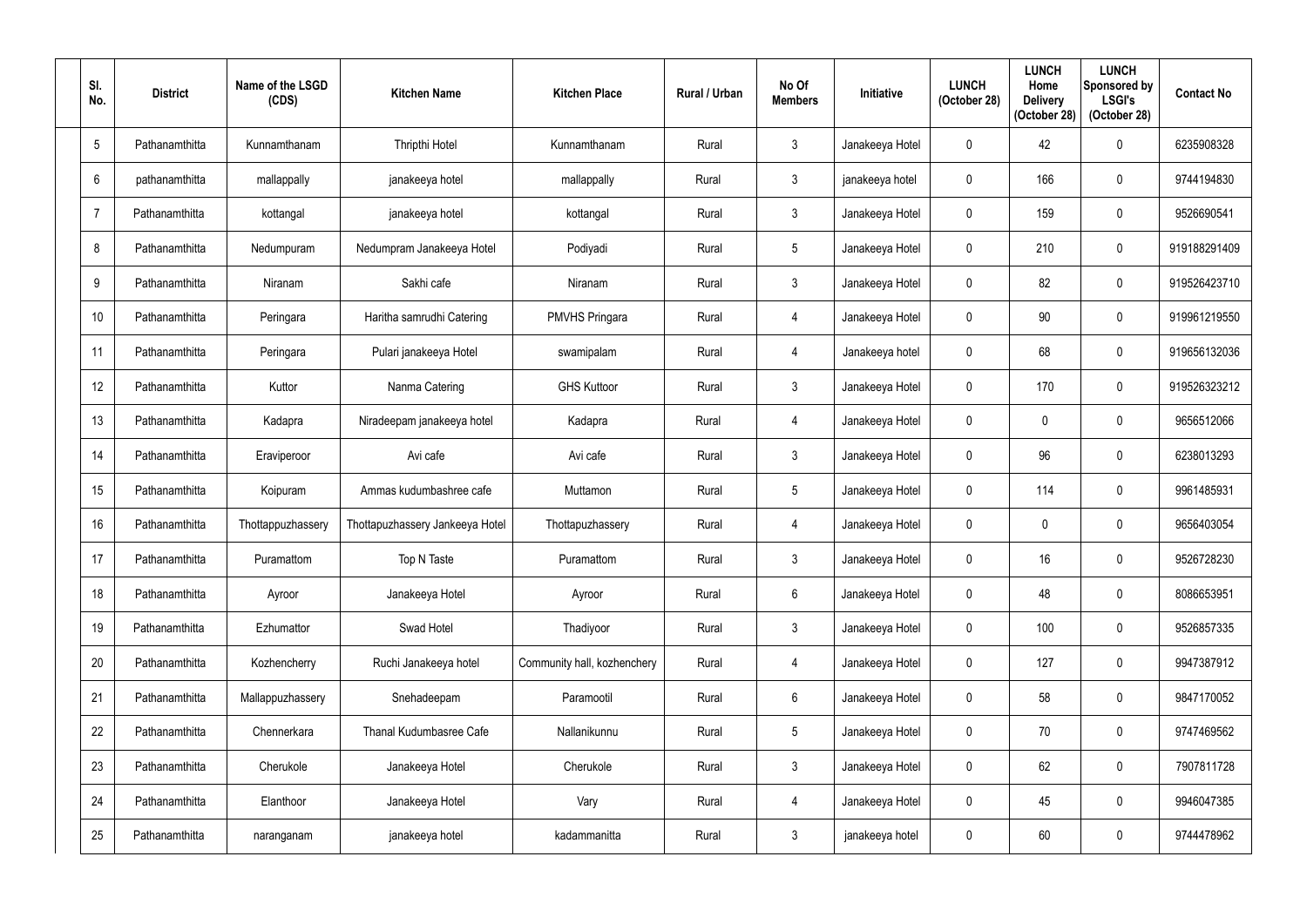| Sl. No. | District | Name of the LSGD (CDS) | Kitchen Name | Kitchen Place | Rural / Urban | No Of Members | Initiative | LUNCH (October 28) | LUNCH Home Delivery (October 28) | LUNCH Sponsored by LSGI's (October 28) | Contact No |
|---|---|---|---|---|---|---|---|---|---|---|---|
| 5 | Pathanamthitta | Kunnamthanam | Thripthi Hotel | Kunnamthanam | Rural | 3 | Janakeeya Hotel | 0 | 42 | 0 | 6235908328 |
| 6 | pathanamthitta | mallappally | janakeeya hotel | mallappally | Rural | 3 | janakeeya hotel | 0 | 166 | 0 | 9744194830 |
| 7 | Pathanamthitta | kottangal | janakeeya hotel | kottangal | Rural | 3 | Janakeeya Hotel | 0 | 159 | 0 | 9526690541 |
| 8 | Pathanamthitta | Nedumpuram | Nedumpram Janakeeya Hotel | Podiyadi | Rural | 5 | Janakeeya Hotel | 0 | 210 | 0 | 919188291409 |
| 9 | Pathanamthitta | Niranam | Sakhi cafe | Niranam | Rural | 3 | Janakeeya Hotel | 0 | 82 | 0 | 919526423710 |
| 10 | Pathanamthitta | Peringara | Haritha samrudhi Catering | PMVHS Pringara | Rural | 4 | Janakeeya Hotel | 0 | 90 | 0 | 919961219550 |
| 11 | Pathanamthitta | Peringara | Pulari janakeeya Hotel | swamipalam | Rural | 4 | Janakeeya hotel | 0 | 68 | 0 | 919656132036 |
| 12 | Pathanamthitta | Kuttor | Nanma Catering | GHS Kuttoor | Rural | 3 | Janakeeya Hotel | 0 | 170 | 0 | 919526323212 |
| 13 | Pathanamthitta | Kadapra | Niradeepam janakeeya hotel | Kadapra | Rural | 4 | Janakeeya Hotel | 0 | 0 | 0 | 9656512066 |
| 14 | Pathanamthitta | Eraviperoor | Avi cafe | Avi cafe | Rural | 3 | Janakeeya Hotel | 0 | 96 | 0 | 6238013293 |
| 15 | Pathanamthitta | Koipuram | Ammas kudumbashree cafe | Muttamon | Rural | 5 | Janakeeya Hotel | 0 | 114 | 0 | 9961485931 |
| 16 | Pathanamthitta | Thottappuzhassery | Thottapuzhassery Jankeeya Hotel | Thottapuzhassery | Rural | 4 | Janakeeya Hotel | 0 | 0 | 0 | 9656403054 |
| 17 | Pathanamthitta | Puramattom | Top N Taste | Puramattom | Rural | 3 | Janakeeya Hotel | 0 | 16 | 0 | 9526728230 |
| 18 | Pathanamthitta | Ayroor | Janakeeya Hotel | Ayroor | Rural | 6 | Janakeeya Hotel | 0 | 48 | 0 | 8086653951 |
| 19 | Pathanamthitta | Ezhumattor | Swad Hotel | Thadiyoor | Rural | 3 | Janakeeya Hotel | 0 | 100 | 0 | 9526857335 |
| 20 | Pathanamthitta | Kozhencherry | Ruchi Janakeeya hotel | Community hall, kozhenchery | Rural | 4 | Janakeeya Hotel | 0 | 127 | 0 | 9947387912 |
| 21 | Pathanamthitta | Mallappuzhassery | Snehadeepam | Paramootil | Rural | 6 | Janakeeya Hotel | 0 | 58 | 0 | 9847170052 |
| 22 | Pathanamthitta | Chennerkara | Thanal Kudumbasree Cafe | Nallanikunnu | Rural | 5 | Janakeeya Hotel | 0 | 70 | 0 | 9747469562 |
| 23 | Pathanamthitta | Cherukole | Janakeeya Hotel | Cherukole | Rural | 3 | Janakeeya Hotel | 0 | 62 | 0 | 7907811728 |
| 24 | Pathanamthitta | Elanthoor | Janakeeya Hotel | Vary | Rural | 4 | Janakeeya Hotel | 0 | 45 | 0 | 9946047385 |
| 25 | Pathanamthitta | naranganam | janakeeya hotel | kadammanitta | Rural | 3 | janakeeya hotel | 0 | 60 | 0 | 9744478962 |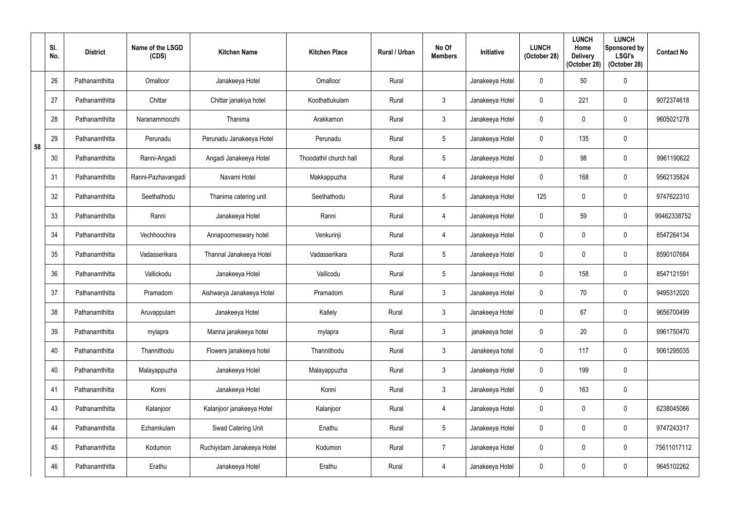|  | Sl. No. | District | Name of the LSGD (CDS) | Kitchen Name | Kitchen Place | Rural / Urban | No Of Members | Initiative | LUNCH (October 28) | LUNCH Home Delivery (October 28) | LUNCH Sponsored by LSGI's (October 28) | Contact No |
|---|---|---|---|---|---|---|---|---|---|---|---|---|
| 58 | 26 | Pathanamthitta | Omalloor | Janakeeya Hotel | Omalloor | Rural |  | Janakeeya Hotel | 0 | 50 | 0 |  |
|  | 27 | Pathanamthitta | Chittar | Chittar janakiya hotel | Koothattukulam | Rural | 3 | Janakeeya Hotel | 0 | 221 | 0 | 9072374618 |
|  | 28 | Pathanamthitta | Naranammoozhi | Thanima | Arakkamon | Rural | 3 | Janakeeya Hotel | 0 | 0 | 0 | 9605021278 |
|  | 29 | Pathanamthitta | Perunadu | Perunadu Janakeeya Hotel | Perunadu | Rural | 5 | Janakeeya Hotel | 0 | 135 | 0 |  |
|  | 30 | Pathanamthitta | Ranni-Angadi | Angadi Janakeeya Hotel | Thoodathil church hall | Rural | 5 | Janakeeya Hotel | 0 | 98 | 0 | 9961190622 |
|  | 31 | Pathanamthitta | Ranni-Pazhavangadi | Navami Hotel | Makkappuzha | Rural | 4 | Janakeeya Hotel | 0 | 168 | 0 | 9562135824 |
|  | 32 | Pathanamthitta | Seethathodu | Thanima catering unit | Seethathodu | Rural | 5 | Janakeeya Hotel | 125 | 0 | 0 | 9747622310 |
|  | 33 | Pathanamthitta | Ranni | Janakeeya Hotel | Ranni | Rural | 4 | Janakeeya Hotel | 0 | 59 | 0 | 99462338752 |
|  | 34 | Pathanamthitta | Vechhoochira | Annapoorneswary hotel | Venkurinji | Rural | 4 | Janakeeya Hotel | 0 | 0 | 0 | 8547264134 |
|  | 35 | Pathanamthitta | Vadasserikara | Thannal Janakeeya Hotel | Vadasserikara | Rural | 5 | Janakeeya Hotel | 0 | 0 | 0 | 8590107684 |
|  | 36 | Pathanamthitta | Vallickodu | Janakeeya Hotel | Vallicodu | Rural | 5 | Janakeeya Hotel | 0 | 158 | 0 | 8547121591 |
|  | 37 | Pathanamthitta | Pramadom | Aishwarya Janakeeya Hotel | Pramadom | Rural | 3 | Janakeeya Hotel | 0 | 70 | 0 | 9495312020 |
|  | 38 | Pathanamthitta | Aruvappulam | Janakeeya Hotel | Kallely | Rural | 3 | Janakeeya Hotel | 0 | 67 | 0 | 9656700499 |
|  | 39 | Pathanamthitta | mylapra | Manna janakeeya hotel | mylapra | Rural | 3 | janakeeya hotel | 0 | 20 | 0 | 9961750470 |
|  | 40 | Pathanamthitta | Thannithodu | Flowers janakeeya hotel | Thannithodu | Rural | 3 | Janakeeya hotel | 0 | 117 | 0 | 9061295035 |
|  | 40 | Pathanamthitta | Malayappuzha | Janakeeya Hotel | Malayappuzha | Rural | 3 | Janakeeya Hotel | 0 | 199 | 0 |  |
|  | 41 | Pathanamthitta | Konni | Janakeeya Hotel | Konni | Rural | 3 | Janakeeya Hotel | 0 | 163 | 0 |  |
|  | 43 | Pathanamthitta | Kalanjoor | Kalanjoor janakeeya Hotel | Kalanjoor | Rural | 4 | Janakeeya Hotel | 0 | 0 | 0 | 6238045066 |
|  | 44 | Pathanamthitta | Ezhamkulam | Swad Catering Unit | Enathu | Rural | 5 | Janakeeya Hotel | 0 | 0 | 0 | 9747243317 |
|  | 45 | Pathanamthitta | Kodumon | Ruchiyidam Janakeeya Hotel | Kodumon | Rural | 7 | Janakeeya Hotel | 0 | 0 | 0 | 75611017112 |
|  | 46 | Pathanamthitta | Erathu | Janakeeya Hotel | Erathu | Rural | 4 | Janakeeya Hotel | 0 | 0 | 0 | 9645102262 |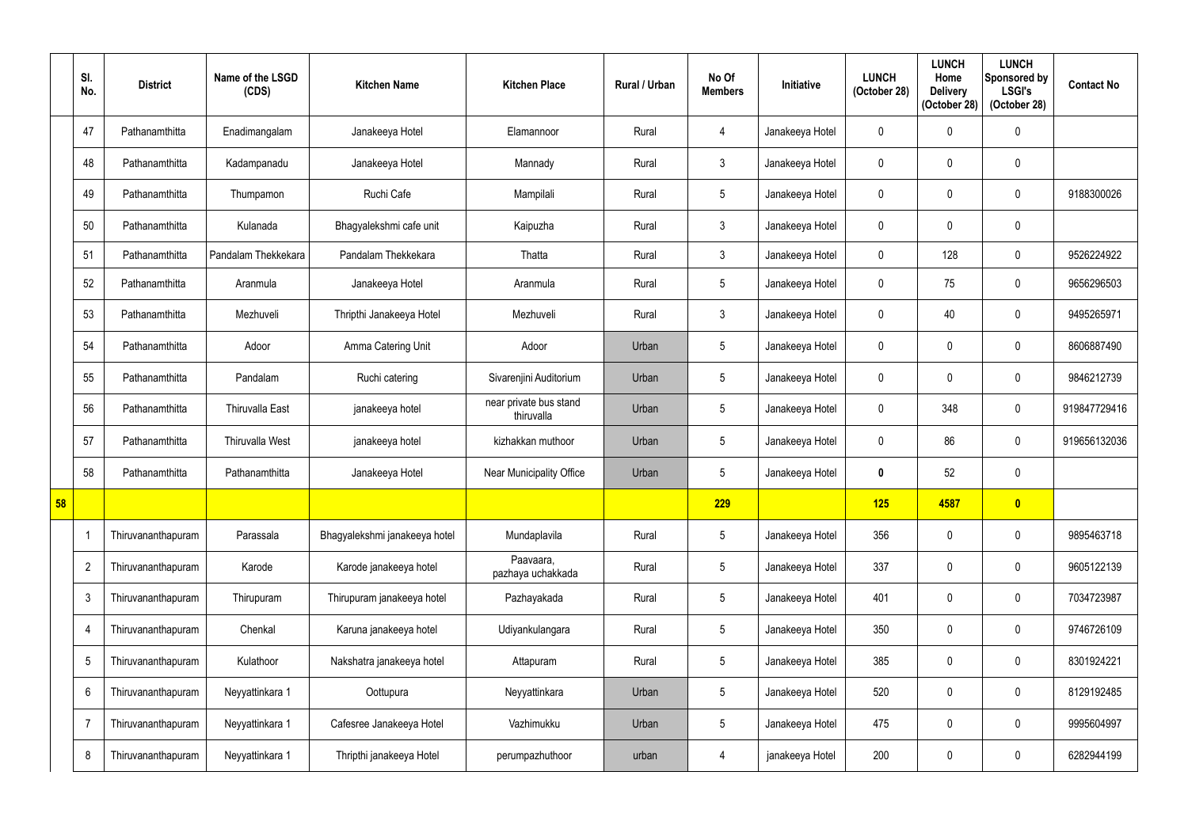| | Sl. No. | District | Name of the LSGD (CDS) | Kitchen Name | Kitchen Place | Rural / Urban | No Of Members | Initiative | LUNCH (October 28) | LUNCH Home Delivery (October 28) | LUNCH Sponsored by LSGI's (October 28) | Contact No |
|---|---|---|---|---|---|---|---|---|---|---|---|---|
| | 47 | Pathanamthitta | Enadimangalam | Janakeeya Hotel | Elamannoor | Rural | 4 | Janakeeya Hotel | 0 | 0 | 0 | |
| | 48 | Pathanamthitta | Kadampanadu | Janakeeya Hotel | Mannady | Rural | 3 | Janakeeya Hotel | 0 | 0 | 0 | |
| | 49 | Pathanamthitta | Thumpamon | Ruchi Cafe | Mampilali | Rural | 5 | Janakeeya Hotel | 0 | 0 | 0 | 9188300026 |
| | 50 | Pathanamthitta | Kulanada | Bhagyalekshmi cafe unit | Kaipuzha | Rural | 3 | Janakeeya Hotel | 0 | 0 | 0 | |
| | 51 | Pathanamthitta | Pandalam Thekkekara | Pandalam Thekkekara | Thatta | Rural | 3 | Janakeeya Hotel | 0 | 128 | 0 | 9526224922 |
| | 52 | Pathanamthitta | Aranmula | Janakeeya Hotel | Aranmula | Rural | 5 | Janakeeya Hotel | 0 | 75 | 0 | 9656296503 |
| | 53 | Pathanamthitta | Mezhuveli | Thripthi Janakeeya Hotel | Mezhuveli | Rural | 3 | Janakeeya Hotel | 0 | 40 | 0 | 9495265971 |
| | 54 | Pathanamthitta | Adoor | Amma Catering Unit | Adoor | Urban | 5 | Janakeeya Hotel | 0 | 0 | 0 | 8606887490 |
| | 55 | Pathanamthitta | Pandalam | Ruchi catering | Sivarenjini Auditorium | Urban | 5 | Janakeeya Hotel | 0 | 0 | 0 | 9846212739 |
| | 56 | Pathanamthitta | Thiruvalla East | janakeeya hotel | near private bus stand thiruvalla | Urban | 5 | Janakeeya Hotel | 0 | 348 | 0 | 919847729416 |
| | 57 | Pathanamthitta | Thiruvalla West | janakeeya hotel | kizhakkan muthoor | Urban | 5 | Janakeeya Hotel | 0 | 86 | 0 | 919656132036 |
| | 58 | Pathanamthitta | Pathanamthitta | Janakeeya Hotel | Near Municipality Office | Urban | 5 | Janakeeya Hotel | **0** | 52 | 0 | |
| **58** | | | | | | | **229** | | **125** | **4587** | **0** | |
| | 1 | Thiruvananthapuram | Parassala | Bhagyalekshmi janakeeya hotel | Mundaplavila | Rural | 5 | Janakeeya Hotel | 356 | 0 | 0 | 9895463718 |
| | 2 | Thiruvananthapuram | Karode | Karode janakeeya hotel | Paavaara, pazhaya uchakkada | Rural | 5 | Janakeeya Hotel | 337 | 0 | 0 | 9605122139 |
| | 3 | Thiruvananthapuram | Thirupuram | Thirupuram janakeeya hotel | Pazhayakada | Rural | 5 | Janakeeya Hotel | 401 | 0 | 0 | 7034723987 |
| | 4 | Thiruvananthapuram | Chenkal | Karuna janakeeya hotel | Udiyankulangara | Rural | 5 | Janakeeya Hotel | 350 | 0 | 0 | 9746726109 |
| | 5 | Thiruvananthapuram | Kulathoor | Nakshatra janakeeya hotel | Attapuram | Rural | 5 | Janakeeya Hotel | 385 | 0 | 0 | 8301924221 |
| | 6 | Thiruvananthapuram | Neyyattinkara 1 | Oottupura | Neyyattinkara | Urban | 5 | Janakeeya Hotel | 520 | 0 | 0 | 8129192485 |
| | 7 | Thiruvananthapuram | Neyyattinkara 1 | Cafesree Janakeeya Hotel | Vazhimukku | Urban | 5 | Janakeeya Hotel | 475 | 0 | 0 | 9995604997 |
| | 8 | Thiruvananthapuram | Neyyattinkara 1 | Thripthi janakeeya Hotel | perumpazhuthoor | urban | 4 | janakeeya Hotel | 200 | 0 | 0 | 6282944199 |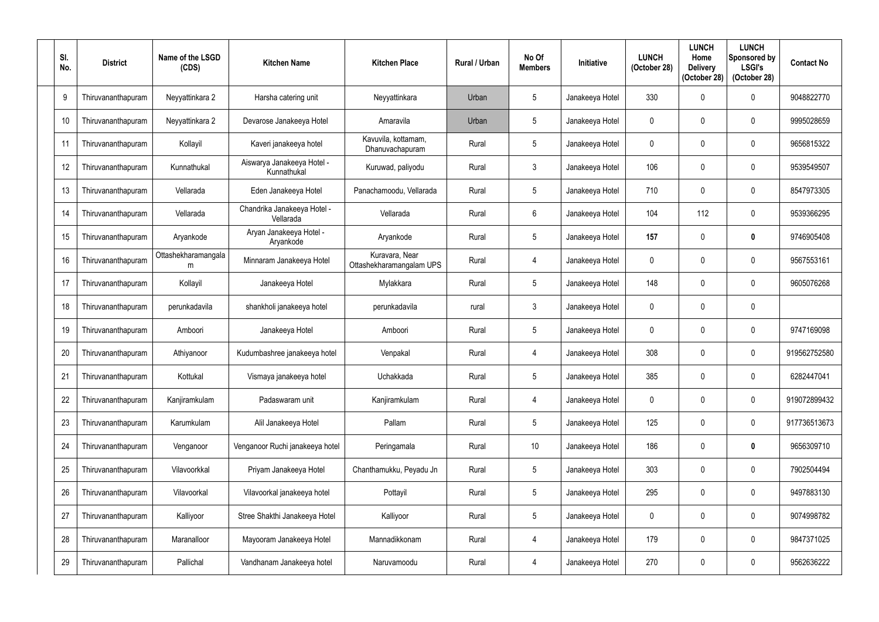| Sl. No. | District | Name of the LSGD (CDS) | Kitchen Name | Kitchen Place | Rural / Urban | No Of Members | Initiative | LUNCH (October 28) | LUNCH Home Delivery (October 28) | LUNCH Sponsored by LSGI's (October 28) | Contact No |
|---|---|---|---|---|---|---|---|---|---|---|---|
| 9 | Thiruvananthapuram | Neyyattinkara 2 | Harsha catering unit | Neyyattinkara | Urban | 5 | Janakeeya Hotel | 330 | 0 | 0 | 9048822770 |
| 10 | Thiruvananthapuram | Neyyattinkara 2 | Devarose Janakeeya Hotel | Amaravila | Urban | 5 | Janakeeya Hotel | 0 | 0 | 0 | 9995028659 |
| 11 | Thiruvananthapuram | Kollayil | Kaveri janakeeya hotel | Kavuvila, kottamam, Dhanuvachapuram | Rural | 5 | Janakeeya Hotel | 0 | 0 | 0 | 9656815322 |
| 12 | Thiruvananthapuram | Kunnathukal | Aiswarya Janakeeya Hotel - Kunnathukal | Kuruwad, paliyodu | Rural | 3 | Janakeeya Hotel | 106 | 0 | 0 | 9539549507 |
| 13 | Thiruvananthapuram | Vellarada | Eden Janakeeya Hotel | Panachamoodu, Vellarada | Rural | 5 | Janakeeya Hotel | 710 | 0 | 0 | 8547973305 |
| 14 | Thiruvananthapuram | Vellarada | Chandrika Janakeeya Hotel - Vellarada | Vellarada | Rural | 6 | Janakeeya Hotel | 104 | 112 | 0 | 9539366295 |
| 15 | Thiruvananthapuram | Aryankode | Aryan Janakeeya Hotel - Aryankode | Aryankode | Rural | 5 | Janakeeya Hotel | **157** | 0 | **0** | 9746905408 |
| 16 | Thiruvananthapuram | Ottashekharamangalam | Minnaram Janakeeya Hotel | Kuravara, Near Ottashekharamangalam UPS | Rural | 4 | Janakeeya Hotel | 0 | 0 | 0 | 9567553161 |
| 17 | Thiruvananthapuram | Kollayil | Janakeeya Hotel | Mylakkara | Rural | 5 | Janakeeya Hotel | 148 | 0 | 0 | 9605076268 |
| 18 | Thiruvananthapuram | perunkadavila | shankholi janakeeya hotel | perunkadavila | rural | 3 | Janakeeya Hotel | 0 | 0 | 0 | |
| 19 | Thiruvananthapuram | Amboori | Janakeeya Hotel | Amboori | Rural | 5 | Janakeeya Hotel | 0 | 0 | 0 | 9747169098 |
| 20 | Thiruvananthapuram | Athiyanoor | Kudumbashree janakeeya hotel | Venpakal | Rural | 4 | Janakeeya Hotel | 308 | 0 | 0 | 919562752580 |
| 21 | Thiruvananthapuram | Kottukal | Vismaya janakeeya hotel | Uchakkada | Rural | 5 | Janakeeya Hotel | 385 | 0 | 0 | 6282447041 |
| 22 | Thiruvananthapuram | Kanjiramkulam | Padaswaram unit | Kanjiramkulam | Rural | 4 | Janakeeya Hotel | 0 | 0 | 0 | 919072899432 |
| 23 | Thiruvananthapuram | Karumkulam | Alil Janakeeya Hotel | Pallam | Rural | 5 | Janakeeya Hotel | 125 | 0 | 0 | 917736513673 |
| 24 | Thiruvananthapuram | Venganoor | Venganoor Ruchi janakeeya hotel | Peringamala | Rural | 10 | Janakeeya Hotel | 186 | 0 | **0** | 9656309710 |
| 25 | Thiruvananthapuram | Vilavoorkkal | Priyam Janakeeya Hotel | Chanthamukku, Peyadu Jn | Rural | 5 | Janakeeya Hotel | 303 | 0 | 0 | 7902504494 |
| 26 | Thiruvananthapuram | Vilavoorkal | Vilavoorkal janakeeya hotel | Pottayil | Rural | 5 | Janakeeya Hotel | 295 | 0 | 0 | 9497883130 |
| 27 | Thiruvananthapuram | Kalliyoor | Stree Shakthi Janakeeya Hotel | Kalliyoor | Rural | 5 | Janakeeya Hotel | 0 | 0 | 0 | 9074998782 |
| 28 | Thiruvananthapuram | Maranalloor | Mayooram Janakeeya Hotel | Mannadikkonam | Rural | 4 | Janakeeya Hotel | 179 | 0 | 0 | 9847371025 |
| 29 | Thiruvananthapuram | Pallichal | Vandhanam Janakeeya hotel | Naruvamoodu | Rural | 4 | Janakeeya Hotel | 270 | 0 | 0 | 9562636222 |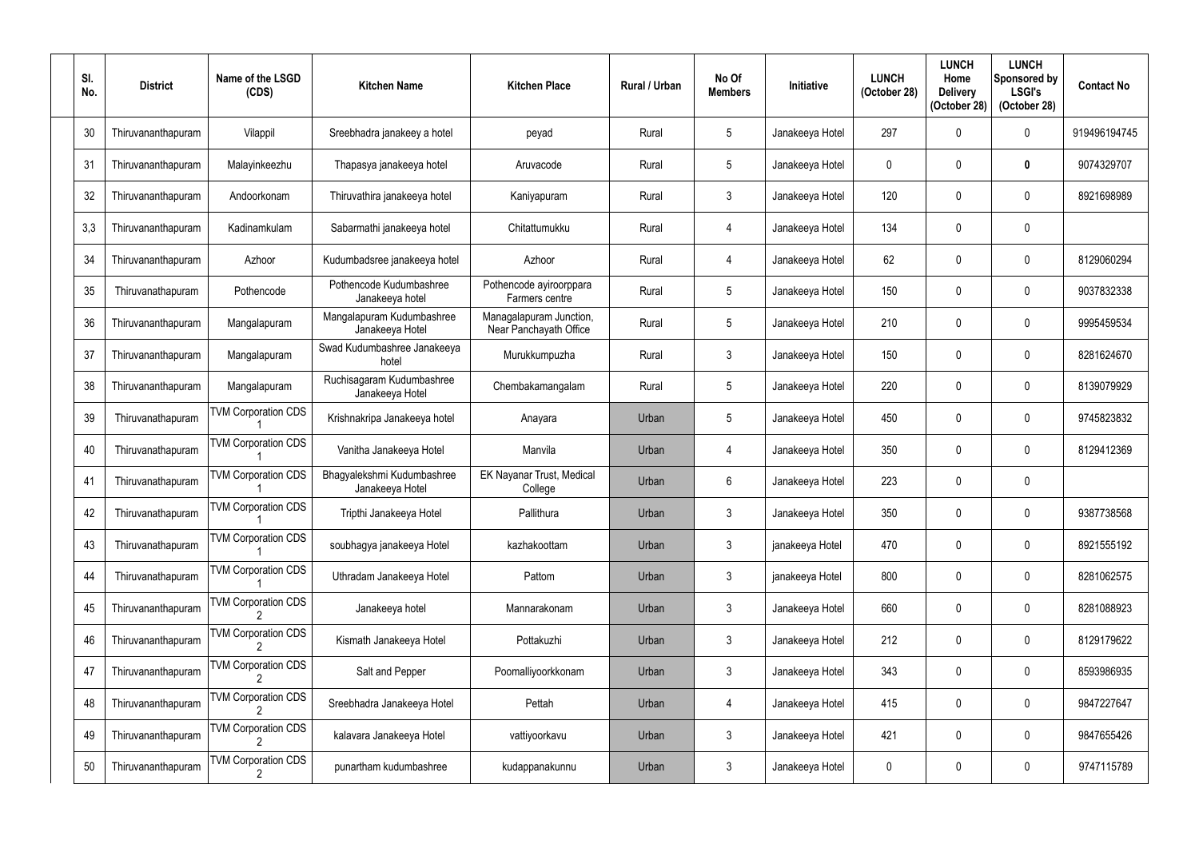| Sl. No. | District | Name of the LSGD (CDS) | Kitchen Name | Kitchen Place | Rural / Urban | No Of Members | Initiative | LUNCH (October 28) | LUNCH Home Delivery (October 28) | LUNCH Sponsored by LSGI's (October 28) | Contact No |
|---|---|---|---|---|---|---|---|---|---|---|---|
| 30 | Thiruvananthapuram | Vilappil | Sreebhadra janakeey a hotel | peyad | Rural | 5 | Janakeeya Hotel | 297 | 0 | 0 | 919496194745 |
| 31 | Thiruvananthapuram | Malayinkeezhu | Thapasya janakeeya hotel | Aruvacode | Rural | 5 | Janakeeya Hotel | 0 | 0 | **0** | 9074329707 |
| 32 | Thiruvananthapuram | Andoorkonam | Thiruvathira janakeeya hotel | Kaniyapuram | Rural | 3 | Janakeeya Hotel | 120 | 0 | 0 | 8921698989 |
| 3,3 | Thiruvananthapuram | Kadinamkulam | Sabarmathi janakeeya hotel | Chitattumukku | Rural | 4 | Janakeeya Hotel | 134 | 0 | 0 | |
| 34 | Thiruvananthapuram | Azhoor | Kudumbadsree janakeeya hotel | Azhoor | Rural | 4 | Janakeeya Hotel | 62 | 0 | 0 | 8129060294 |
| 35 | Thiruvanathapuram | Pothencode | Pothencode Kudumbashree Janakeeya hotel | Pothencode ayiroorppara Farmers centre | Rural | 5 | Janakeeya Hotel | 150 | 0 | 0 | 9037832338 |
| 36 | Thiruvananthapuram | Mangalapuram | Mangalapuram Kudumbashree Janakeeya Hotel | Managalapuram Junction, Near Panchayath Office | Rural | 5 | Janakeeya Hotel | 210 | 0 | 0 | 9995459534 |
| 37 | Thiruvananthapuram | Mangalapuram | Swad Kudumbashree Janakeeya hotel | Murukkumpuzha | Rural | 3 | Janakeeya Hotel | 150 | 0 | 0 | 8281624670 |
| 38 | Thiruvananthapuram | Mangalapuram | Ruchisagaram Kudumbashree Janakeeya Hotel | Chembakamangalam | Rural | 5 | Janakeeya Hotel | 220 | 0 | 0 | 8139079929 |
| 39 | Thiruvanathapuram | TVM Corporation CDS 1 | Krishnakripa Janakeeya hotel | Anayara | Urban | 5 | Janakeeya Hotel | 450 | 0 | 0 | 9745823832 |
| 40 | Thiruvanathapuram | TVM Corporation CDS 1 | Vanitha Janakeeya Hotel | Manvila | Urban | 4 | Janakeeya Hotel | 350 | 0 | 0 | 8129412369 |
| 41 | Thiruvanathapuram | TVM Corporation CDS 1 | Bhagyalekshmi Kudumbashree Janakeeya Hotel | EK Nayanar Trust, Medical College | Urban | 6 | Janakeeya Hotel | 223 | 0 | 0 | |
| 42 | Thiruvanathapuram | TVM Corporation CDS 1 | Tripthi Janakeeya Hotel | Pallithura | Urban | 3 | Janakeeya Hotel | 350 | 0 | 0 | 9387738568 |
| 43 | Thiruvanathapuram | TVM Corporation CDS 1 | soubhagya janakeeya Hotel | kazhakoottam | Urban | 3 | janakeeya Hotel | 470 | 0 | 0 | 8921555192 |
| 44 | Thiruvanathapuram | TVM Corporation CDS 1 | Uthradam Janakeeya Hotel | Pattom | Urban | 3 | janakeeya Hotel | 800 | 0 | 0 | 8281062575 |
| 45 | Thiruvananthapuram | TVM Corporation CDS 2 | Janakeeya hotel | Mannarakonam | Urban | 3 | Janakeeya Hotel | 660 | 0 | 0 | 8281088923 |
| 46 | Thiruvananthapuram | TVM Corporation CDS 2 | Kismath Janakeeya Hotel | Pottakuzhi | Urban | 3 | Janakeeya Hotel | 212 | 0 | 0 | 8129179622 |
| 47 | Thiruvananthapuram | TVM Corporation CDS 2 | Salt and Pepper | Poomalliyoorkkonam | Urban | 3 | Janakeeya Hotel | 343 | 0 | 0 | 8593986935 |
| 48 | Thiruvananthapuram | TVM Corporation CDS 2 | Sreebhadra Janakeeya Hotel | Pettah | Urban | 4 | Janakeeya Hotel | 415 | 0 | 0 | 9847227647 |
| 49 | Thiruvananthapuram | TVM Corporation CDS 2 | kalavara Janakeeya Hotel | vattiyoorkavu | Urban | 3 | Janakeeya Hotel | 421 | 0 | 0 | 9847655426 |
| 50 | Thiruvananthapuram | TVM Corporation CDS 2 | punartham kudumbashree | kudappanakunnu | Urban | 3 | Janakeeya Hotel | 0 | 0 | 0 | 9747115789 |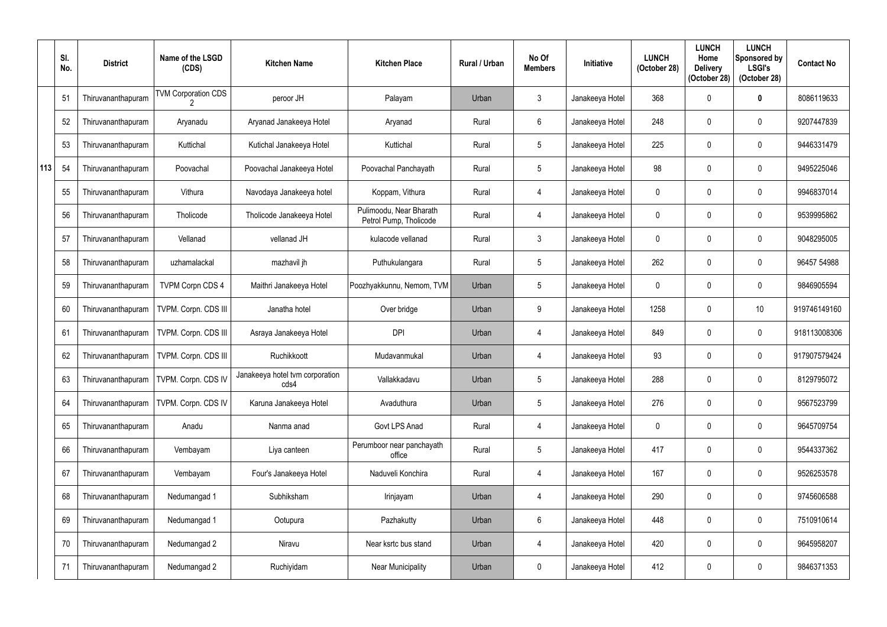|  | Sl. No. | District | Name of the LSGD (CDS) | Kitchen Name | Kitchen Place | Rural / Urban | No Of Members | Initiative | LUNCH (October 28) | LUNCH Home Delivery (October 28) | LUNCH Sponsored by LSGI's (October 28) | Contact No |
|---|---|---|---|---|---|---|---|---|---|---|---|---|
| 113 | 51 | Thiruvananthapuram | TVM Corporation CDS 2 | peroor JH | Palayam | Urban | 3 | Janakeeya Hotel | 368 | 0 | **0** | 8086119633 |
|  | 52 | Thiruvananthapuram | Aryanadu | Aryanad Janakeeya Hotel | Aryanad | Rural | 6 | Janakeeya Hotel | 248 | 0 | 0 | 9207447839 |
|  | 53 | Thiruvananthapuram | Kuttichal | Kutichal Janakeeya Hotel | Kuttichal | Rural | 5 | Janakeeya Hotel | 225 | 0 | 0 | 9446331479 |
|  | 54 | Thiruvananthapuram | Poovachal | Poovachal Janakeeya Hotel | Poovachal Panchayath | Rural | 5 | Janakeeya Hotel | 98 | 0 | 0 | 9495225046 |
|  | 55 | Thiruvananthapuram | Vithura | Navodaya Janakeeya hotel | Koppam, Vithura | Rural | 4 | Janakeeya Hotel | 0 | 0 | 0 | 9946837014 |
|  | 56 | Thiruvananthapuram | Tholicode | Tholicode Janakeeya Hotel | Pulimoodu, Near Bharath Petrol Pump, Tholicode | Rural | 4 | Janakeeya Hotel | 0 | 0 | 0 | 9539995862 |
|  | 57 | Thiruvananthapuram | Vellanad | vellanad JH | kulacode vellanad | Rural | 3 | Janakeeya Hotel | 0 | 0 | 0 | 9048295005 |
|  | 58 | Thiruvananthapuram | uzhamalackal | mazhavil jh | Puthukulangara | Rural | 5 | Janakeeya Hotel | 262 | 0 | 0 | 96457 54988 |
|  | 59 | Thiruvananthapuram | TVPM Corpn CDS 4 | Maithri Janakeeya Hotel | Poozhyakkunnu, Nemom, TVM | Urban | 5 | Janakeeya Hotel | 0 | 0 | 0 | 9846905594 |
|  | 60 | Thiruvananthapuram | TVPM. Corpn. CDS III | Janatha hotel | Over bridge | Urban | 9 | Janakeeya Hotel | 1258 | 0 | 10 | 919746149160 |
|  | 61 | Thiruvananthapuram | TVPM. Corpn. CDS III | Asraya Janakeeya Hotel | DPI | Urban | 4 | Janakeeya Hotel | 849 | 0 | 0 | 918113008306 |
|  | 62 | Thiruvananthapuram | TVPM. Corpn. CDS III | Ruchikkoott | Mudavanmukal | Urban | 4 | Janakeeya Hotel | 93 | 0 | 0 | 917907579424 |
|  | 63 | Thiruvananthapuram | TVPM. Corpn. CDS IV | Janakeeya hotel tvm corporation cds4 | Vallakkadavu | Urban | 5 | Janakeeya Hotel | 288 | 0 | 0 | 8129795072 |
|  | 64 | Thiruvananthapuram | TVPM. Corpn. CDS IV | Karuna Janakeeya Hotel | Avaduthura | Urban | 5 | Janakeeya Hotel | 276 | 0 | 0 | 9567523799 |
|  | 65 | Thiruvananthapuram | Anadu | Nanma anad | Govt LPS Anad | Rural | 4 | Janakeeya Hotel | 0 | 0 | 0 | 9645709754 |
|  | 66 | Thiruvananthapuram | Vembayam | Liya canteen | Perumboor near panchayath office | Rural | 5 | Janakeeya Hotel | 417 | 0 | 0 | 9544337362 |
|  | 67 | Thiruvananthapuram | Vembayam | Four's Janakeeya Hotel | Naduveli Konchira | Rural | 4 | Janakeeya Hotel | 167 | 0 | 0 | 9526253578 |
|  | 68 | Thiruvananthapuram | Nedumangad 1 | Subhiksham | Irinjayam | Urban | 4 | Janakeeya Hotel | 290 | 0 | 0 | 9745606588 |
|  | 69 | Thiruvananthapuram | Nedumangad 1 | Ootupura | Pazhakutty | Urban | 6 | Janakeeya Hotel | 448 | 0 | 0 | 7510910614 |
|  | 70 | Thiruvananthapuram | Nedumangad 2 | Niravu | Near ksrtc bus stand | Urban | 4 | Janakeeya Hotel | 420 | 0 | 0 | 9645958207 |
|  | 71 | Thiruvananthapuram | Nedumangad 2 | Ruchiyidam | Near Municipality | Urban | 0 | Janakeeya Hotel | 412 | 0 | 0 | 9846371353 |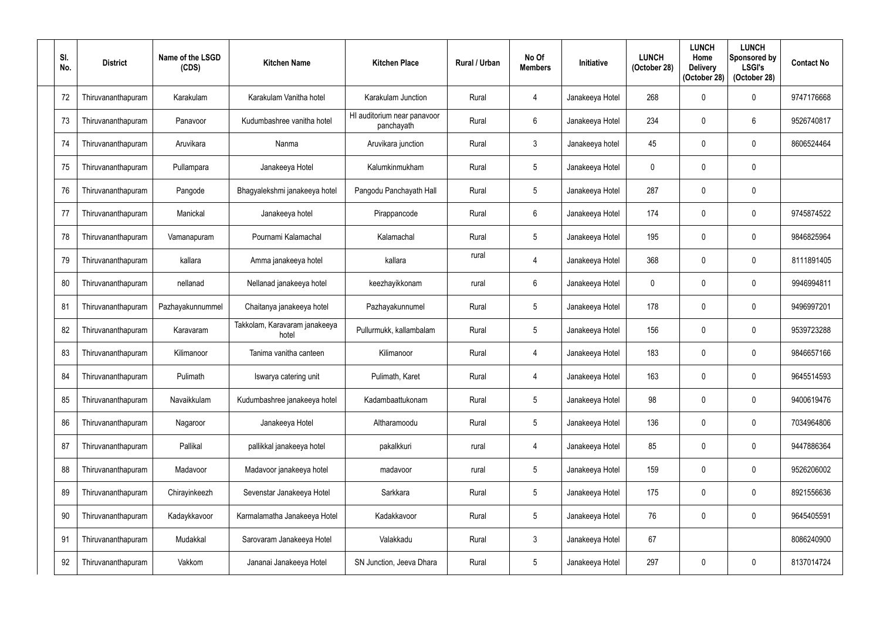| Sl. No. | District | Name of the LSGD (CDS) | Kitchen Name | Kitchen Place | Rural / Urban | No Of Members | Initiative | LUNCH (October 28) | LUNCH Home Delivery (October 28) | LUNCH Sponsored by LSGI's (October 28) | Contact No |
|---|---|---|---|---|---|---|---|---|---|---|---|
| 72 | Thiruvananthapuram | Karakulam | Karakulam Vanitha hotel | Karakulam Junction | Rural | 4 | Janakeeya Hotel | 268 | 0 | 0 | 9747176668 |
| 73 | Thiruvananthapuram | Panavoor | Kudumbashree vanitha hotel | HI auditorium near panavoor panchayath | Rural | 6 | Janakeeya Hotel | 234 | 0 | 6 | 9526740817 |
| 74 | Thiruvananthapuram | Aruvikara | Nanma | Aruvikara junction | Rural | 3 | Janakeeya hotel | 45 | 0 | 0 | 8606524464 |
| 75 | Thiruvananthapuram | Pullampara | Janakeeya Hotel | Kalumkinmukham | Rural | 5 | Janakeeya Hotel | 0 | 0 | 0 | |
| 76 | Thiruvananthapuram | Pangode | Bhagyalekshmi janakeeya hotel | Pangodu Panchayath Hall | Rural | 5 | Janakeeya Hotel | 287 | 0 | 0 | |
| 77 | Thiruvananthapuram | Manickal | Janakeeya hotel | Pirappancode | Rural | 6 | Janakeeya Hotel | 174 | 0 | 0 | 9745874522 |
| 78 | Thiruvananthapuram | Vamanapuram | Pournami Kalamachal | Kalamachal | Rural | 5 | Janakeeya Hotel | 195 | 0 | 0 | 9846825964 |
| 79 | Thiruvananthapuram | kallara | Amma janakeeya hotel | kallara | rural | 4 | Janakeeya Hotel | 368 | 0 | 0 | 8111891405 |
| 80 | Thiruvananthapuram | nellanad | Nellanad janakeeya hotel | keezhayikkonam | rural | 6 | Janakeeya Hotel | 0 | 0 | 0 | 9946994811 |
| 81 | Thiruvananthapuram | Pazhayakunnummel | Chaitanya janakeeya hotel | Pazhayakunnumel | Rural | 5 | Janakeeya Hotel | 178 | 0 | 0 | 9496997201 |
| 82 | Thiruvananthapuram | Karavaram | Takkolam, Karavaram janakeeya hotel | Pullurmukk, kallambalam | Rural | 5 | Janakeeya Hotel | 156 | 0 | 0 | 9539723288 |
| 83 | Thiruvananthapuram | Kilimanoor | Tanima vanitha canteen | Kilimanoor | Rural | 4 | Janakeeya Hotel | 183 | 0 | 0 | 9846657166 |
| 84 | Thiruvananthapuram | Pulimath | Iswarya catering unit | Pulimath, Karet | Rural | 4 | Janakeeya Hotel | 163 | 0 | 0 | 9645514593 |
| 85 | Thiruvananthapuram | Navaikkulam | Kudumbashree janakeeya hotel | Kadambaattukonam | Rural | 5 | Janakeeya Hotel | 98 | 0 | 0 | 9400619476 |
| 86 | Thiruvananthapuram | Nagaroor | Janakeeya Hotel | Altharamoodu | Rural | 5 | Janakeeya Hotel | 136 | 0 | 0 | 7034964806 |
| 87 | Thiruvananthapuram | Pallikal | pallikkal janakeeya hotel | pakalkkuri | rural | 4 | Janakeeya Hotel | 85 | 0 | 0 | 9447886364 |
| 88 | Thiruvananthapuram | Madavoor | Madavoor janakeeya hotel | madavoor | rural | 5 | Janakeeya Hotel | 159 | 0 | 0 | 9526206002 |
| 89 | Thiruvananthapuram | Chirayinkeezh | Sevenstar Janakeeya Hotel | Sarkkara | Rural | 5 | Janakeeya Hotel | 175 | 0 | 0 | 8921556636 |
| 90 | Thiruvananthapuram | Kadaykkavoor | Karmalamatha Janakeeya Hotel | Kadakkavoor | Rural | 5 | Janakeeya Hotel | 76 | 0 | 0 | 9645405591 |
| 91 | Thiruvananthapuram | Mudakkal | Sarovaram Janakeeya Hotel | Valakkadu | Rural | 3 | Janakeeya Hotel | 67 | | | 8086240900 |
| 92 | Thiruvananthapuram | Vakkom | Jananai Janakeeya Hotel | SN Junction, Jeeva Dhara | Rural | 5 | Janakeeya Hotel | 297 | 0 | 0 | 8137014724 |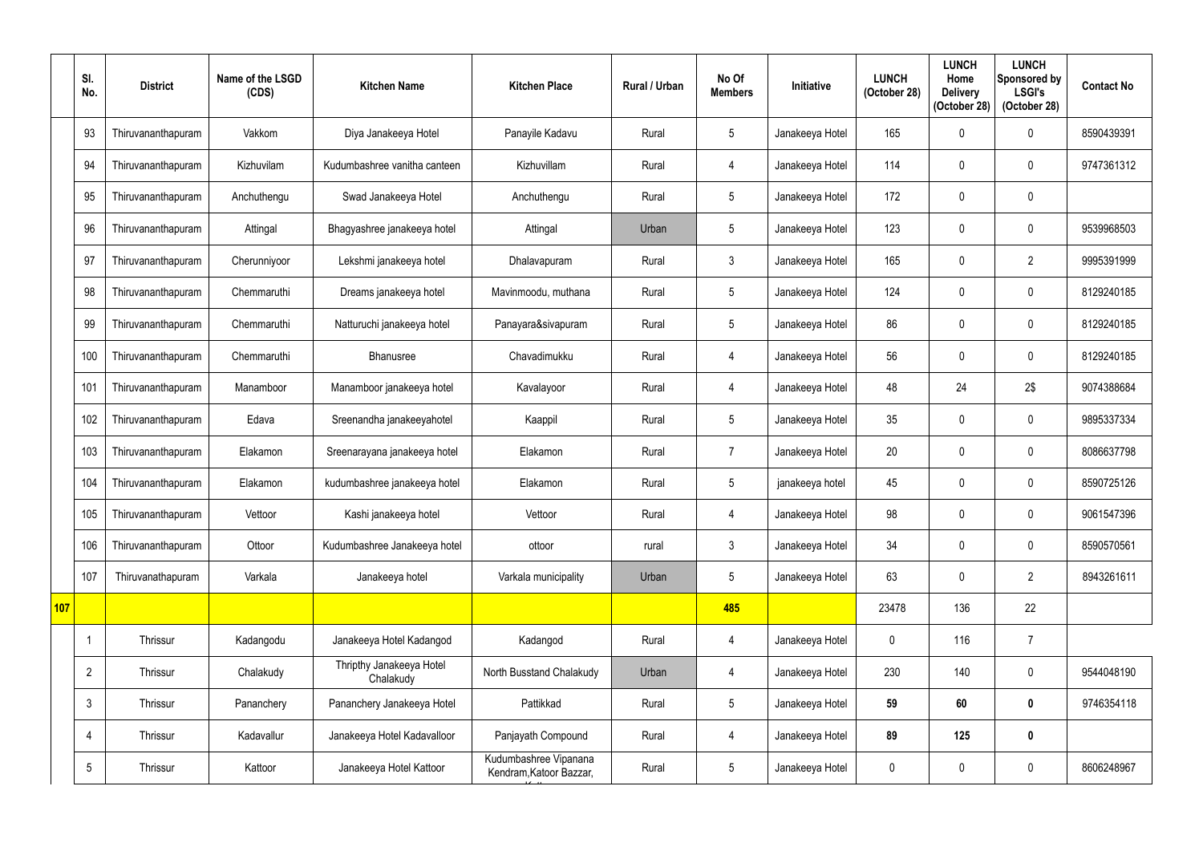| | Sl. No. | District | Name of the LSGD (CDS) | Kitchen Name | Kitchen Place | Rural / Urban | No Of Members | Initiative | LUNCH (October 28) | LUNCH Home Delivery (October 28) | LUNCH Sponsored by LSGI's (October 28) | Contact No |
|---|---|---|---|---|---|---|---|---|---|---|---|---|
| | 93 | Thiruvananthapuram | Vakkom | Diya Janakeeya Hotel | Panayile Kadavu | Rural | 5 | Janakeeya Hotel | 165 | 0 | 0 | 8590439391 |
| | 94 | Thiruvananthapuram | Kizhuvilam | Kudumbashree vanitha canteen | Kizhuvillam | Rural | 4 | Janakeeya Hotel | 114 | 0 | 0 | 9747361312 |
| | 95 | Thiruvananthapuram | Anchuthengu | Swad Janakeeya Hotel | Anchuthengu | Rural | 5 | Janakeeya Hotel | 172 | 0 | 0 | |
| | 96 | Thiruvananthapuram | Attingal | Bhagyashree janakeeya hotel | Attingal | Urban | 5 | Janakeeya Hotel | 123 | 0 | 0 | 9539968503 |
| | 97 | Thiruvananthapuram | Cherunniyoor | Lekshmi janakeeya hotel | Dhalavapuram | Rural | 3 | Janakeeya Hotel | 165 | 0 | 2 | 9995391999 |
| | 98 | Thiruvananthapuram | Chemmaruthi | Dreams janakeeya hotel | Mavinmoodu, muthana | Rural | 5 | Janakeeya Hotel | 124 | 0 | 0 | 8129240185 |
| | 99 | Thiruvananthapuram | Chemmaruthi | Natturuchi janakeeya hotel | Panayara&sivapuram | Rural | 5 | Janakeeya Hotel | 86 | 0 | 0 | 8129240185 |
| | 100 | Thiruvananthapuram | Chemmaruthi | Bhanusree | Chavadimukku | Rural | 4 | Janakeeya Hotel | 56 | 0 | 0 | 8129240185 |
| | 101 | Thiruvananthapuram | Manamboor | Manamboor janakeeya hotel | Kavalayoor | Rural | 4 | Janakeeya Hotel | 48 | 24 | 2$ | 9074388684 |
| | 102 | Thiruvananthapuram | Edava | Sreenandha janakeeyahotel | Kaappil | Rural | 5 | Janakeeya Hotel | 35 | 0 | 0 | 9895337334 |
| | 103 | Thiruvananthapuram | Elakamon | Sreenarayana janakeeya hotel | Elakamon | Rural | 7 | Janakeeya Hotel | 20 | 0 | 0 | 8086637798 |
| | 104 | Thiruvananthapuram | Elakamon | kudumbashree janakeeya hotel | Elakamon | Rural | 5 | janakeeya hotel | 45 | 0 | 0 | 8590725126 |
| | 105 | Thiruvananthapuram | Vettoor | Kashi janakeeya hotel | Vettoor | Rural | 4 | Janakeeya Hotel | 98 | 0 | 0 | 9061547396 |
| | 106 | Thiruvananthapuram | Ottoor | Kudumbashree Janakeeya hotel | ottoor | rural | 3 | Janakeeya Hotel | 34 | 0 | 0 | 8590570561 |
| | 107 | Thiruvanathapuram | Varkala | Janakeeya hotel | Varkala municipality | Urban | 5 | Janakeeya Hotel | 63 | 0 | 2 | 8943261611 |
| **107** | | | | | | | **485** | | 23478 | 136 | 22 | |
| | 1 | Thrissur | Kadangodu | Janakeeya Hotel Kadangod | Kadangod | Rural | 4 | Janakeeya Hotel | 0 | 116 | 7 | |
| | 2 | Thrissur | Chalakudy | Thripthy Janakeeya Hotel Chalakudy | North Busstand Chalakudy | Urban | 4 | Janakeeya Hotel | 230 | 140 | 0 | 9544048190 |
| | 3 | Thrissur | Pananchery | Pananchery Janakeeya Hotel | Pattikkad | Rural | 5 | Janakeeya Hotel | **59** | **60** | **0** | 9746354118 |
| | 4 | Thrissur | Kadavallur | Janakeeya Hotel Kadavalloor | Panjayath Compound | Rural | 4 | Janakeeya Hotel | **89** | **125** | **0** | |
| | 5 | Thrissur | Kattoor | Janakeeya Hotel Kattoor | Kudumbashree Vipanana Kendram,Katoor Bazzar, | Rural | 5 | Janakeeya Hotel | 0 | 0 | 0 | 8606248967 |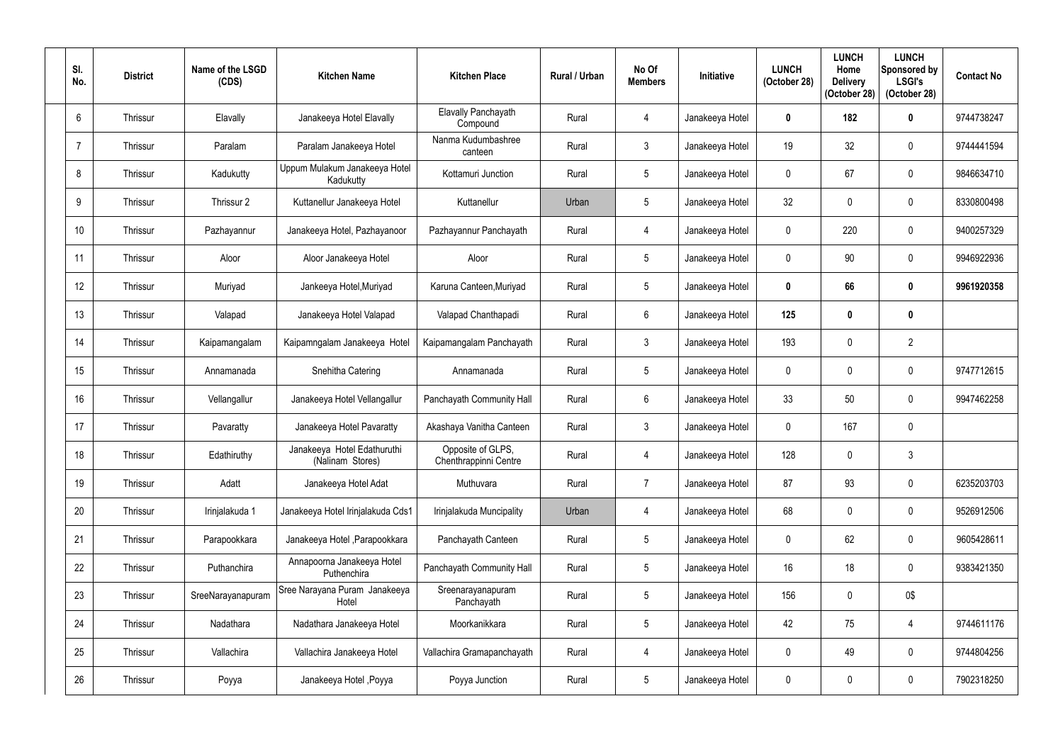| Sl. No. | District | Name of the LSGD (CDS) | Kitchen Name | Kitchen Place | Rural / Urban | No Of Members | Initiative | LUNCH (October 28) | LUNCH Home Delivery (October 28) | LUNCH Sponsored by LSGI's (October 28) | Contact No |
|---|---|---|---|---|---|---|---|---|---|---|---|
| 6 | Thrissur | Elavally | Janakeeya Hotel Elavally | Elavally Panchayath Compound | Rural | 4 | Janakeeya Hotel | **0** | **182** | **0** | 9744738247 |
| 7 | Thrissur | Paralam | Paralam Janakeeya Hotel | Nanma Kudumbashree canteen | Rural | 3 | Janakeeya Hotel | 19 | 32 | 0 | 9744441594 |
| 8 | Thrissur | Kadukutty | Uppum Mulakum Janakeeya Hotel Kadukutty | Kottamuri Junction | Rural | 5 | Janakeeya Hotel | 0 | 67 | 0 | 9846634710 |
| 9 | Thrissur | Thrissur 2 | Kuttanellur Janakeeya Hotel | Kuttanellur | Urban | 5 | Janakeeya Hotel | 32 | 0 | 0 | 8330800498 |
| 10 | Thrissur | Pazhayannur | Janakeeya Hotel, Pazhayanoor | Pazhayannur Panchayath | Rural | 4 | Janakeeya Hotel | 0 | 220 | 0 | 9400257329 |
| 11 | Thrissur | Aloor | Aloor Janakeeya Hotel | Aloor | Rural | 5 | Janakeeya Hotel | 0 | 90 | 0 | 9946922936 |
| 12 | Thrissur | Muriyad | Jankeeya Hotel,Muriyad | Karuna Canteen,Muriyad | Rural | 5 | Janakeeya Hotel | **0** | **66** | **0** | **9961920358** |
| 13 | Thrissur | Valapad | Janakeeya Hotel Valapad | Valapad Chanthapadi | Rural | 6 | Janakeeya Hotel | **125** | **0** | **0** | |
| 14 | Thrissur | Kaipamangalam | Kaipamngalam Janakeeya Hotel | Kaipamangalam Panchayath | Rural | 3 | Janakeeya Hotel | 193 | 0 | 2 | |
| 15 | Thrissur | Annamanada | Snehitha Catering | Annamanada | Rural | 5 | Janakeeya Hotel | 0 | 0 | 0 | 9747712615 |
| 16 | Thrissur | Vellangallur | Janakeeya Hotel Vellangallur | Panchayath Community Hall | Rural | 6 | Janakeeya Hotel | 33 | 50 | 0 | 9947462258 |
| 17 | Thrissur | Pavaratty | Janakeeya Hotel Pavaratty | Akashaya Vanitha Canteen | Rural | 3 | Janakeeya Hotel | 0 | 167 | 0 | |
| 18 | Thrissur | Edathiruthy | Janakeeya Hotel Edathuruthi (Nalinam Stores) | Opposite of GLPS, Chenthrappinni Centre | Rural | 4 | Janakeeya Hotel | 128 | 0 | 3 | |
| 19 | Thrissur | Adatt | Janakeeya Hotel Adat | Muthuvara | Rural | 7 | Janakeeya Hotel | 87 | 93 | 0 | 6235203703 |
| 20 | Thrissur | Irinjalakuda 1 | Janakeeya Hotel Irinjalakuda Cds1 | Irinjalakuda Muncipality | Urban | 4 | Janakeeya Hotel | 68 | 0 | 0 | 9526912506 |
| 21 | Thrissur | Parapookkara | Janakeeya Hotel ,Parapookkara | Panchayath Canteen | Rural | 5 | Janakeeya Hotel | 0 | 62 | 0 | 9605428611 |
| 22 | Thrissur | Puthanchira | Annapoorna Janakeeya Hotel Puthenchira | Panchayath Community Hall | Rural | 5 | Janakeeya Hotel | 16 | 18 | 0 | 9383421350 |
| 23 | Thrissur | SreeNarayanapuram | Sree Narayana Puram Janakeeya Hotel | Sreenarayanapuram Panchayath | Rural | 5 | Janakeeya Hotel | 156 | 0 | 0$ | |
| 24 | Thrissur | Nadathara | Nadathara Janakeeya Hotel | Moorkanikkara | Rural | 5 | Janakeeya Hotel | 42 | 75 | 4 | 9744611176 |
| 25 | Thrissur | Vallachira | Vallachira Janakeeya Hotel | Vallachira Gramapanchayath | Rural | 4 | Janakeeya Hotel | 0 | 49 | 0 | 9744804256 |
| 26 | Thrissur | Poyya | Janakeeya Hotel ,Poyya | Poyya Junction | Rural | 5 | Janakeeya Hotel | 0 | 0 | 0 | 7902318250 |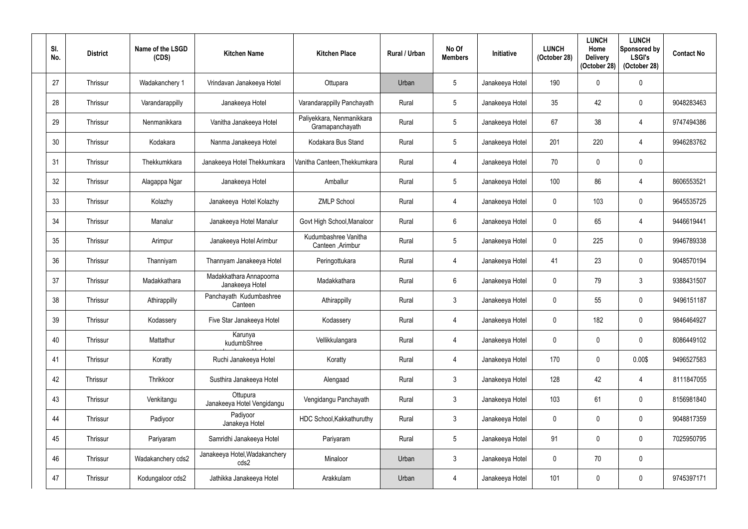| Sl. No. | District | Name of the LSGD (CDS) | Kitchen Name | Kitchen Place | Rural / Urban | No Of Members | Initiative | LUNCH (October 28) | LUNCH Home Delivery (October 28) | LUNCH Sponsored by LSGI's (October 28) | Contact No |
|---|---|---|---|---|---|---|---|---|---|---|---|
| 27 | Thrissur | Wadakanchery 1 | Vrindavan Janakeeya Hotel | Ottupara | Urban | 5 | Janakeeya Hotel | 190 | 0 | 0 | |
| 28 | Thrissur | Varandarappilly | Janakeeya Hotel | Varandarappilly Panchayath | Rural | 5 | Janakeeya Hotel | 35 | 42 | 0 | 9048283463 |
| 29 | Thrissur | Nenmanikkara | Vanitha Janakeeya Hotel | Paliyekkara, Nenmanikkara Gramapanchayath | Rural | 5 | Janakeeya Hotel | 67 | 38 | 4 | 9747494386 |
| 30 | Thrissur | Kodakara | Nanma Janakeeya Hotel | Kodakara Bus Stand | Rural | 5 | Janakeeya Hotel | 201 | 220 | 4 | 9946283762 |
| 31 | Thrissur | Thekkumkkara | Janakeeya Hotel Thekkumkara | Vanitha Canteen,Thekkumkara | Rural | 4 | Janakeeya Hotel | 70 | 0 | 0 | |
| 32 | Thrissur | Alagappa Ngar | Janakeeya Hotel | Amballur | Rural | 5 | Janakeeya Hotel | 100 | 86 | 4 | 8606553521 |
| 33 | Thrissur | Kolazhy | Janakeeya Hotel Kolazhy | ZMLP School | Rural | 4 | Janakeeya Hotel | 0 | 103 | 0 | 9645535725 |
| 34 | Thrissur | Manalur | Janakeeya Hotel Manalur | Govt High School,Manaloor | Rural | 6 | Janakeeya Hotel | 0 | 65 | 4 | 9446619441 |
| 35 | Thrissur | Arimpur | Janakeeya Hotel Arimbur | Kudumbashree Vanitha Canteen ,Arimbur | Rural | 5 | Janakeeya Hotel | 0 | 225 | 0 | 9946789338 |
| 36 | Thrissur | Thanniyam | Thannyam Janakeeya Hotel | Peringottukara | Rural | 4 | Janakeeya Hotel | 41 | 23 | 0 | 9048570194 |
| 37 | Thrissur | Madakkathara | Madakkathara Annapoorna Janakeeya Hotel | Madakkathara | Rural | 6 | Janakeeya Hotel | 0 | 79 | 3 | 9388431507 |
| 38 | Thrissur | Athirappilly | Panchayath Kudumbashree Canteen | Athirappilly | Rural | 3 | Janakeeya Hotel | 0 | 55 | 0 | 9496151187 |
| 39 | Thrissur | Kodassery | Five Star Janakeeya Hotel | Kodassery | Rural | 4 | Janakeeya Hotel | 0 | 182 | 0 | 9846464927 |
| 40 | Thrissur | Mattathur | Karunya kudumbShree | Vellikkulangara | Rural | 4 | Janakeeya Hotel | 0 | 0 | 0 | 8086449102 |
| 41 | Thrissur | Koratty | Ruchi Janakeeya Hotel | Koratty | Rural | 4 | Janakeeya Hotel | 170 | 0 | 0.00$ | 9496527583 |
| 42 | Thrissur | Thrikkoor | Susthira Janakeeya Hotel | Alengaad | Rural | 3 | Janakeeya Hotel | 128 | 42 | 4 | 8111847055 |
| 43 | Thrissur | Venkitangu | Ottupura Janakeeya Hotel Vengidangu | Vengidangu Panchayath | Rural | 3 | Janakeeya Hotel | 103 | 61 | 0 | 8156981840 |
| 44 | Thrissur | Padiyoor | Padiyoor Janakeya Hotel | HDC School,Kakkathuruthy | Rural | 3 | Janakeeya Hotel | 0 | 0 | 0 | 9048817359 |
| 45 | Thrissur | Pariyaram | Samridhi Janakeeya Hotel | Pariyaram | Rural | 5 | Janakeeya Hotel | 91 | 0 | 0 | 7025950795 |
| 46 | Thrissur | Wadakanchery cds2 | Janakeeya Hotel,Wadakanchery cds2 | Minaloor | Urban | 3 | Janakeeya Hotel | 0 | 70 | 0 | |
| 47 | Thrissur | Kodungaloor cds2 | Jathikka Janakeeya Hotel | Arakkulam | Urban | 4 | Janakeeya Hotel | 101 | 0 | 0 | 9745397171 |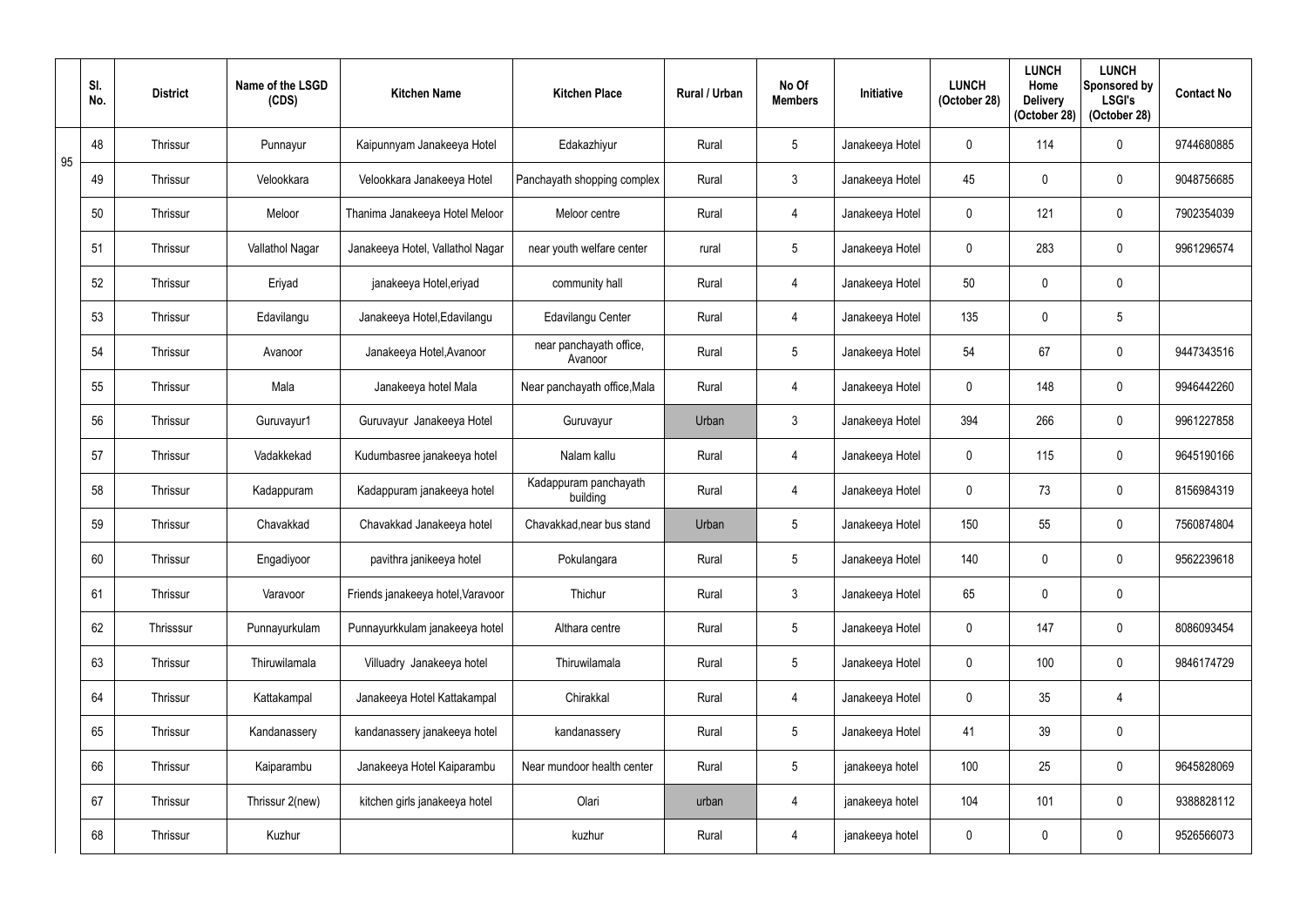| | Sl. No. | District | Name of the LSGD (CDS) | Kitchen Name | Kitchen Place | Rural / Urban | No Of Members | Initiative | LUNCH (October 28) | LUNCH Home Delivery (October 28) | LUNCH Sponsored by LSGI's (October 28) | Contact No |
|---|---|---|---|---|---|---|---|---|---|---|---|---|
| 95 | 48 | Thrissur | Punnayur | Kaipunnyam Janakeeya Hotel | Edakazhiyur | Rural | 5 | Janakeeya Hotel | 0 | 114 | 0 | 9744680885 |
| | 49 | Thrissur | Velookkara | Velookkara Janakeeya Hotel | Panchayath shopping complex | Rural | 3 | Janakeeya Hotel | 45 | 0 | 0 | 9048756685 |
| | 50 | Thrissur | Meloor | Thanima Janakeeya Hotel Meloor | Meloor centre | Rural | 4 | Janakeeya Hotel | 0 | 121 | 0 | 7902354039 |
| | 51 | Thrissur | Vallathol Nagar | Janakeeya Hotel, Vallathol Nagar | near youth welfare center | rural | 5 | Janakeeya Hotel | 0 | 283 | 0 | 9961296574 |
| | 52 | Thrissur | Eriyad | janakeeya Hotel,eriyad | community hall | Rural | 4 | Janakeeya Hotel | 50 | 0 | 0 | |
| | 53 | Thrissur | Edavilangu | Janakeeya Hotel,Edavilangu | Edavilangu Center | Rural | 4 | Janakeeya Hotel | 135 | 0 | 5 | |
| | 54 | Thrissur | Avanoor | Janakeeya Hotel,Avanoor | near panchayath office, Avanoor | Rural | 5 | Janakeeya Hotel | 54 | 67 | 0 | 9447343516 |
| | 55 | Thrissur | Mala | Janakeeya hotel Mala | Near panchayath office,Mala | Rural | 4 | Janakeeya Hotel | 0 | 148 | 0 | 9946442260 |
| | 56 | Thrissur | Guruvayur1 | Guruvayur Janakeeya Hotel | Guruvayur | Urban | 3 | Janakeeya Hotel | 394 | 266 | 0 | 9961227858 |
| | 57 | Thrissur | Vadakkekad | Kudumbasree janakeeya hotel | Nalam kallu | Rural | 4 | Janakeeya Hotel | 0 | 115 | 0 | 9645190166 |
| | 58 | Thrissur | Kadappuram | Kadappuram janakeeya hotel | Kadappuram panchayath building | Rural | 4 | Janakeeya Hotel | 0 | 73 | 0 | 8156984319 |
| | 59 | Thrissur | Chavakkad | Chavakkad Janakeeya hotel | Chavakkad,near bus stand | Urban | 5 | Janakeeya Hotel | 150 | 55 | 0 | 7560874804 |
| | 60 | Thrissur | Engadiyoor | pavithra janikeeya hotel | Pokulangara | Rural | 5 | Janakeeya Hotel | 140 | 0 | 0 | 9562239618 |
| | 61 | Thrissur | Varavoor | Friends janakeeya hotel,Varavoor | Thichur | Rural | 3 | Janakeeya Hotel | 65 | 0 | 0 | |
| | 62 | Thrisssur | Punnayurkulam | Punnayurkkulam janakeeya hotel | Althara centre | Rural | 5 | Janakeeya Hotel | 0 | 147 | 0 | 8086093454 |
| | 63 | Thrissur | Thiruwilamala | Villuadry Janakeeya hotel | Thiruwilamala | Rural | 5 | Janakeeya Hotel | 0 | 100 | 0 | 9846174729 |
| | 64 | Thrissur | Kattakampal | Janakeeya Hotel Kattakampal | Chirakkal | Rural | 4 | Janakeeya Hotel | 0 | 35 | 4 | |
| | 65 | Thrissur | Kandanassery | kandanassery janakeeya hotel | kandanassery | Rural | 5 | Janakeeya Hotel | 41 | 39 | 0 | |
| | 66 | Thrissur | Kaiparambu | Janakeeya Hotel Kaiparambu | Near mundoor health center | Rural | 5 | janakeeya hotel | 100 | 25 | 0 | 9645828069 |
| | 67 | Thrissur | Thrissur 2(new) | kitchen girls janakeeya hotel | Olari | urban | 4 | janakeeya hotel | 104 | 101 | 0 | 9388828112 |
| | 68 | Thrissur | Kuzhur | | kuzhur | Rural | 4 | janakeeya hotel | 0 | 0 | 0 | 9526566073 |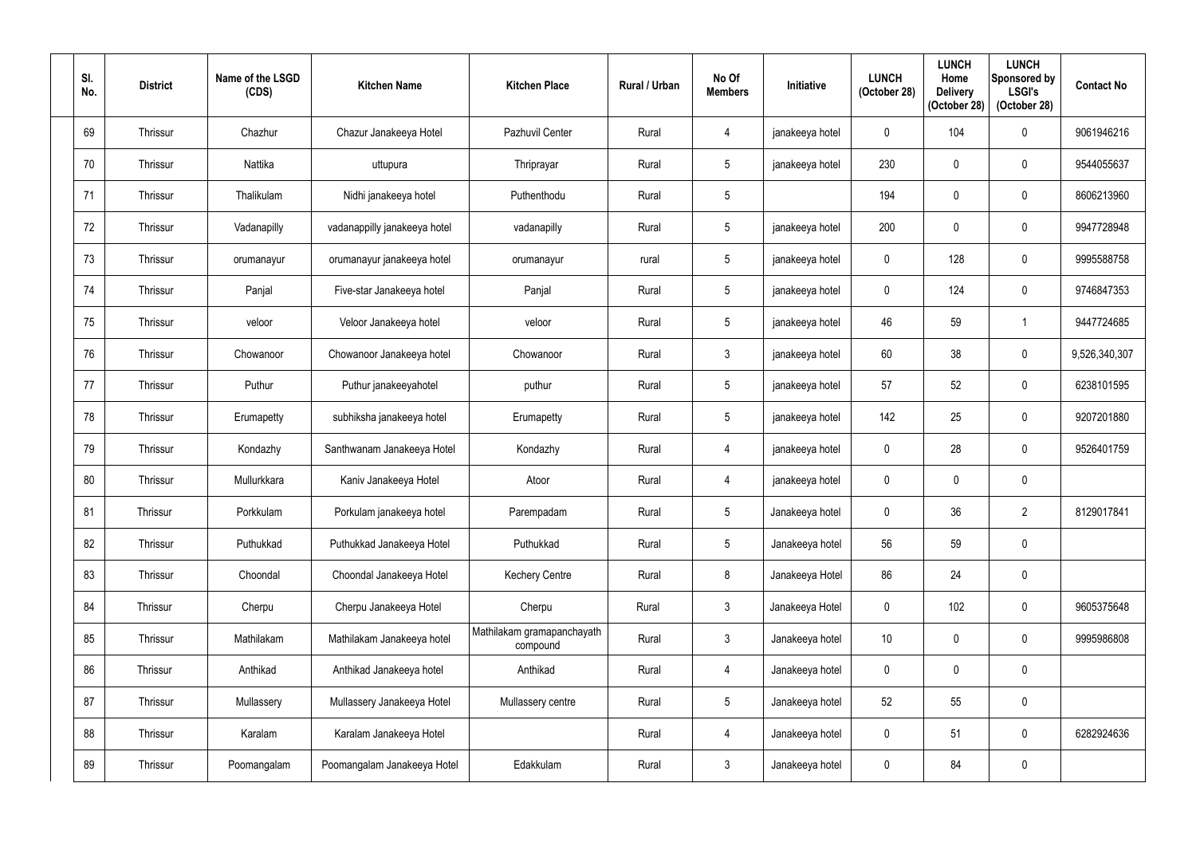| Sl. No. | District | Name of the LSGD (CDS) | Kitchen Name | Kitchen Place | Rural / Urban | No Of Members | Initiative | LUNCH (October 28) | LUNCH Home Delivery (October 28) | LUNCH Sponsored by LSGI's (October 28) | Contact No |
|---|---|---|---|---|---|---|---|---|---|---|---|
| 69 | Thrissur | Chazhur | Chazur Janakeeya Hotel | Pazhuvil Center | Rural | 4 | janakeeya hotel | 0 | 104 | 0 | 9061946216 |
| 70 | Thrissur | Nattika | uttupura | Thriprayar | Rural | 5 | janakeeya hotel | 230 | 0 | 0 | 9544055637 |
| 71 | Thrissur | Thalikulam | Nidhi janakeeya hotel | Puthenthodu | Rural | 5 | | 194 | 0 | 0 | 8606213960 |
| 72 | Thrissur | Vadanapilly | vadanappilly janakeeya hotel | vadanapilly | Rural | 5 | janakeeya hotel | 200 | 0 | 0 | 9947728948 |
| 73 | Thrissur | orumanayur | orumanayur janakeeya hotel | orumanayur | rural | 5 | janakeeya hotel | 0 | 128 | 0 | 9995588758 |
| 74 | Thrissur | Panjal | Five-star Janakeeya hotel | Panjal | Rural | 5 | janakeeya hotel | 0 | 124 | 0 | 9746847353 |
| 75 | Thrissur | veloor | Veloor Janakeeya hotel | veloor | Rural | 5 | janakeeya hotel | 46 | 59 | 1 | 9447724685 |
| 76 | Thrissur | Chowanoor | Chowanoor Janakeeya hotel | Chowanoor | Rural | 3 | janakeeya hotel | 60 | 38 | 0 | 9,526,340,307 |
| 77 | Thrissur | Puthur | Puthur janakeeyahotel | puthur | Rural | 5 | janakeeya hotel | 57 | 52 | 0 | 6238101595 |
| 78 | Thrissur | Erumapetty | subhiksha janakeeya hotel | Erumapetty | Rural | 5 | janakeeya hotel | 142 | 25 | 0 | 9207201880 |
| 79 | Thrissur | Kondazhy | Santhwanam Janakeeya Hotel | Kondazhy | Rural | 4 | janakeeya hotel | 0 | 28 | 0 | 9526401759 |
| 80 | Thrissur | Mullurkkara | Kaniv Janakeeya Hotel | Atoor | Rural | 4 | janakeeya hotel | 0 | 0 | 0 | |
| 81 | Thrissur | Porkkulam | Porkulam janakeeya hotel | Parempadam | Rural | 5 | Janakeeya hotel | 0 | 36 | 2 | 8129017841 |
| 82 | Thrissur | Puthukkad | Puthukkad Janakeeya Hotel | Puthukkad | Rural | 5 | Janakeeya hotel | 56 | 59 | 0 | |
| 83 | Thrissur | Choondal | Choondal Janakeeya Hotel | Kechery Centre | Rural | 8 | Janakeeya Hotel | 86 | 24 | 0 | |
| 84 | Thrissur | Cherpu | Cherpu Janakeeya Hotel | Cherpu | Rural | 3 | Janakeeya Hotel | 0 | 102 | 0 | 9605375648 |
| 85 | Thrissur | Mathilakam | Mathilakam Janakeeya hotel | Mathilakam gramapanchayath compound | Rural | 3 | Janakeeya hotel | 10 | 0 | 0 | 9995986808 |
| 86 | Thrissur | Anthikad | Anthikad Janakeeya hotel | Anthikad | Rural | 4 | Janakeeya hotel | 0 | 0 | 0 | |
| 87 | Thrissur | Mullassery | Mullassery Janakeeya Hotel | Mullassery centre | Rural | 5 | Janakeeya hotel | 52 | 55 | 0 | |
| 88 | Thrissur | Karalam | Karalam Janakeeya Hotel | | Rural | 4 | Janakeeya hotel | 0 | 51 | 0 | 6282924636 |
| 89 | Thrissur | Poomangalam | Poomangalam Janakeeya Hotel | Edakkulam | Rural | 3 | Janakeeya hotel | 0 | 84 | 0 | |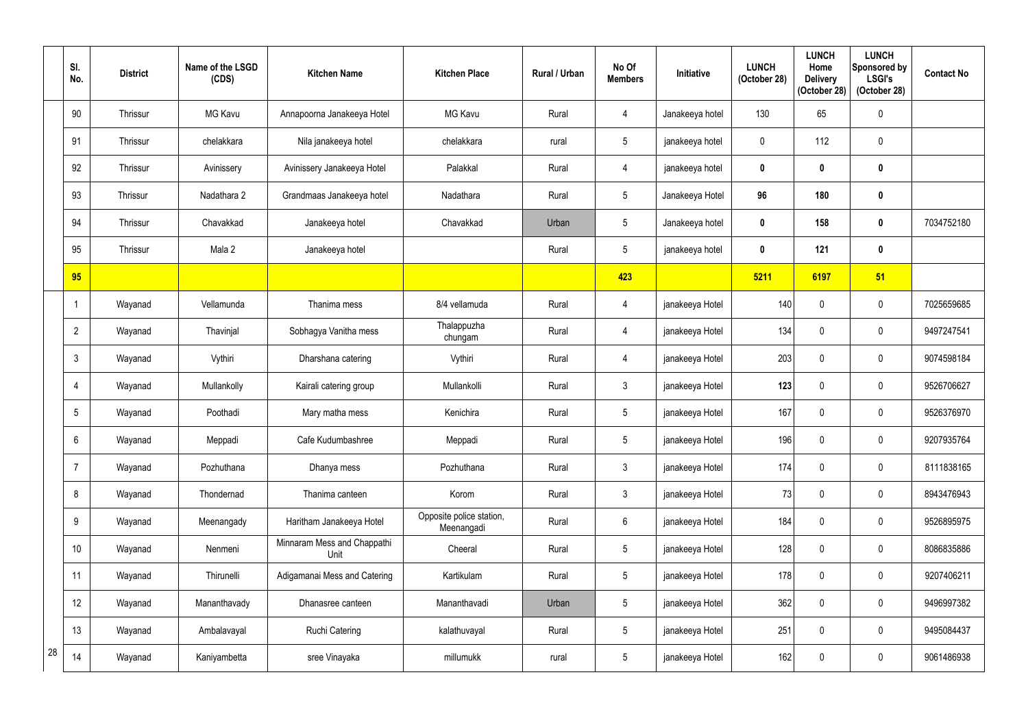| | Sl. No. | District | Name of the LSGD (CDS) | Kitchen Name | Kitchen Place | Rural / Urban | No Of Members | Initiative | LUNCH (October 28) | LUNCH Home Delivery (October 28) | LUNCH Sponsored by LSGI's (October 28) | Contact No |
|---|---|---|---|---|---|---|---|---|---|---|---|---|
| | 90 | Thrissur | MG Kavu | Annapoorna Janakeeya Hotel | MG Kavu | Rural | 4 | Janakeeya hotel | 130 | 65 | 0 | |
| | 91 | Thrissur | chelakkara | Nila janakeeya hotel | chelakkara | rural | 5 | janakeeya hotel | 0 | 112 | 0 | |
| | 92 | Thrissur | Avinissery | Avinissery Janakeeya Hotel | Palakkal | Rural | 4 | janakeeya hotel | **0** | **0** | **0** | |
| | 93 | Thrissur | Nadathara 2 | Grandmaas Janakeeya hotel | Nadathara | Rural | 5 | Janakeeya Hotel | **96** | **180** | **0** | |
| | 94 | Thrissur | Chavakkad | Janakeeya hotel | Chavakkad | Urban | 5 | Janakeeya hotel | **0** | **158** | **0** | 7034752180 |
| | 95 | Thrissur | Mala 2 | Janakeeya hotel | | Rural | 5 | janakeeya hotel | **0** | **121** | **0** | |
| | **95** | | | | | | **423** | | **5211** | **6197** | **51** | |
| 28 | 1 | Wayanad | Vellamunda | Thanima mess | 8/4 vellamuda | Rural | 4 | janakeeya Hotel | 140 | 0 | 0 | 7025659685 |
| | 2 | Wayanad | Thavinjal | Sobhagya Vanitha mess | Thalappuzha chungam | Rural | 4 | janakeeya Hotel | 134 | 0 | 0 | 9497247541 |
| | 3 | Wayanad | Vythiri | Dharshana catering | Vythiri | Rural | 4 | janakeeya Hotel | 203 | 0 | 0 | 9074598184 |
| | 4 | Wayanad | Mullankolly | Kairali catering group | Mullankolli | Rural | 3 | janakeeya Hotel | **123** | 0 | 0 | 9526706627 |
| | 5 | Wayanad | Poothadi | Mary matha mess | Kenichira | Rural | 5 | janakeeya Hotel | 167 | 0 | 0 | 9526376970 |
| | 6 | Wayanad | Meppadi | Cafe Kudumbashree | Meppadi | Rural | 5 | janakeeya Hotel | 196 | 0 | 0 | 9207935764 |
| | 7 | Wayanad | Pozhuthana | Dhanya mess | Pozhuthana | Rural | 3 | janakeeya Hotel | 174 | 0 | 0 | 8111838165 |
| | 8 | Wayanad | Thondernad | Thanima canteen | Korom | Rural | 3 | janakeeya Hotel | 73 | 0 | 0 | 8943476943 |
| | 9 | Wayanad | Meenangady | Haritham Janakeeya Hotel | Opposite police station, Meenangadi | Rural | 6 | janakeeya Hotel | 184 | 0 | 0 | 9526895975 |
| | 10 | Wayanad | Nenmeni | Minnaram Mess and Chappathi Unit | Cheeral | Rural | 5 | janakeeya Hotel | 128 | 0 | 0 | 8086835886 |
| | 11 | Wayanad | Thirunelli | Adigamanai Mess and Catering | Kartikulam | Rural | 5 | janakeeya Hotel | 178 | 0 | 0 | 9207406211 |
| | 12 | Wayanad | Mananthavady | Dhanasree canteen | Mananthavadi | Urban | 5 | janakeeya Hotel | 362 | 0 | 0 | 9496997382 |
| | 13 | Wayanad | Ambalavayal | Ruchi Catering | kalathuvayal | Rural | 5 | janakeeya Hotel | 251 | 0 | 0 | 9495084437 |
| | 14 | Wayanad | Kaniyambetta | sree Vinayaka | millumukk | rural | 5 | janakeeya Hotel | 162 | 0 | 0 | 9061486938 |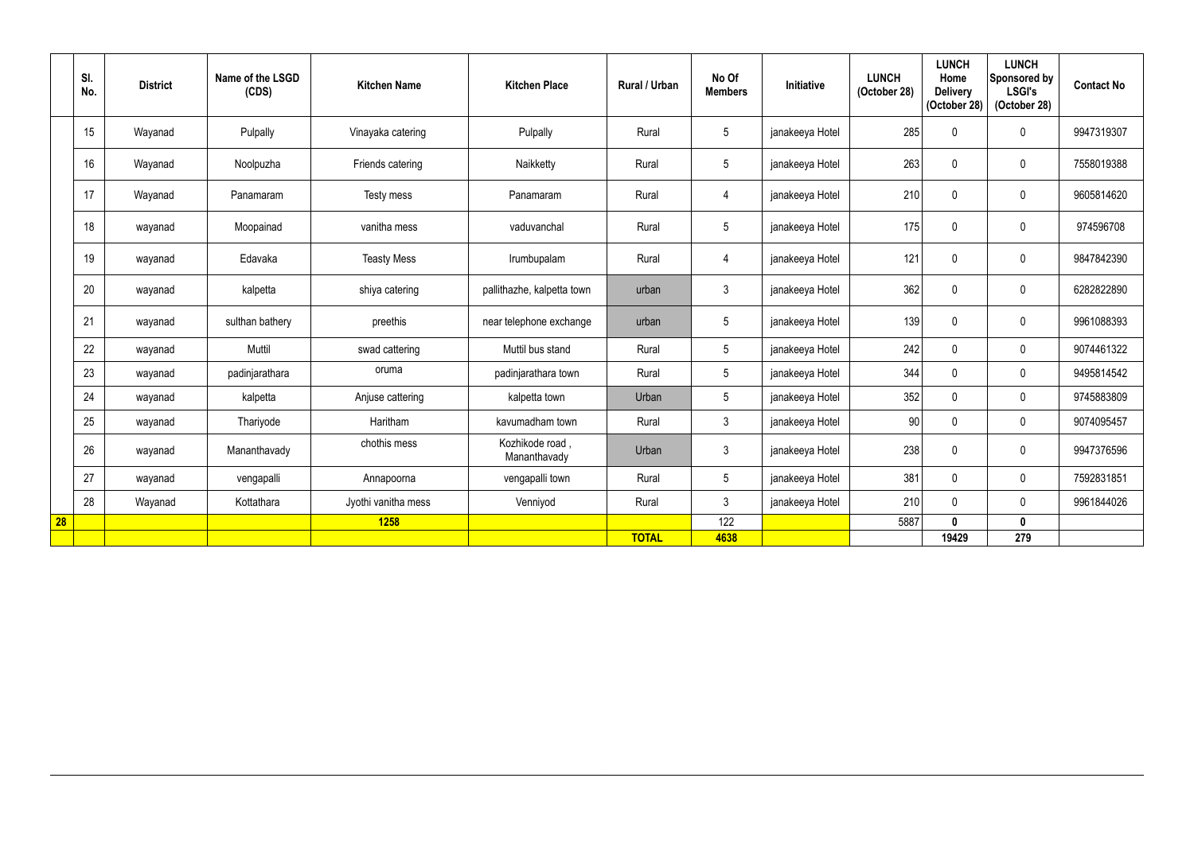| | Sl. No. | District | Name of the LSGD (CDS) | Kitchen Name | Kitchen Place | Rural / Urban | No Of Members | Initiative | LUNCH (October 28) | LUNCH Home Delivery (October 28) | LUNCH Sponsored by LSGI's (October 28) | Contact No |
|---|---|---|---|---|---|---|---|---|---|---|---|---|
| | 15 | Wayanad | Pulpally | Vinayaka catering | Pulpally | Rural | 5 | janakeeya Hotel | 285 | 0 | 0 | 9947319307 |
| | 16 | Wayanad | Noolpuzha | Friends catering | Naikketty | Rural | 5 | janakeeya Hotel | 263 | 0 | 0 | 7558019388 |
| | 17 | Wayanad | Panamaram | Testy mess | Panamaram | Rural | 4 | janakeeya Hotel | 210 | 0 | 0 | 9605814620 |
| | 18 | wayanad | Moopainad | vanitha mess | vaduvanchal | Rural | 5 | janakeeya Hotel | 175 | 0 | 0 | 974596708 |
| | 19 | wayanad | Edavaka | Teasty Mess | Irumbupalam | Rural | 4 | janakeeya Hotel | 121 | 0 | 0 | 9847842390 |
| | 20 | wayanad | kalpetta | shiya catering | pallithazhe, kalpetta town | urban | 3 | janakeeya Hotel | 362 | 0 | 0 | 6282822890 |
| | 21 | wayanad | sulthan bathery | preethis | near telephone exchange | urban | 5 | janakeeya Hotel | 139 | 0 | 0 | 9961088393 |
| | 22 | wayanad | Muttil | swad cattering | Muttil bus stand | Rural | 5 | janakeeya Hotel | 242 | 0 | 0 | 9074461322 |
| | 23 | wayanad | padinjarathara | oruma | padinjarathara town | Rural | 5 | janakeeya Hotel | 344 | 0 | 0 | 9495814542 |
| | 24 | wayanad | kalpetta | Anjuse cattering | kalpetta town | Urban | 5 | janakeeya Hotel | 352 | 0 | 0 | 9745883809 |
| | 25 | wayanad | Thariyode | Haritham | kavumadham town | Rural | 3 | janakeeya Hotel | 90 | 0 | 0 | 9074095457 |
| | 26 | wayanad | Mananthavady | chothis mess | Kozhikode road , Mananthavady | Urban | 3 | janakeeya Hotel | 238 | 0 | 0 | 9947376596 |
| | 27 | wayanad | vengapalli | Annapoorna | vengapalli town | Rural | 5 | janakeeya Hotel | 381 | 0 | 0 | 7592831851 |
| | 28 | Wayanad | Kottathara | Jyothi vanitha mess | Venniyod | Rural | 3 | janakeeya Hotel | 210 | 0 | 0 | 9961844026 |
| **28** | | | | **1258** | | | 122 | | 5887 | **0** | **0** | |
| | | | | | | **TOTAL** | **4638** | | | **19429** | **279** | |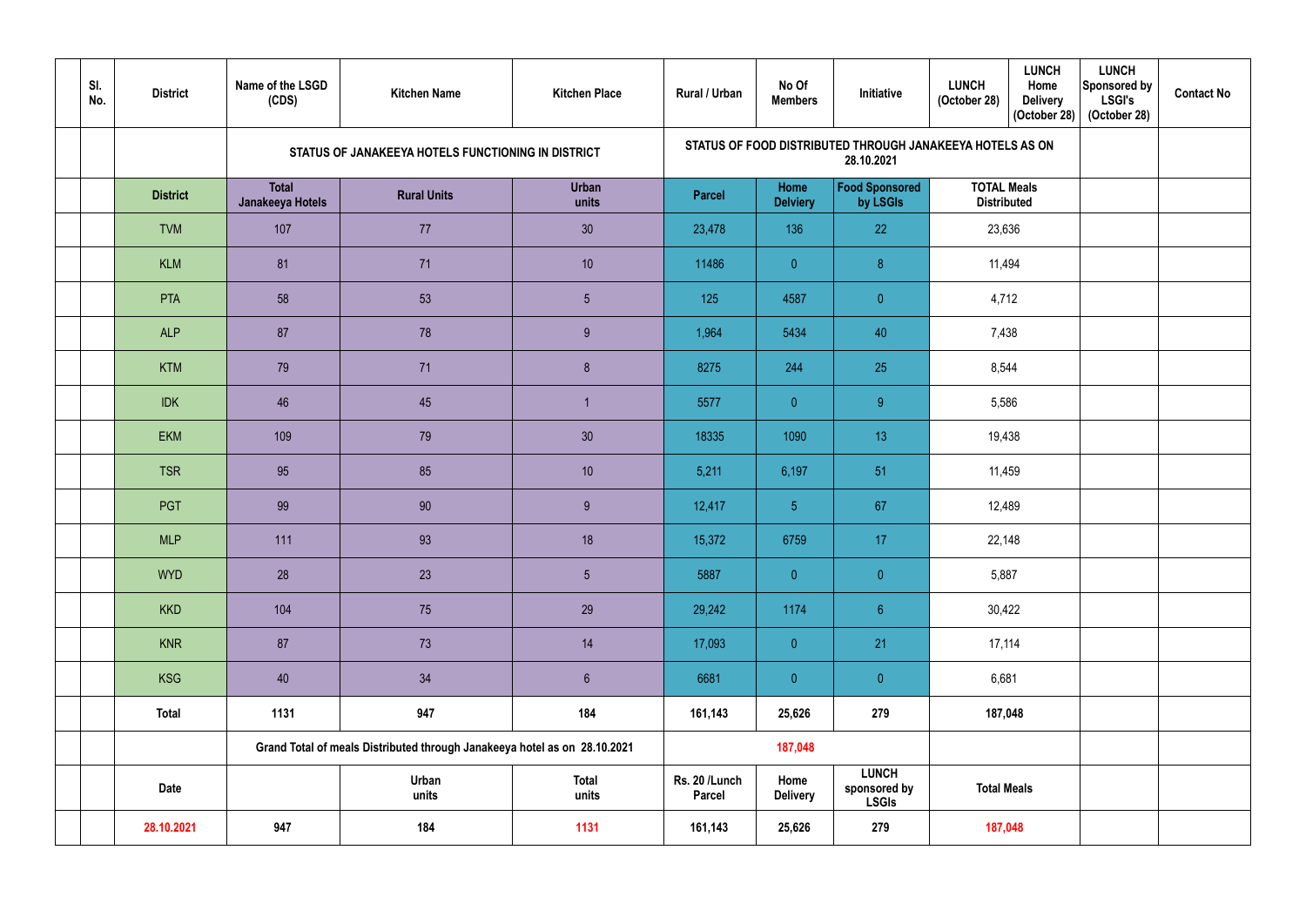| | Sl. No. | District | Name of the LSGD (CDS) | Kitchen Name | Kitchen Place | Rural / Urban | No Of Members | Initiative | LUNCH (October 28) | LUNCH Home Delivery (October 28) | LUNCH Sponsored by LSGI's (October 28) | Contact No |
|---|---|---|---|---|---|---|---|---|---|---|---|---|
| | | | STATUS OF JANAKEEYA HOTELS FUNCTIONING IN DISTRICT | | | STATUS OF FOOD DISTRIBUTED THROUGH JANAKEEYA HOTELS AS ON 28.10.2021 | | | | | | |
| | | District | Total Janakeeya Hotels | Rural Units | Urban units | Parcel | Home Delviery | Food Sponsored by LSGIs | TOTAL Meals Distributed | | | |
| | | TVM | 107 | 77 | 30 | 23,478 | 136 | 22 | 23,636 | | | |
| | | KLM | 81 | 71 | 10 | 11486 | 0 | 8 | 11,494 | | | |
| | | PTA | 58 | 53 | 5 | 125 | 4587 | 0 | 4,712 | | | |
| | | ALP | 87 | 78 | 9 | 1,964 | 5434 | 40 | 7,438 | | | |
| | | KTM | 79 | 71 | 8 | 8275 | 244 | 25 | 8,544 | | | |
| | | IDK | 46 | 45 | 1 | 5577 | 0 | 9 | 5,586 | | | |
| | | EKM | 109 | 79 | 30 | 18335 | 1090 | 13 | 19,438 | | | |
| | | TSR | 95 | 85 | 10 | 5,211 | 6,197 | 51 | 11,459 | | | |
| | | PGT | 99 | 90 | 9 | 12,417 | 5 | 67 | 12,489 | | | |
| | | MLP | 111 | 93 | 18 | 15,372 | 6759 | 17 | 22,148 | | | |
| | | WYD | 28 | 23 | 5 | 5887 | 0 | 0 | 5,887 | | | |
| | | KKD | 104 | 75 | 29 | 29,242 | 1174 | 6 | 30,422 | | | |
| | | KNR | 87 | 73 | 14 | 17,093 | 0 | 21 | 17,114 | | | |
| | | KSG | 40 | 34 | 6 | 6681 | 0 | 0 | 6,681 | | | |
| | | **Total** | **1131** | **947** | **184** | **161,143** | **25,626** | **279** | **187,048** | | | |
| | | | Grand Total of meals Distributed through Janakeeya hotel as on 28.10.2021 | | | | **187,048** | | | | | |
| | | Date | | Urban units | Total units | Rs. 20 /Lunch Parcel | Home Delivery | LUNCH sponsored by LSGIs | Total Meals | | | |
| | | **28.10.2021** | **947** | **184** | **1131** | **161,143** | **25,626** | **279** | **187,048** | | | |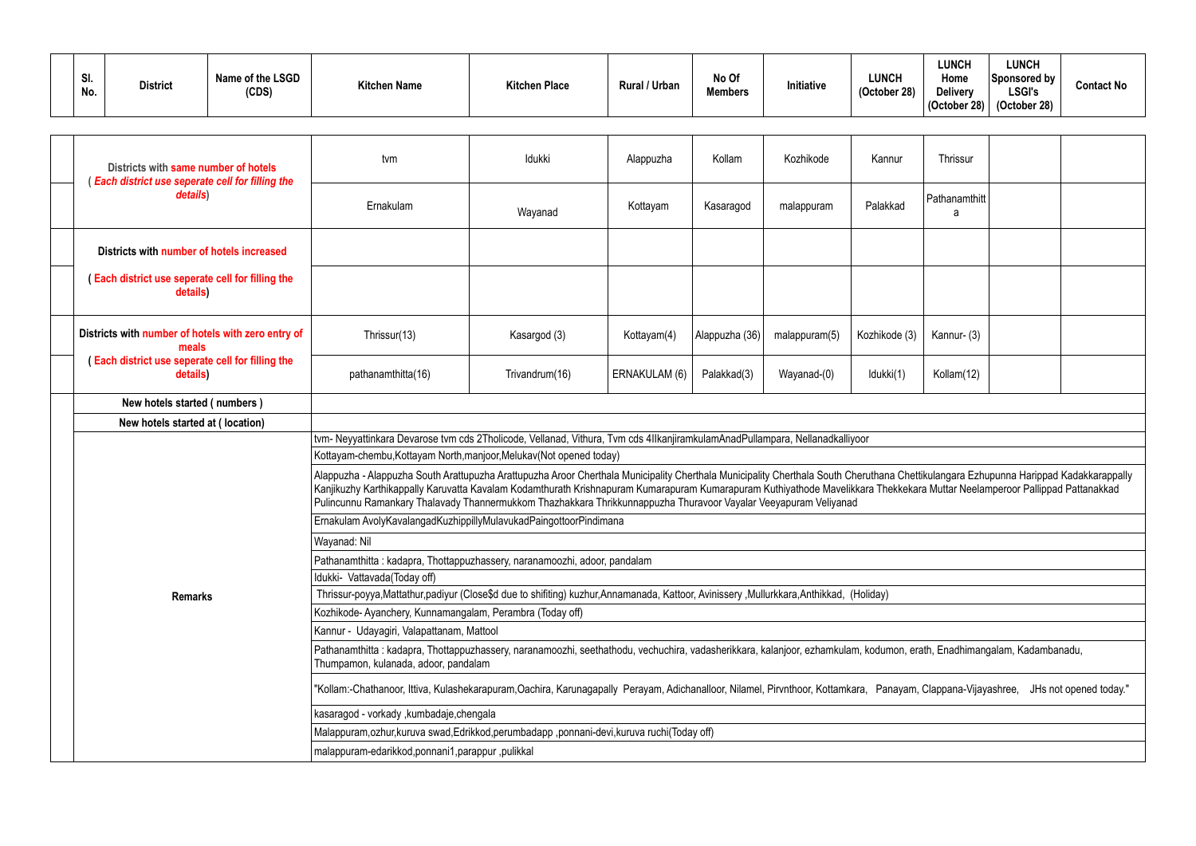| Sl. No. | District | Name of the LSGD (CDS) | Kitchen Name | Kitchen Place | Rural / Urban | No Of Members | Initiative | LUNCH (October 28) | LUNCH Home Delivery (October 28) | LUNCH Sponsored by LSGI's (October 28) | Contact No |
|---|---|---|---|---|---|---|---|---|---|---|---|

| | | | | | | | | | | |
|---|---|---|---|---|---|---|---|---|---|---|
| | Districts with same number of hotels ( Each district use seperate cell for filling the details) | tvm | Idukki | Alappuzha | Kollam | Kozhikode | Kannur | Thrissur | | |
| | | Ernakulam | Wayanad | Kottayam | Kasaragod | malappuram | Palakkad | Pathanamthitta | | |
| | Districts with number of hotels increased | | | | | | | | | |
| | ( Each district use seperate cell for filling the details) | | | | | | | | | |
| | Districts with number of hotels with zero entry of meals | Thrissur(13) | Kasargod (3) | Kottayam(4) | Alappuzha (36) | malappuram(5) | Kozhikode (3) | Kannur- (3) | | |
| | ( Each district use seperate cell for filling the details) | pathanamthitta(16) | Trivandrum(16) | ERNAKULAM (6) | Palakkad(3) | Wayanad-(0) | Idukki(1) | Kollam(12) | | |
| | New hotels started ( numbers ) | | | | | | | | | |
| | New hotels started at ( location) | | | | | | | | | |
| | Remarks | tvm- Neyyattinkara Devarose tvm cds 2Tholicode, Vellanad, Vithura, Tvm cds 4IlkanjiramkulamAnadPullampara, Nellanadkalliyoor | | | | | | | | |
| | | Kottayam-chembu,Kottayam North,manjoor,Melukav(Not opened today) | | | | | | | | |
| | | Alappuzha - Alappuzha South Arattupuzha Arattupuzha Aroor Cherthala Municipality Cherthala Municipality Cherthala South Cheruthana Chettikulangara Ezhupunna Harippad Kadakkarappally Kanjikuzhy Karthikappally Karuvatta Kavalam Kodamthurath Krishnapuram Kumarapuram Kumarapuram Kuthiyathode Mavelikkara Thekkekara Muttar Neelamperoor Pallippad Pattanakkad Pulincunnu Ramankary Thalavady Thannermukkom Thazhakkara Thrikkunnappuzha Thuravoor Vayalar Veeyapuram Veliyanad | | | | | | | | |
| | | Ernakulam AvolyKavalangadKuzhippillyMulavukadPaingottoorPindimana | | | | | | | | |
| | | Wayanad: Nil | | | | | | | | |
| | | Pathanamthitta : kadapra, Thottappuzhassery, naranamoozhi, adoor, pandalam | | | | | | | | |
| | | Idukki- Vattavada(Today off) | | | | | | | | |
| | | Thrissur-poyya,Mattathur,padiyur (Close$d due to shifiting) kuzhur,Annamanada, Kattoor, Avinissery ,Mullurkkara,Anthikkad, (Holiday) | | | | | | | | |
| | | Kozhikode- Ayanchery, Kunnamangalam, Perambra (Today off) | | | | | | | | |
| | | Kannur - Udayagiri, Valapattanam, Mattool | | | | | | | | |
| | | Pathanamthitta : kadapra, Thottappuzhassery, naranamoozhi, seethathodu, vechuchira, vadasherikkara, kalanjoor, ezhamkulam, kodumon, erath, Enadhimangalam, Kadambanadu, Thumpamon, kulanada, adoor, pandalam | | | | | | | | |
| | | "Kollam:-Chathanoor, Ittiva, Kulashekarapuram,Oachira, Karunagapally Perayam, Adichanalloor, Nilamel, Pirvnthoor, Kottamkara, Panayam, Clappana-Vijayashree, JHs not opened today." | | | | | | | | |
| | | kasaragod - vorkady ,kumbadaje,chengala | | | | | | | | |
| | | Malappuram,ozhur,kuruva swad,Edrikkod,perumbadapp ,ponnani-devi,kuruva ruchi(Today off) | | | | | | | | |
| | | malappuram-edarikkod,ponnani1,parappur ,pulikkal | | | | | | | | |